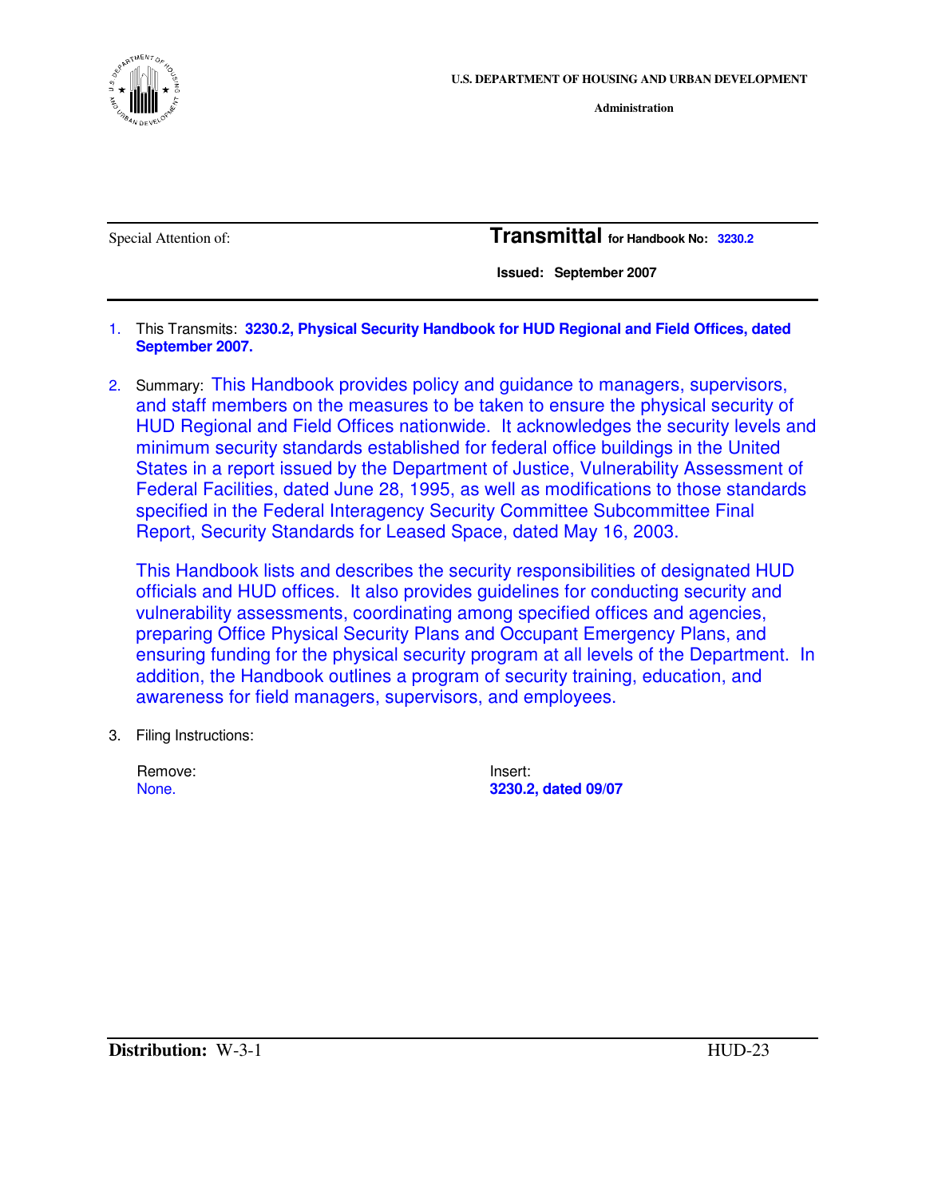U.S. DEPARTMENT OF HOUSING AND URBAN DEVELOPMENT

Administration

Special Attention of:

**Transmittal** for Handbook No: 3230.2

**Issued: September 2007**

1. This Transmits: **3230.2, Physical Security Handbook for HUD Regional and Field Offices, dated September 2007.**

2. Summary: This Handbook provides policy and guidance to managers, supervisors, and staff members on the measures to be taken to ensure the physical security of HUD Regional and Field Offices nationwide. It acknowledges the security levels and minimum security standards established for federal office buildings in the United States in a report issued by the Department of Justice, Vulnerability Assessment of Federal Facilities, dated June 28, 1995, as well as modifications to those standards specified in the Federal Interagency Security Committee Subcommittee Final Report, Security Standards for Leased Space, dated May 16, 2003.

   This Handbook lists and describes the security responsibilities of designated HUD officials and HUD offices. It also provides guidelines for conducting security and vulnerability assessments, coordinating among specified offices and agencies, preparing Office Physical Security Plans and Occupant Emergency Plans, and ensuring funding for the physical security program at all levels of the Department. In addition, the Handbook outlines a program of security training, education, and awareness for field managers, supervisors, and employees.

3. Filing Instructions:

| Remove: | Insert: |
|---|---|
| None. | **3230.2, dated 09/07** |

**Distribution:** W-3-1 HUD-23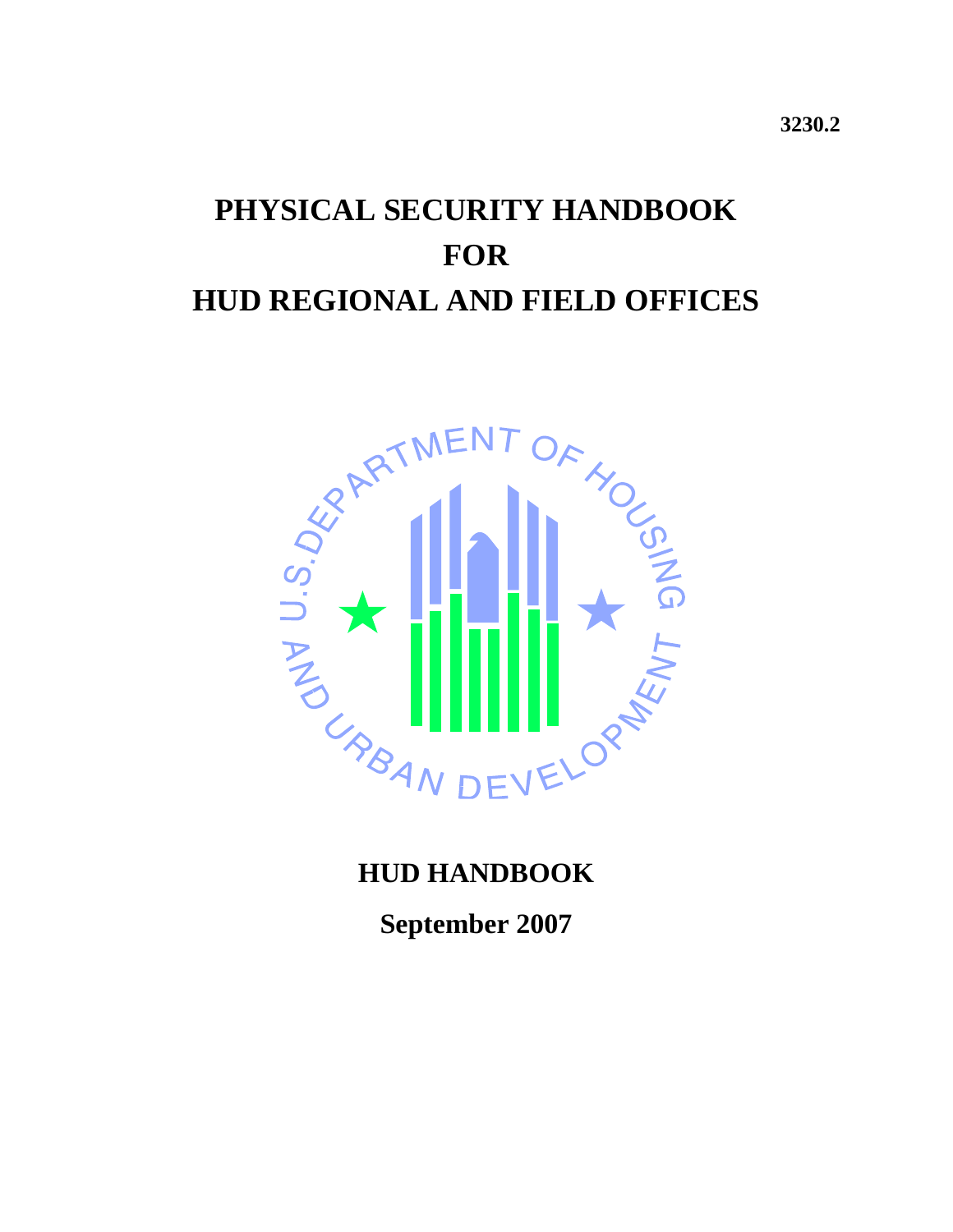3230.2

# PHYSICAL SECURITY HANDBOOK FOR HUD REGIONAL AND FIELD OFFICES

**HUD HANDBOOK**

**September 2007**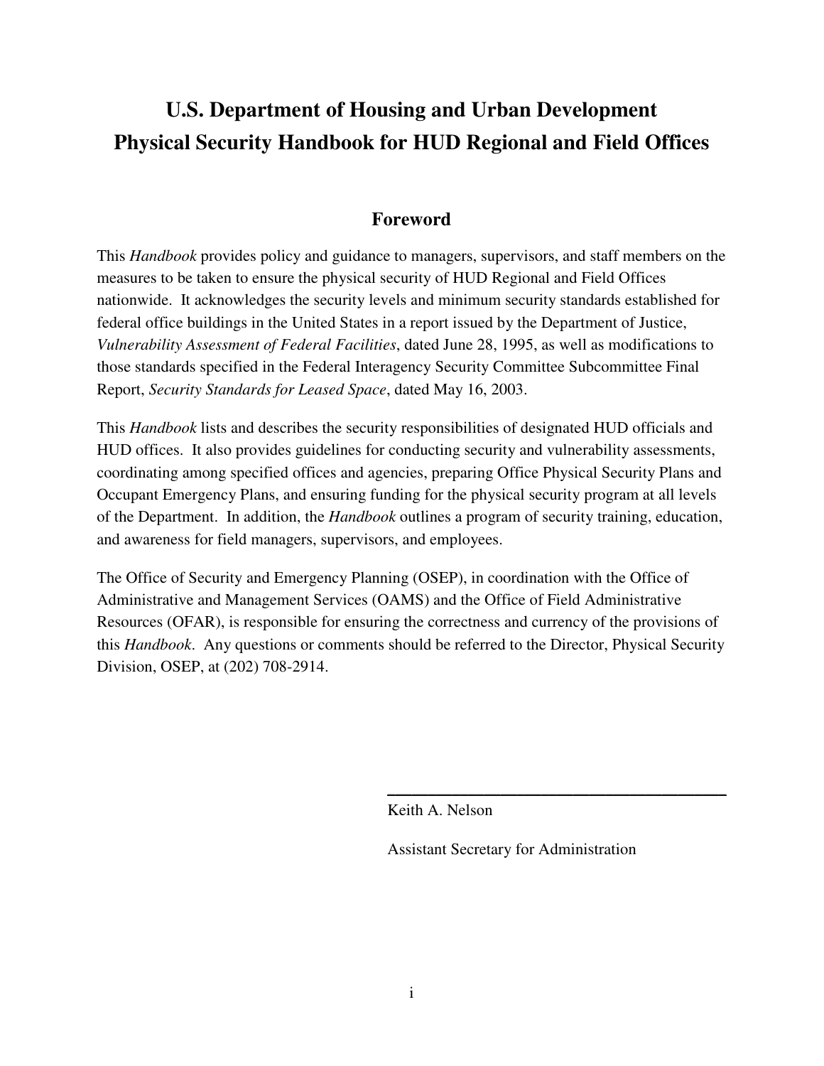# U.S. Department of Housing and Urban Development
# Physical Security Handbook for HUD Regional and Field Offices

## Foreword

This *Handbook* provides policy and guidance to managers, supervisors, and staff members on the measures to be taken to ensure the physical security of HUD Regional and Field Offices nationwide. It acknowledges the security levels and minimum security standards established for federal office buildings in the United States in a report issued by the Department of Justice, *Vulnerability Assessment of Federal Facilities*, dated June 28, 1995, as well as modifications to those standards specified in the Federal Interagency Security Committee Subcommittee Final Report, *Security Standards for Leased Space*, dated May 16, 2003.

This *Handbook* lists and describes the security responsibilities of designated HUD officials and HUD offices. It also provides guidelines for conducting security and vulnerability assessments, coordinating among specified offices and agencies, preparing Office Physical Security Plans and Occupant Emergency Plans, and ensuring funding for the physical security program at all levels of the Department. In addition, the *Handbook* outlines a program of security training, education, and awareness for field managers, supervisors, and employees.

The Office of Security and Emergency Planning (OSEP), in coordination with the Office of Administrative and Management Services (OAMS) and the Office of Field Administrative Resources (OFAR), is responsible for ensuring the correctness and currency of the provisions of this *Handbook*. Any questions or comments should be referred to the Director, Physical Security Division, OSEP, at (202) 708-2914.

\_\_\_\_\_\_\_\_\_\_\_\_\_\_\_\_\_\_\_\_\_\_\_\_\_\_\_\_\_\_\_\_\_\_\_\_\_\_\_\_

Keith A. Nelson

Assistant Secretary for Administration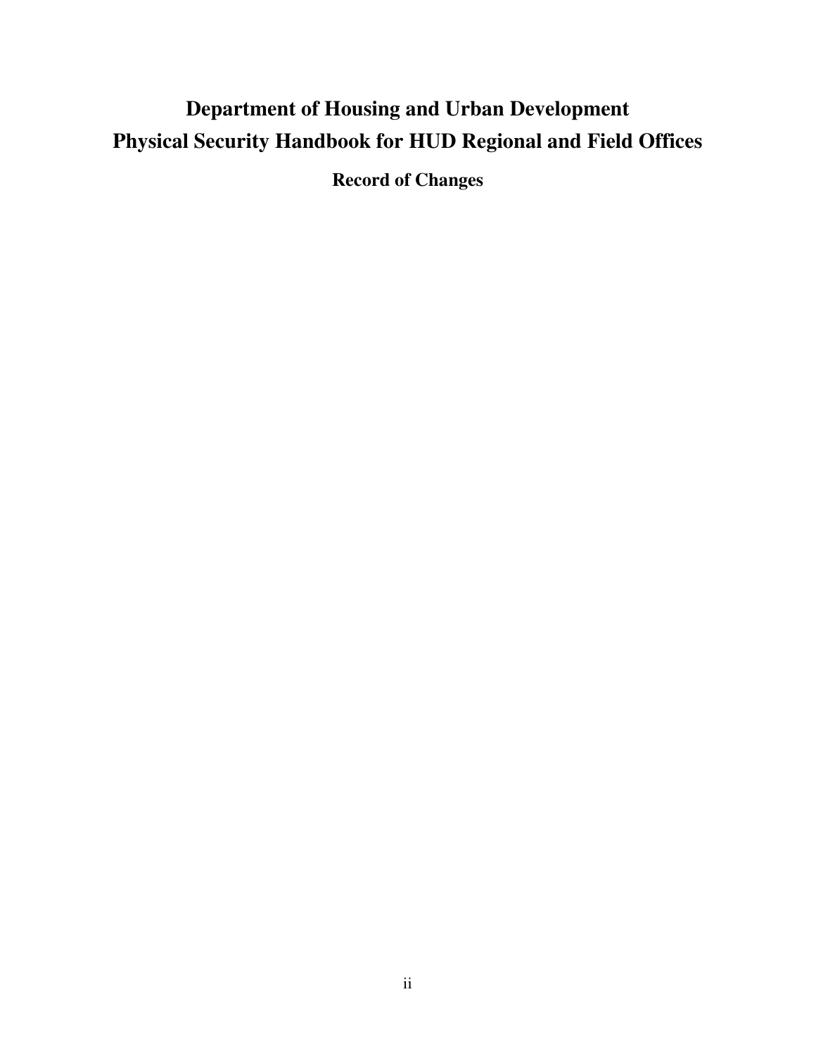# Department of Housing and Urban Development
# Physical Security Handbook for HUD Regional and Field Offices

## Record of Changes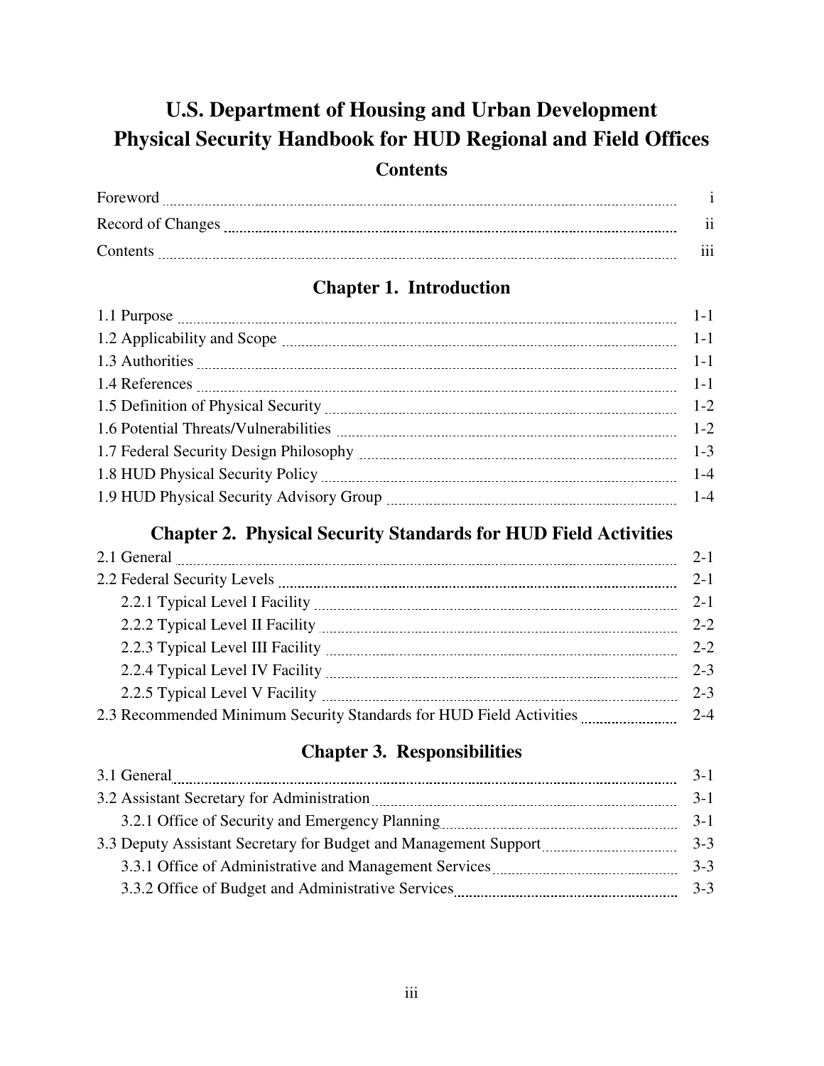# U.S. Department of Housing and Urban Development
# Physical Security Handbook for HUD Regional and Field Offices

## Contents

| | |
|---|---|
| Foreword | i |
| Record of Changes | ii |
| Contents | iii |

## Chapter 1. Introduction

| | |
|---|---|
| 1.1 Purpose | 1-1 |
| 1.2 Applicability and Scope | 1-1 |
| 1.3 Authorities | 1-1 |
| 1.4 References | 1-1 |
| 1.5 Definition of Physical Security | 1-2 |
| 1.6 Potential Threats/Vulnerabilities | 1-2 |
| 1.7 Federal Security Design Philosophy | 1-3 |
| 1.8 HUD Physical Security Policy | 1-4 |
| 1.9 HUD Physical Security Advisory Group | 1-4 |

## Chapter 2. Physical Security Standards for HUD Field Activities

| | |
|---|---|
| 2.1 General | 2-1 |
| 2.2 Federal Security Levels | 2-1 |
| 2.2.1 Typical Level I Facility | 2-1 |
| 2.2.2 Typical Level II Facility | 2-2 |
| 2.2.3 Typical Level III Facility | 2-2 |
| 2.2.4 Typical Level IV Facility | 2-3 |
| 2.2.5 Typical Level V Facility | 2-3 |
| 2.3 Recommended Minimum Security Standards for HUD Field Activities | 2-4 |

## Chapter 3. Responsibilities

| | |
|---|---|
| 3.1 General | 3-1 |
| 3.2 Assistant Secretary for Administration | 3-1 |
| 3.2.1 Office of Security and Emergency Planning | 3-1 |
| 3.3 Deputy Assistant Secretary for Budget and Management Support | 3-3 |
| 3.3.1 Office of Administrative and Management Services | 3-3 |
| 3.3.2 Office of Budget and Administrative Services | 3-3 |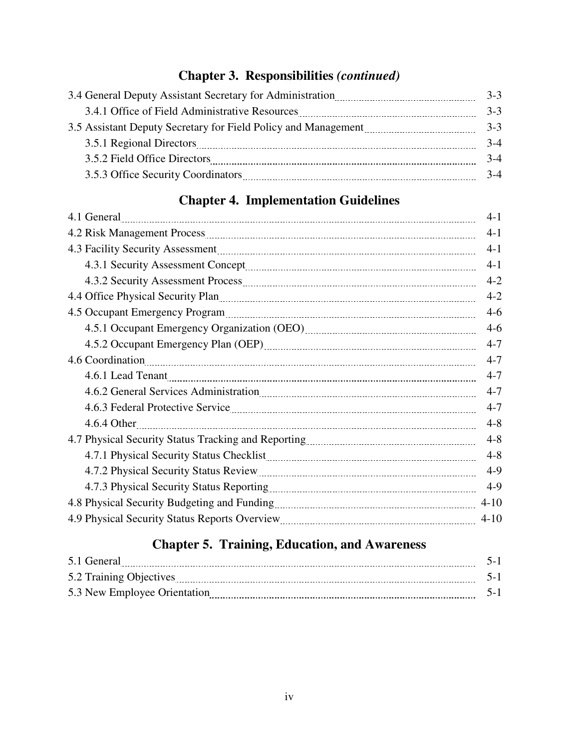## Chapter 3. Responsibilities *(continued)*

| | |
|---|---|
| 3.4 General Deputy Assistant Secretary for Administration | 3-3 |
| 3.4.1 Office of Field Administrative Resources | 3-3 |
| 3.5 Assistant Deputy Secretary for Field Policy and Management | 3-3 |
| 3.5.1 Regional Directors | 3-4 |
| 3.5.2 Field Office Directors | 3-4 |
| 3.5.3 Office Security Coordinators | 3-4 |

## Chapter 4. Implementation Guidelines

| | |
|---|---|
| 4.1 General | 4-1 |
| 4.2 Risk Management Process | 4-1 |
| 4.3 Facility Security Assessment | 4-1 |
| 4.3.1 Security Assessment Concept | 4-1 |
| 4.3.2 Security Assessment Process | 4-2 |
| 4.4 Office Physical Security Plan | 4-2 |
| 4.5 Occupant Emergency Program | 4-6 |
| 4.5.1 Occupant Emergency Organization (OEO) | 4-6 |
| 4.5.2 Occupant Emergency Plan (OEP) | 4-7 |
| 4.6 Coordination | 4-7 |
| 4.6.1 Lead Tenant | 4-7 |
| 4.6.2 General Services Administration | 4-7 |
| 4.6.3 Federal Protective Service | 4-7 |
| 4.6.4 Other | 4-8 |
| 4.7 Physical Security Status Tracking and Reporting | 4-8 |
| 4.7.1 Physical Security Status Checklist | 4-8 |
| 4.7.2 Physical Security Status Review | 4-9 |
| 4.7.3 Physical Security Status Reporting | 4-9 |
| 4.8 Physical Security Budgeting and Funding | 4-10 |
| 4.9 Physical Security Status Reports Overview | 4-10 |

## Chapter 5. Training, Education, and Awareness

| | |
|---|---|
| 5.1 General | 5-1 |
| 5.2 Training Objectives | 5-1 |
| 5.3 New Employee Orientation | 5-1 |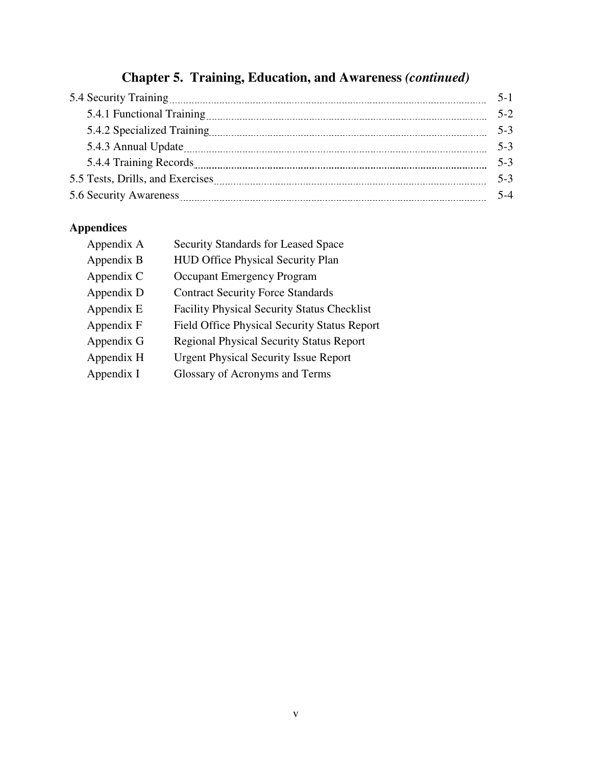## Chapter 5. Training, Education, and Awareness *(continued)*

| | |
|---|---|
| 5.4 Security Training | 5-1 |
| 5.4.1 Functional Training | 5-2 |
| 5.4.2 Specialized Training | 5-3 |
| 5.4.3 Annual Update | 5-3 |
| 5.4.4 Training Records | 5-3 |
| 5.5 Tests, Drills, and Exercises | 5-3 |
| 5.6 Security Awareness | 5-4 |

**Appendices**

| | |
|---|---|
| Appendix A | Security Standards for Leased Space |
| Appendix B | HUD Office Physical Security Plan |
| Appendix C | Occupant Emergency Program |
| Appendix D | Contract Security Force Standards |
| Appendix E | Facility Physical Security Status Checklist |
| Appendix F | Field Office Physical Security Status Report |
| Appendix G | Regional Physical Security Status Report |
| Appendix H | Urgent Physical Security Issue Report |
| Appendix I | Glossary of Acronyms and Terms |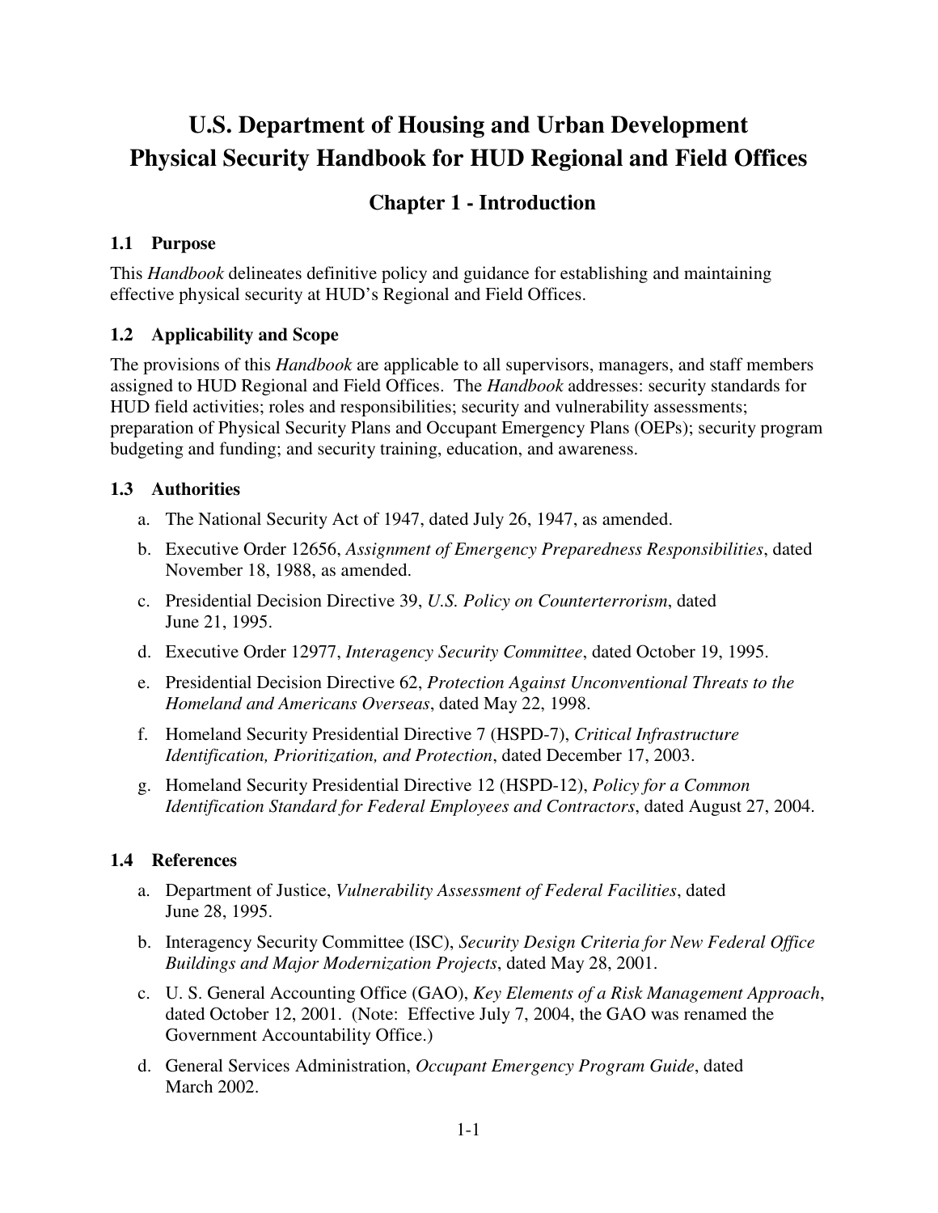# U.S. Department of Housing and Urban Development
# Physical Security Handbook for HUD Regional and Field Offices

## Chapter 1 - Introduction

### 1.1 Purpose

This *Handbook* delineates definitive policy and guidance for establishing and maintaining effective physical security at HUD's Regional and Field Offices.

### 1.2 Applicability and Scope

The provisions of this *Handbook* are applicable to all supervisors, managers, and staff members assigned to HUD Regional and Field Offices. The *Handbook* addresses: security standards for HUD field activities; roles and responsibilities; security and vulnerability assessments; preparation of Physical Security Plans and Occupant Emergency Plans (OEPs); security program budgeting and funding; and security training, education, and awareness.

### 1.3 Authorities

a. The National Security Act of 1947, dated July 26, 1947, as amended.

b. Executive Order 12656, *Assignment of Emergency Preparedness Responsibilities*, dated November 18, 1988, as amended.

c. Presidential Decision Directive 39, *U.S. Policy on Counterterrorism*, dated June 21, 1995.

d. Executive Order 12977, *Interagency Security Committee*, dated October 19, 1995.

e. Presidential Decision Directive 62, *Protection Against Unconventional Threats to the Homeland and Americans Overseas*, dated May 22, 1998.

f. Homeland Security Presidential Directive 7 (HSPD-7), *Critical Infrastructure Identification, Prioritization, and Protection*, dated December 17, 2003.

g. Homeland Security Presidential Directive 12 (HSPD-12), *Policy for a Common Identification Standard for Federal Employees and Contractors*, dated August 27, 2004.

### 1.4 References

a. Department of Justice, *Vulnerability Assessment of Federal Facilities*, dated June 28, 1995.

b. Interagency Security Committee (ISC), *Security Design Criteria for New Federal Office Buildings and Major Modernization Projects*, dated May 28, 2001.

c. U. S. General Accounting Office (GAO), *Key Elements of a Risk Management Approach*, dated October 12, 2001. (Note: Effective July 7, 2004, the GAO was renamed the Government Accountability Office.)

d. General Services Administration, *Occupant Emergency Program Guide*, dated March 2002.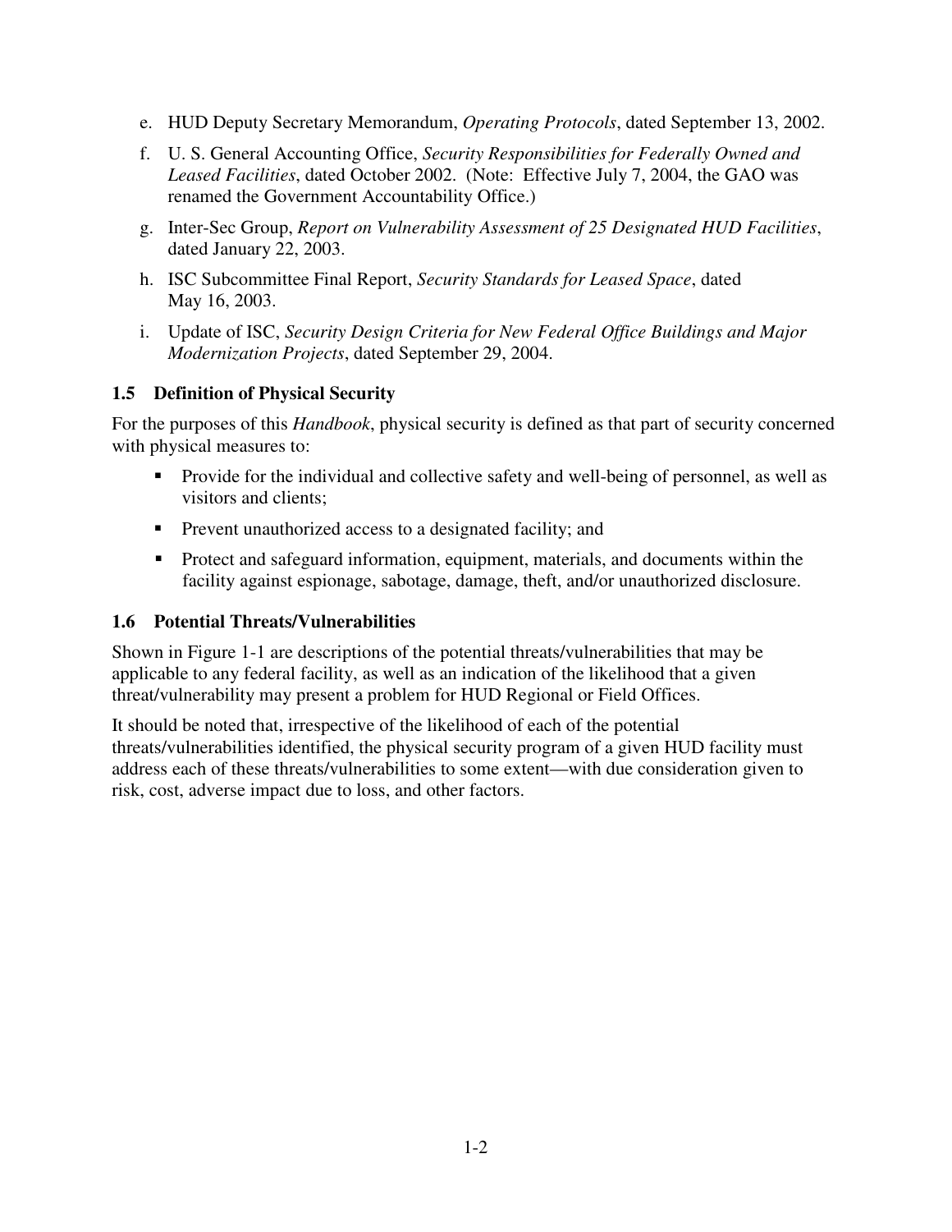e. HUD Deputy Secretary Memorandum, *Operating Protocols*, dated September 13, 2002.

f. U. S. General Accounting Office, *Security Responsibilities for Federally Owned and Leased Facilities*, dated October 2002. (Note: Effective July 7, 2004, the GAO was renamed the Government Accountability Office.)

g. Inter-Sec Group, *Report on Vulnerability Assessment of 25 Designated HUD Facilities*, dated January 22, 2003.

h. ISC Subcommittee Final Report, *Security Standards for Leased Space*, dated May 16, 2003.

i. Update of ISC, *Security Design Criteria for New Federal Office Buildings and Major Modernization Projects*, dated September 29, 2004.

### 1.5 Definition of Physical Security

For the purposes of this *Handbook*, physical security is defined as that part of security concerned with physical measures to:

- Provide for the individual and collective safety and well-being of personnel, as well as visitors and clients;
- Prevent unauthorized access to a designated facility; and
- Protect and safeguard information, equipment, materials, and documents within the facility against espionage, sabotage, damage, theft, and/or unauthorized disclosure.

### 1.6 Potential Threats/Vulnerabilities

Shown in Figure 1-1 are descriptions of the potential threats/vulnerabilities that may be applicable to any federal facility, as well as an indication of the likelihood that a given threat/vulnerability may present a problem for HUD Regional or Field Offices.

It should be noted that, irrespective of the likelihood of each of the potential threats/vulnerabilities identified, the physical security program of a given HUD facility must address each of these threats/vulnerabilities to some extent—with due consideration given to risk, cost, adverse impact due to loss, and other factors.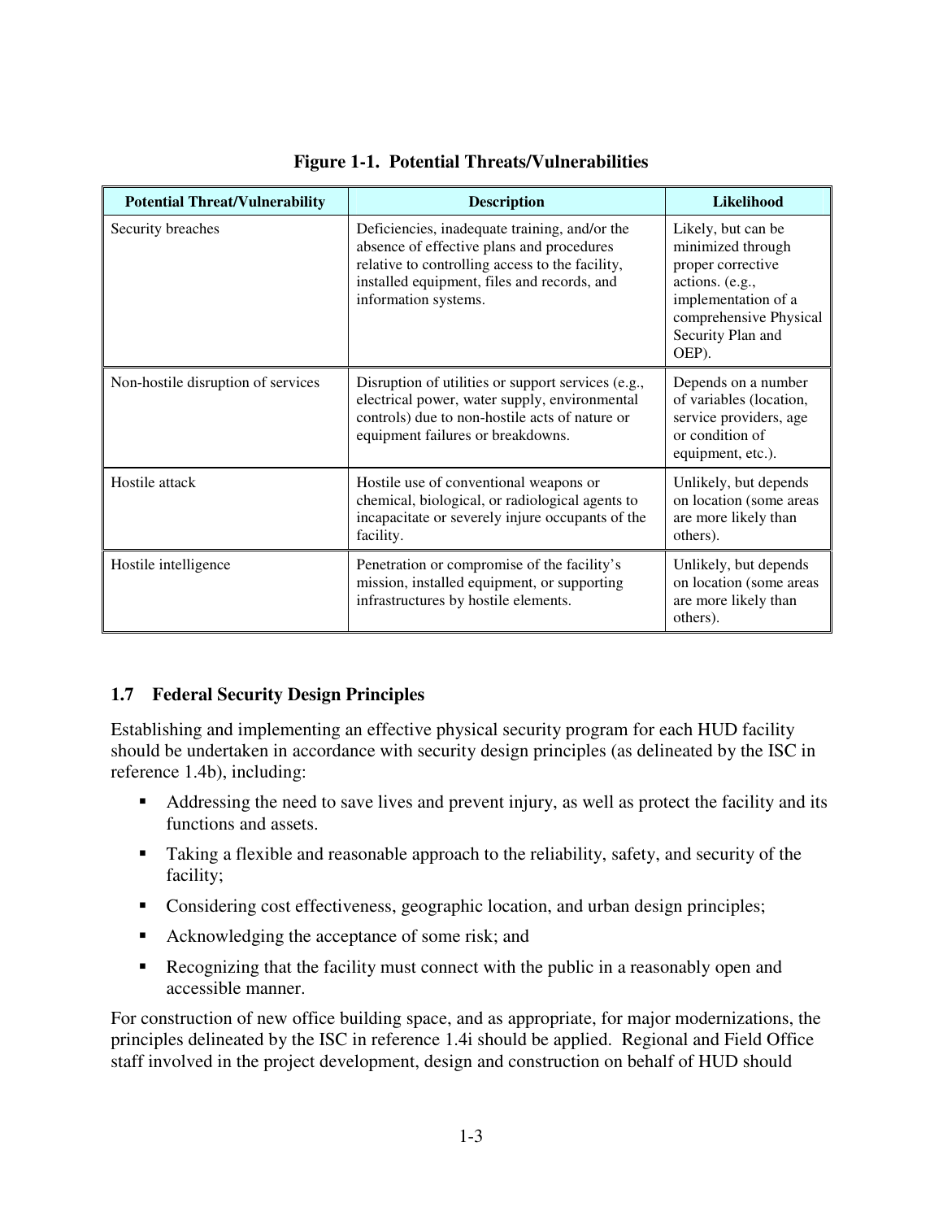**Figure 1-1. Potential Threats/Vulnerabilities**

| Potential Threat/Vulnerability | Description | Likelihood |
|---|---|---|
| Security breaches | Deficiencies, inadequate training, and/or the absence of effective plans and procedures relative to controlling access to the facility, installed equipment, files and records, and information systems. | Likely, but can be minimized through proper corrective actions. (e.g., implementation of a comprehensive Physical Security Plan and OEP). |
| Non-hostile disruption of services | Disruption of utilities or support services (e.g., electrical power, water supply, environmental controls) due to non-hostile acts of nature or equipment failures or breakdowns. | Depends on a number of variables (location, service providers, age or condition of equipment, etc.). |
| Hostile attack | Hostile use of conventional weapons or chemical, biological, or radiological agents to incapacitate or severely injure occupants of the facility. | Unlikely, but depends on location (some areas are more likely than others). |
| Hostile intelligence | Penetration or compromise of the facility's mission, installed equipment, or supporting infrastructures by hostile elements. | Unlikely, but depends on location (some areas are more likely than others). |

## 1.7 Federal Security Design Principles

Establishing and implementing an effective physical security program for each HUD facility should be undertaken in accordance with security design principles (as delineated by the ISC in reference 1.4b), including:

- Addressing the need to save lives and prevent injury, as well as protect the facility and its functions and assets.
- Taking a flexible and reasonable approach to the reliability, safety, and security of the facility;
- Considering cost effectiveness, geographic location, and urban design principles;
- Acknowledging the acceptance of some risk; and
- Recognizing that the facility must connect with the public in a reasonably open and accessible manner.

For construction of new office building space, and as appropriate, for major modernizations, the principles delineated by the ISC in reference 1.4i should be applied. Regional and Field Office staff involved in the project development, design and construction on behalf of HUD should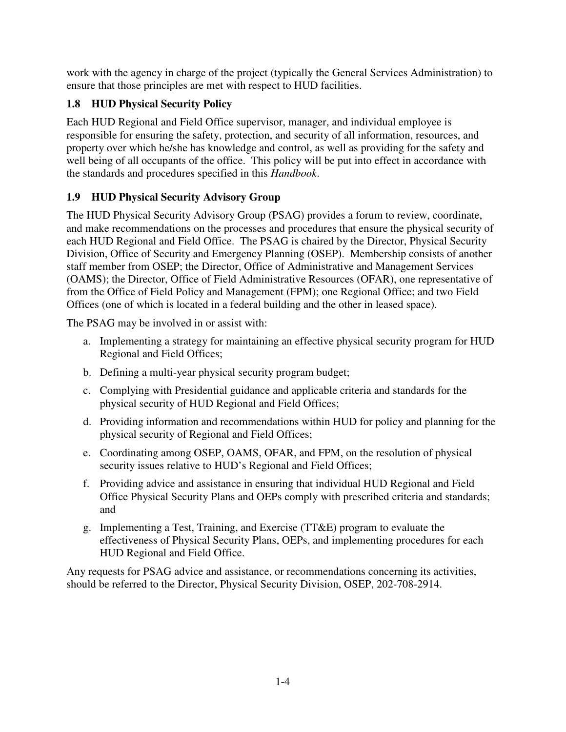work with the agency in charge of the project (typically the General Services Administration) to ensure that those principles are met with respect to HUD facilities.

## 1.8 HUD Physical Security Policy

Each HUD Regional and Field Office supervisor, manager, and individual employee is responsible for ensuring the safety, protection, and security of all information, resources, and property over which he/she has knowledge and control, as well as providing for the safety and well being of all occupants of the office. This policy will be put into effect in accordance with the standards and procedures specified in this *Handbook*.

## 1.9 HUD Physical Security Advisory Group

The HUD Physical Security Advisory Group (PSAG) provides a forum to review, coordinate, and make recommendations on the processes and procedures that ensure the physical security of each HUD Regional and Field Office. The PSAG is chaired by the Director, Physical Security Division, Office of Security and Emergency Planning (OSEP). Membership consists of another staff member from OSEP; the Director, Office of Administrative and Management Services (OAMS); the Director, Office of Field Administrative Resources (OFAR), one representative of from the Office of Field Policy and Management (FPM); one Regional Office; and two Field Offices (one of which is located in a federal building and the other in leased space).

The PSAG may be involved in or assist with:

a. Implementing a strategy for maintaining an effective physical security program for HUD Regional and Field Offices;

b. Defining a multi-year physical security program budget;

c. Complying with Presidential guidance and applicable criteria and standards for the physical security of HUD Regional and Field Offices;

d. Providing information and recommendations within HUD for policy and planning for the physical security of Regional and Field Offices;

e. Coordinating among OSEP, OAMS, OFAR, and FPM, on the resolution of physical security issues relative to HUD's Regional and Field Offices;

f. Providing advice and assistance in ensuring that individual HUD Regional and Field Office Physical Security Plans and OEPs comply with prescribed criteria and standards; and

g. Implementing a Test, Training, and Exercise (TT&E) program to evaluate the effectiveness of Physical Security Plans, OEPs, and implementing procedures for each HUD Regional and Field Office.

Any requests for PSAG advice and assistance, or recommendations concerning its activities, should be referred to the Director, Physical Security Division, OSEP, 202-708-2914.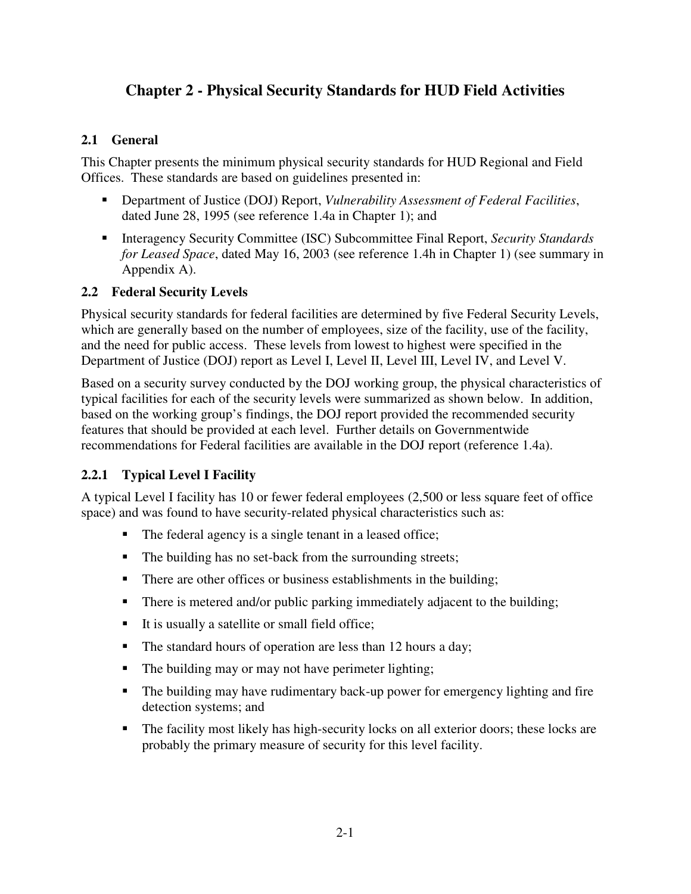# Chapter 2 - Physical Security Standards for HUD Field Activities

## 2.1 General

This Chapter presents the minimum physical security standards for HUD Regional and Field Offices. These standards are based on guidelines presented in:

- Department of Justice (DOJ) Report, *Vulnerability Assessment of Federal Facilities*, dated June 28, 1995 (see reference 1.4a in Chapter 1); and
- Interagency Security Committee (ISC) Subcommittee Final Report, *Security Standards for Leased Space*, dated May 16, 2003 (see reference 1.4h in Chapter 1) (see summary in Appendix A).

## 2.2 Federal Security Levels

Physical security standards for federal facilities are determined by five Federal Security Levels, which are generally based on the number of employees, size of the facility, use of the facility, and the need for public access. These levels from lowest to highest were specified in the Department of Justice (DOJ) report as Level I, Level II, Level III, Level IV, and Level V.

Based on a security survey conducted by the DOJ working group, the physical characteristics of typical facilities for each of the security levels were summarized as shown below. In addition, based on the working group's findings, the DOJ report provided the recommended security features that should be provided at each level. Further details on Governmentwide recommendations for Federal facilities are available in the DOJ report (reference 1.4a).

### 2.2.1 Typical Level I Facility

A typical Level I facility has 10 or fewer federal employees (2,500 or less square feet of office space) and was found to have security-related physical characteristics such as:

- The federal agency is a single tenant in a leased office;
- The building has no set-back from the surrounding streets;
- There are other offices or business establishments in the building;
- There is metered and/or public parking immediately adjacent to the building;
- It is usually a satellite or small field office;
- The standard hours of operation are less than 12 hours a day;
- The building may or may not have perimeter lighting;
- The building may have rudimentary back-up power for emergency lighting and fire detection systems; and
- The facility most likely has high-security locks on all exterior doors; these locks are probably the primary measure of security for this level facility.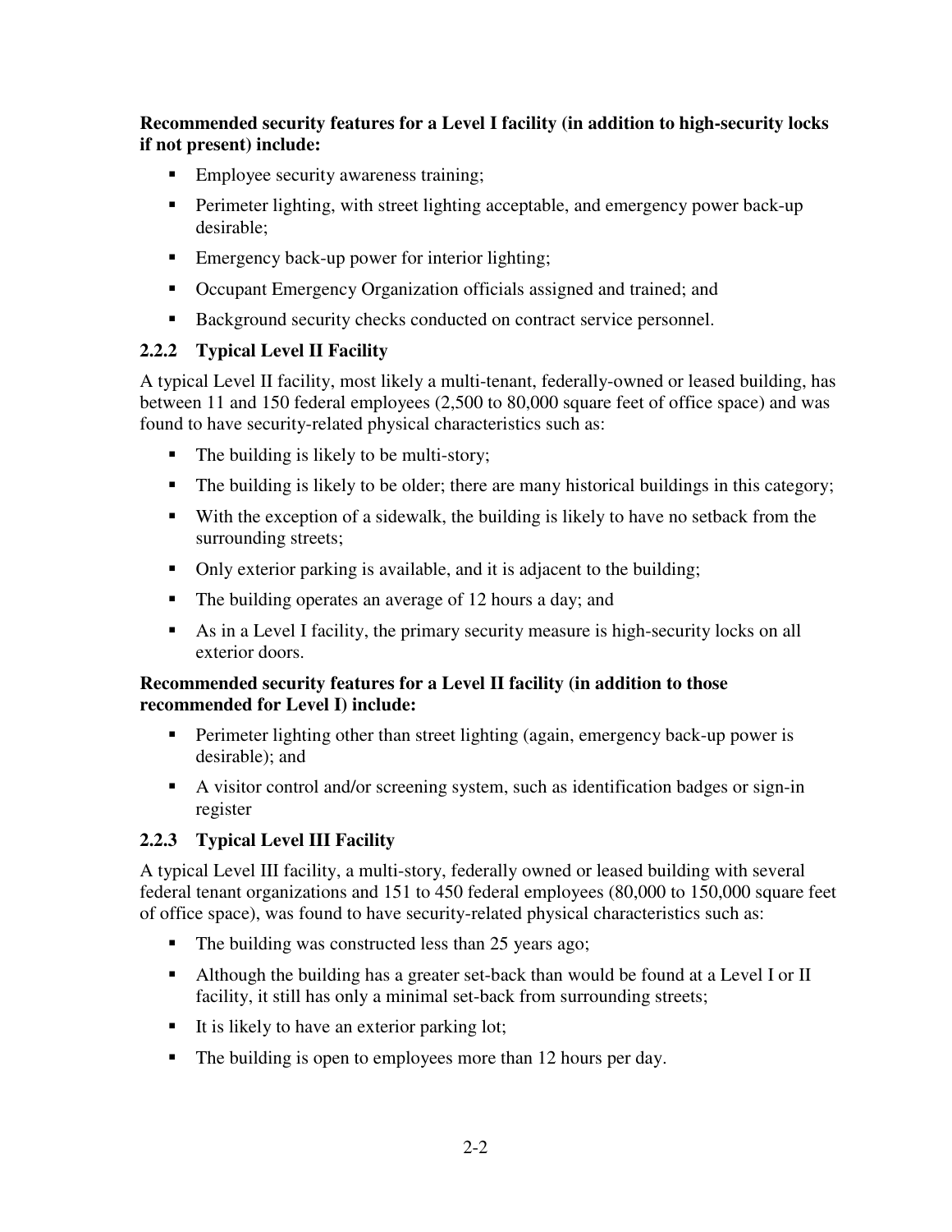**Recommended security features for a Level I facility (in addition to high-security locks if not present) include:**

- Employee security awareness training;
- Perimeter lighting, with street lighting acceptable, and emergency power back-up desirable;
- Emergency back-up power for interior lighting;
- Occupant Emergency Organization officials assigned and trained; and
- Background security checks conducted on contract service personnel.

### 2.2.2 Typical Level II Facility

A typical Level II facility, most likely a multi-tenant, federally-owned or leased building, has between 11 and 150 federal employees (2,500 to 80,000 square feet of office space) and was found to have security-related physical characteristics such as:

- The building is likely to be multi-story;
- The building is likely to be older; there are many historical buildings in this category;
- With the exception of a sidewalk, the building is likely to have no setback from the surrounding streets;
- Only exterior parking is available, and it is adjacent to the building;
- The building operates an average of 12 hours a day; and
- As in a Level I facility, the primary security measure is high-security locks on all exterior doors.

**Recommended security features for a Level II facility (in addition to those recommended for Level I) include:**

- Perimeter lighting other than street lighting (again, emergency back-up power is desirable); and
- A visitor control and/or screening system, such as identification badges or sign-in register

### 2.2.3 Typical Level III Facility

A typical Level III facility, a multi-story, federally owned or leased building with several federal tenant organizations and 151 to 450 federal employees (80,000 to 150,000 square feet of office space), was found to have security-related physical characteristics such as:

- The building was constructed less than 25 years ago;
- Although the building has a greater set-back than would be found at a Level I or II facility, it still has only a minimal set-back from surrounding streets;
- It is likely to have an exterior parking lot;
- The building is open to employees more than 12 hours per day.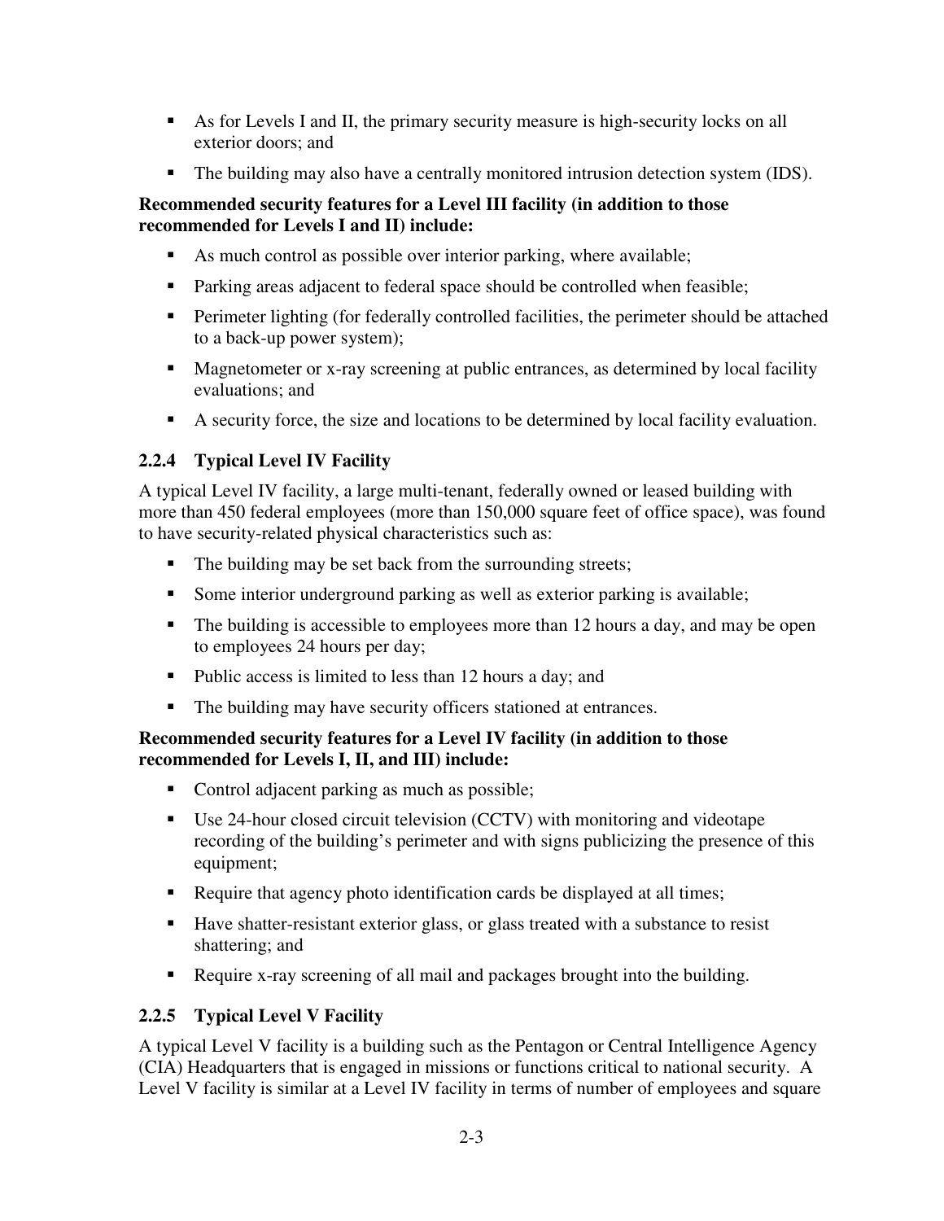- As for Levels I and II, the primary security measure is high-security locks on all exterior doors; and
- The building may also have a centrally monitored intrusion detection system (IDS).

**Recommended security features for a Level III facility (in addition to those recommended for Levels I and II) include:**

- As much control as possible over interior parking, where available;
- Parking areas adjacent to federal space should be controlled when feasible;
- Perimeter lighting (for federally controlled facilities, the perimeter should be attached to a back-up power system);
- Magnetometer or x-ray screening at public entrances, as determined by local facility evaluations; and
- A security force, the size and locations to be determined by local facility evaluation.

### 2.2.4 Typical Level IV Facility

A typical Level IV facility, a large multi-tenant, federally owned or leased building with more than 450 federal employees (more than 150,000 square feet of office space), was found to have security-related physical characteristics such as:

- The building may be set back from the surrounding streets;
- Some interior underground parking as well as exterior parking is available;
- The building is accessible to employees more than 12 hours a day, and may be open to employees 24 hours per day;
- Public access is limited to less than 12 hours a day; and
- The building may have security officers stationed at entrances.

**Recommended security features for a Level IV facility (in addition to those recommended for Levels I, II, and III) include:**

- Control adjacent parking as much as possible;
- Use 24-hour closed circuit television (CCTV) with monitoring and videotape recording of the building's perimeter and with signs publicizing the presence of this equipment;
- Require that agency photo identification cards be displayed at all times;
- Have shatter-resistant exterior glass, or glass treated with a substance to resist shattering; and
- Require x-ray screening of all mail and packages brought into the building.

### 2.2.5 Typical Level V Facility

A typical Level V facility is a building such as the Pentagon or Central Intelligence Agency (CIA) Headquarters that is engaged in missions or functions critical to national security. A Level V facility is similar at a Level IV facility in terms of number of employees and square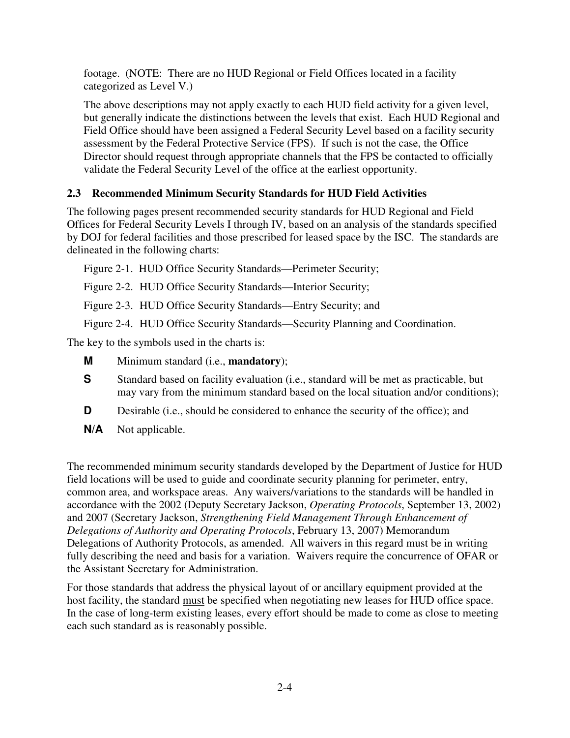footage. (NOTE: There are no HUD Regional or Field Offices located in a facility categorized as Level V.)

The above descriptions may not apply exactly to each HUD field activity for a given level, but generally indicate the distinctions between the levels that exist. Each HUD Regional and Field Office should have been assigned a Federal Security Level based on a facility security assessment by the Federal Protective Service (FPS). If such is not the case, the Office Director should request through appropriate channels that the FPS be contacted to officially validate the Federal Security Level of the office at the earliest opportunity.

### 2.3 Recommended Minimum Security Standards for HUD Field Activities

The following pages present recommended security standards for HUD Regional and Field Offices for Federal Security Levels I through IV, based on an analysis of the standards specified by DOJ for federal facilities and those prescribed for leased space by the ISC. The standards are delineated in the following charts:

Figure 2-1. HUD Office Security Standards—Perimeter Security;

Figure 2-2. HUD Office Security Standards—Interior Security;

Figure 2-3. HUD Office Security Standards—Entry Security; and

Figure 2-4. HUD Office Security Standards—Security Planning and Coordination.

The key to the symbols used in the charts is:

- **M** Minimum standard (i.e., **mandatory**);
- **S** Standard based on facility evaluation (i.e., standard will be met as practicable, but may vary from the minimum standard based on the local situation and/or conditions);
- **D** Desirable (i.e., should be considered to enhance the security of the office); and
- **N/A** Not applicable.

The recommended minimum security standards developed by the Department of Justice for HUD field locations will be used to guide and coordinate security planning for perimeter, entry, common area, and workspace areas. Any waivers/variations to the standards will be handled in accordance with the 2002 (Deputy Secretary Jackson, *Operating Protocols*, September 13, 2002) and 2007 (Secretary Jackson, *Strengthening Field Management Through Enhancement of Delegations of Authority and Operating Protocols*, February 13, 2007) Memorandum Delegations of Authority Protocols, as amended. All waivers in this regard must be in writing fully describing the need and basis for a variation. Waivers require the concurrence of OFAR or the Assistant Secretary for Administration.

For those standards that address the physical layout of or ancillary equipment provided at the host facility, the standard <u>must</u> be specified when negotiating new leases for HUD office space. In the case of long-term existing leases, every effort should be made to come as close to meeting each such standard as is reasonably possible.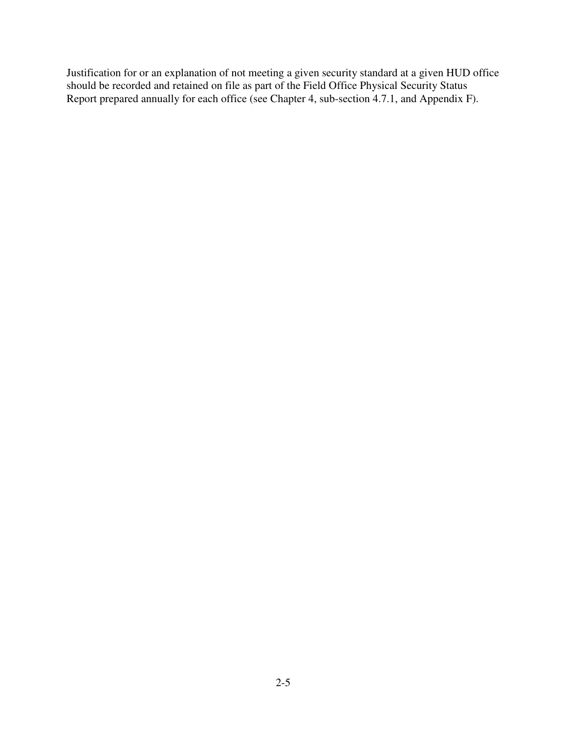Justification for or an explanation of not meeting a given security standard at a given HUD office should be recorded and retained on file as part of the Field Office Physical Security Status Report prepared annually for each office (see Chapter 4, sub-section 4.7.1, and Appendix F).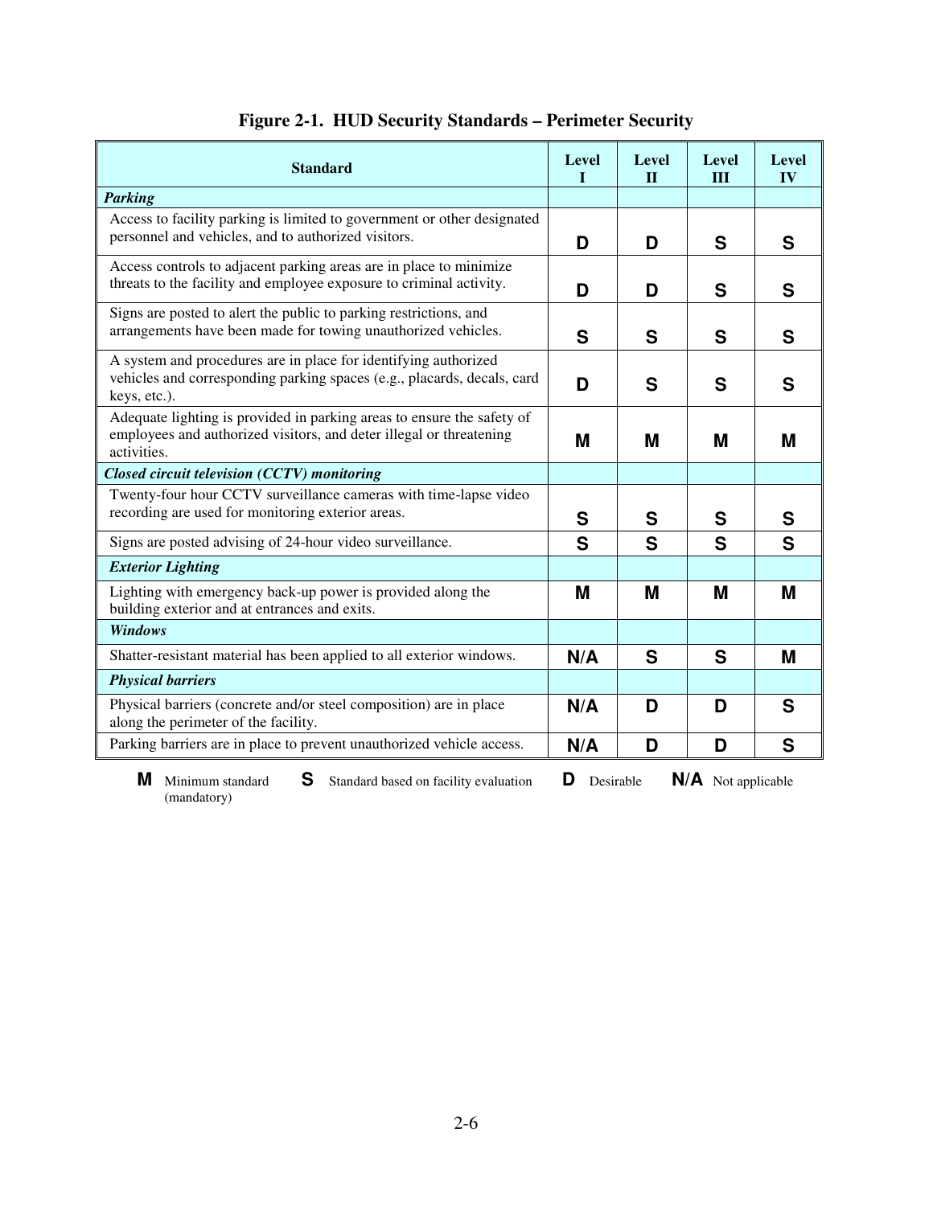**Figure 2-1. HUD Security Standards – Perimeter Security**

| Standard | Level I | Level II | Level III | Level IV |
|---|---|---|---|---|
| ***Parking*** | | | | |
| Access to facility parking is limited to government or other designated personnel and vehicles, and to authorized visitors. | **D** | **D** | **S** | **S** |
| Access controls to adjacent parking areas are in place to minimize threats to the facility and employee exposure to criminal activity. | **D** | **D** | **S** | **S** |
| Signs are posted to alert the public to parking restrictions, and arrangements have been made for towing unauthorized vehicles. | **S** | **S** | **S** | **S** |
| A system and procedures are in place for identifying authorized vehicles and corresponding parking spaces (e.g., placards, decals, card keys, etc.). | **D** | **S** | **S** | **S** |
| Adequate lighting is provided in parking areas to ensure the safety of employees and authorized visitors, and deter illegal or threatening activities. | **M** | **M** | **M** | **M** |
| ***Closed circuit television (CCTV) monitoring*** | | | | |
| Twenty-four hour CCTV surveillance cameras with time-lapse video recording are used for monitoring exterior areas. | **S** | **S** | **S** | **S** |
| Signs are posted advising of 24-hour video surveillance. | **S** | **S** | **S** | **S** |
| ***Exterior Lighting*** | | | | |
| Lighting with emergency back-up power is provided along the building exterior and at entrances and exits. | **M** | **M** | **M** | **M** |
| ***Windows*** | | | | |
| Shatter-resistant material has been applied to all exterior windows. | **N/A** | **S** | **S** | **M** |
| ***Physical barriers*** | | | | |
| Physical barriers (concrete and/or steel composition) are in place along the perimeter of the facility. | **N/A** | **D** | **D** | **S** |
| Parking barriers are in place to prevent unauthorized vehicle access. | **N/A** | **D** | **D** | **S** |

**M** Minimum standard (mandatory) **S** Standard based on facility evaluation **D** Desirable **N/A** Not applicable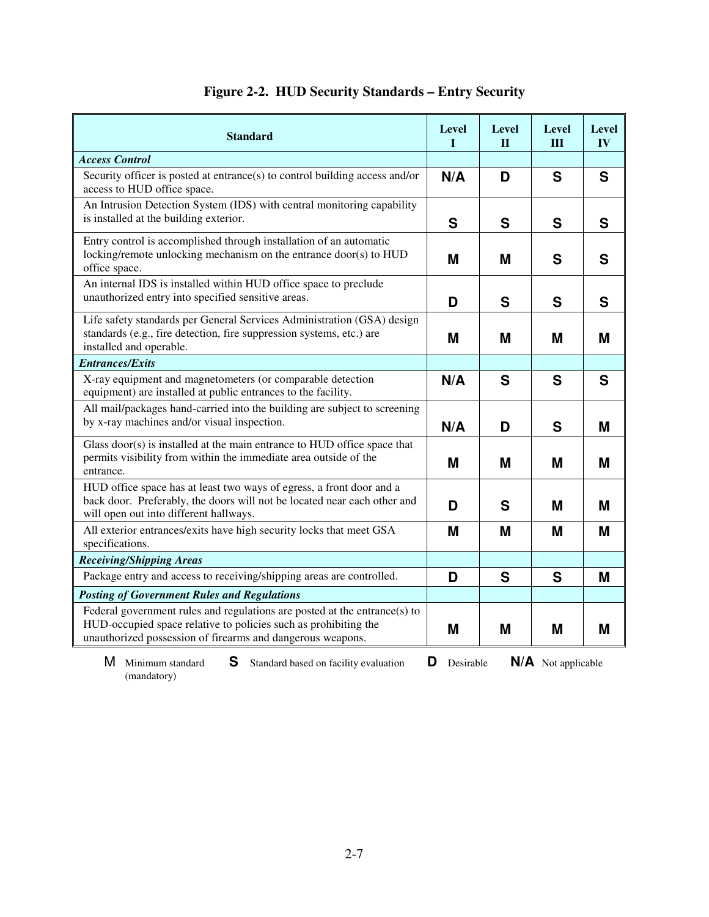## Figure 2-2. HUD Security Standards – Entry Security

| Standard | Level I | Level II | Level III | Level IV |
|---|---|---|---|---|
| ***Access Control*** | | | | |
| Security officer is posted at entrance(s) to control building access and/or access to HUD office space. | N/A | D | S | S |
| An Intrusion Detection System (IDS) with central monitoring capability is installed at the building exterior. | S | S | S | S |
| Entry control is accomplished through installation of an automatic locking/remote unlocking mechanism on the entrance door(s) to HUD office space. | M | M | S | S |
| An internal IDS is installed within HUD office space to preclude unauthorized entry into specified sensitive areas. | D | S | S | S |
| Life safety standards per General Services Administration (GSA) design standards (e.g., fire detection, fire suppression systems, etc.) are installed and operable. | M | M | M | M |
| ***Entrances/Exits*** | | | | |
| X-ray equipment and magnetometers (or comparable detection equipment) are installed at public entrances to the facility. | N/A | S | S | S |
| All mail/packages hand-carried into the building are subject to screening by x-ray machines and/or visual inspection. | N/A | D | S | M |
| Glass door(s) is installed at the main entrance to HUD office space that permits visibility from within the immediate area outside of the entrance. | M | M | M | M |
| HUD office space has at least two ways of egress, a front door and a back door. Preferably, the doors will not be located near each other and will open out into different hallways. | D | S | M | M |
| All exterior entrances/exits have high security locks that meet GSA specifications. | M | M | M | M |
| ***Receiving/Shipping Areas*** | | | | |
| Package entry and access to receiving/shipping areas are controlled. | D | S | S | M |
| ***Posting of Government Rules and Regulations*** | | | | |
| Federal government rules and regulations are posted at the entrance(s) to HUD-occupied space relative to policies such as prohibiting the unauthorized possession of firearms and dangerous weapons. | M | M | M | M |

**M** Minimum standard (mandatory) **S** Standard based on facility evaluation **D** Desirable **N/A** Not applicable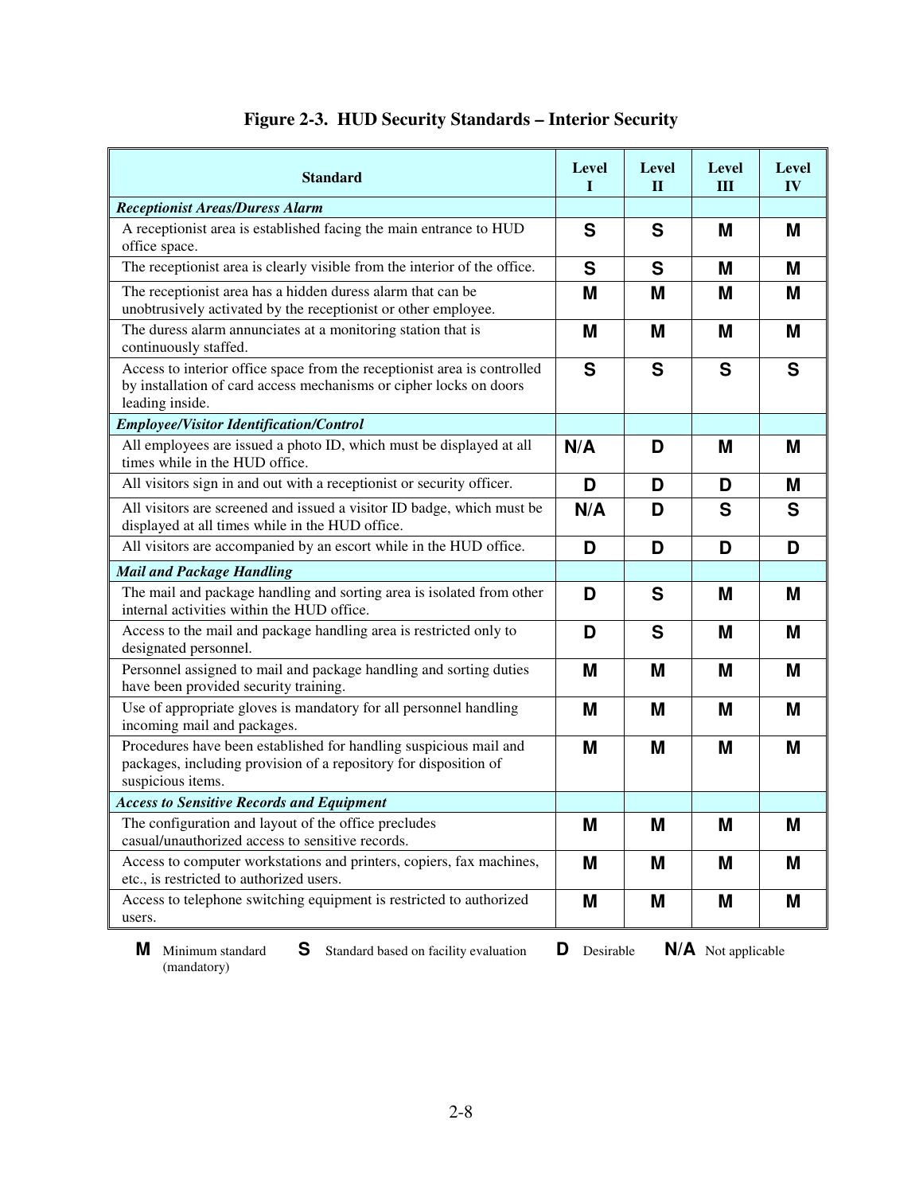# Figure 2-3. HUD Security Standards – Interior Security

| Standard | Level I | Level II | Level III | Level IV |
|---|---|---|---|---|
| ***Receptionist Areas/Duress Alarm*** | | | | |
| A receptionist area is established facing the main entrance to HUD office space. | **S** | **S** | **M** | **M** |
| The receptionist area is clearly visible from the interior of the office. | **S** | **S** | **M** | **M** |
| The receptionist area has a hidden duress alarm that can be unobtrusively activated by the receptionist or other employee. | **M** | **M** | **M** | **M** |
| The duress alarm annunciates at a monitoring station that is continuously staffed. | **M** | **M** | **M** | **M** |
| Access to interior office space from the receptionist area is controlled by installation of card access mechanisms or cipher locks on doors leading inside. | **S** | **S** | **S** | **S** |
| ***Employee/Visitor Identification/Control*** | | | | |
| All employees are issued a photo ID, which must be displayed at all times while in the HUD office. | **N/A** | **D** | **M** | **M** |
| All visitors sign in and out with a receptionist or security officer. | **D** | **D** | **D** | **M** |
| All visitors are screened and issued a visitor ID badge, which must be displayed at all times while in the HUD office. | **N/A** | **D** | **S** | **S** |
| All visitors are accompanied by an escort while in the HUD office. | **D** | **D** | **D** | **D** |
| ***Mail and Package Handling*** | | | | |
| The mail and package handling and sorting area is isolated from other internal activities within the HUD office. | **D** | **S** | **M** | **M** |
| Access to the mail and package handling area is restricted only to designated personnel. | **D** | **S** | **M** | **M** |
| Personnel assigned to mail and package handling and sorting duties have been provided security training. | **M** | **M** | **M** | **M** |
| Use of appropriate gloves is mandatory for all personnel handling incoming mail and packages. | **M** | **M** | **M** | **M** |
| Procedures have been established for handling suspicious mail and packages, including provision of a repository for disposition of suspicious items. | **M** | **M** | **M** | **M** |
| ***Access to Sensitive Records and Equipment*** | | | | |
| The configuration and layout of the office precludes casual/unauthorized access to sensitive records. | **M** | **M** | **M** | **M** |
| Access to computer workstations and printers, copiers, fax machines, etc., is restricted to authorized users. | **M** | **M** | **M** | **M** |
| Access to telephone switching equipment is restricted to authorized users. | **M** | **M** | **M** | **M** |

**M** Minimum standard (mandatory) **S** Standard based on facility evaluation **D** Desirable **N/A** Not applicable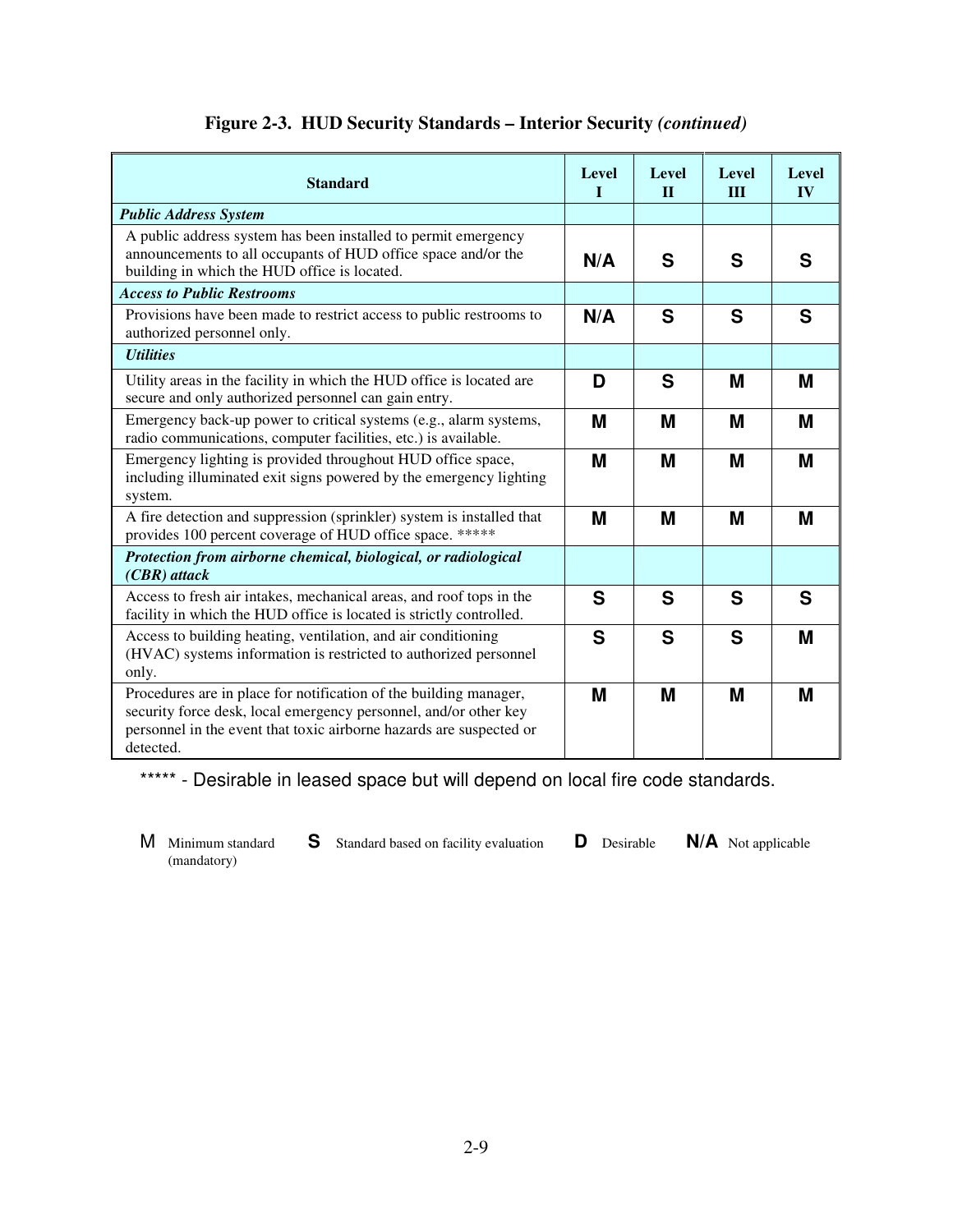**Figure 2-3. HUD Security Standards – Interior Security *(continued)***

| Standard | Level I | Level II | Level III | Level IV |
|---|---|---|---|---|
| ***Public Address System*** | | | | |
| A public address system has been installed to permit emergency announcements to all occupants of HUD office space and/or the building in which the HUD office is located. | **N/A** | **S** | **S** | **S** |
| ***Access to Public Restrooms*** | | | | |
| Provisions have been made to restrict access to public restrooms to authorized personnel only. | **N/A** | **S** | **S** | **S** |
| ***Utilities*** | | | | |
| Utility areas in the facility in which the HUD office is located are secure and only authorized personnel can gain entry. | **D** | **S** | **M** | **M** |
| Emergency back-up power to critical systems (e.g., alarm systems, radio communications, computer facilities, etc.) is available. | **M** | **M** | **M** | **M** |
| Emergency lighting is provided throughout HUD office space, including illuminated exit signs powered by the emergency lighting system. | **M** | **M** | **M** | **M** |
| A fire detection and suppression (sprinkler) system is installed that provides 100 percent coverage of HUD office space. ***** | **M** | **M** | **M** | **M** |
| ***Protection from airborne chemical, biological, or radiological (CBR) attack*** | | | | |
| Access to fresh air intakes, mechanical areas, and roof tops in the facility in which the HUD office is located is strictly controlled. | **S** | **S** | **S** | **S** |
| Access to building heating, ventilation, and air conditioning (HVAC) systems information is restricted to authorized personnel only. | **S** | **S** | **S** | **M** |
| Procedures are in place for notification of the building manager, security force desk, local emergency personnel, and/or other key personnel in the event that toxic airborne hazards are suspected or detected. | **M** | **M** | **M** | **M** |

***** - Desirable in leased space but will depend on local fire code standards.

M Minimum standard (mandatory) **S** Standard based on facility evaluation **D** Desirable **N/A** Not applicable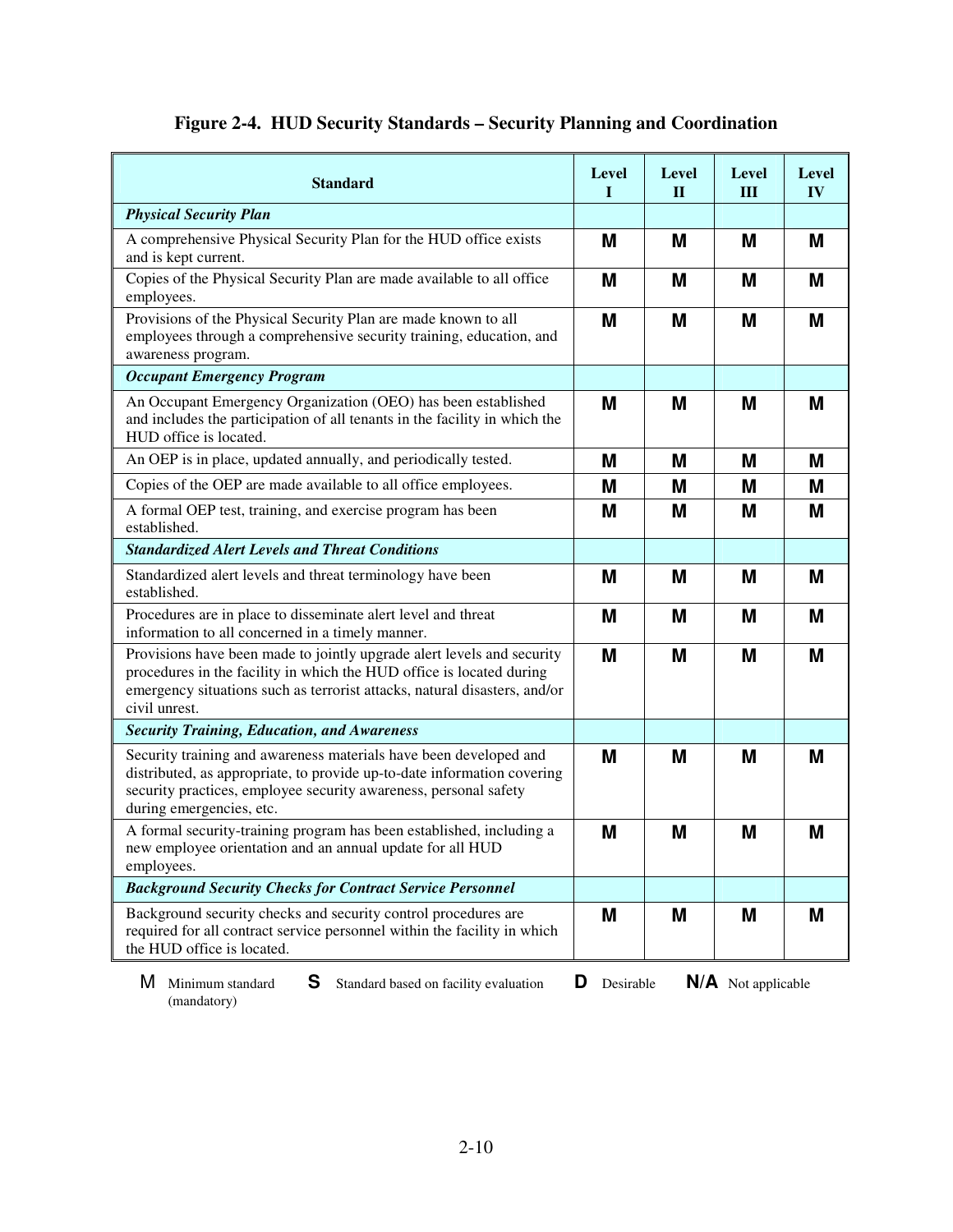## Figure 2-4. HUD Security Standards – Security Planning and Coordination

| Standard | Level I | Level II | Level III | Level IV |
|---|---|---|---|---|
| ***Physical Security Plan*** | | | | |
| A comprehensive Physical Security Plan for the HUD office exists and is kept current. | M | M | M | M |
| Copies of the Physical Security Plan are made available to all office employees. | M | M | M | M |
| Provisions of the Physical Security Plan are made known to all employees through a comprehensive security training, education, and awareness program. | M | M | M | M |
| ***Occupant Emergency Program*** | | | | |
| An Occupant Emergency Organization (OEO) has been established and includes the participation of all tenants in the facility in which the HUD office is located. | M | M | M | M |
| An OEP is in place, updated annually, and periodically tested. | M | M | M | M |
| Copies of the OEP are made available to all office employees. | M | M | M | M |
| A formal OEP test, training, and exercise program has been established. | M | M | M | M |
| ***Standardized Alert Levels and Threat Conditions*** | | | | |
| Standardized alert levels and threat terminology have been established. | M | M | M | M |
| Procedures are in place to disseminate alert level and threat information to all concerned in a timely manner. | M | M | M | M |
| Provisions have been made to jointly upgrade alert levels and security procedures in the facility in which the HUD office is located during emergency situations such as terrorist attacks, natural disasters, and/or civil unrest. | M | M | M | M |
| ***Security Training, Education, and Awareness*** | | | | |
| Security training and awareness materials have been developed and distributed, as appropriate, to provide up-to-date information covering security practices, employee security awareness, personal safety during emergencies, etc. | M | M | M | M |
| A formal security-training program has been established, including a new employee orientation and an annual update for all HUD employees. | M | M | M | M |
| ***Background Security Checks for Contract Service Personnel*** | | | | |
| Background security checks and security control procedures are required for all contract service personnel within the facility in which the HUD office is located. | M | M | M | M |

**M** Minimum standard (mandatory) **S** Standard based on facility evaluation **D** Desirable **N/A** Not applicable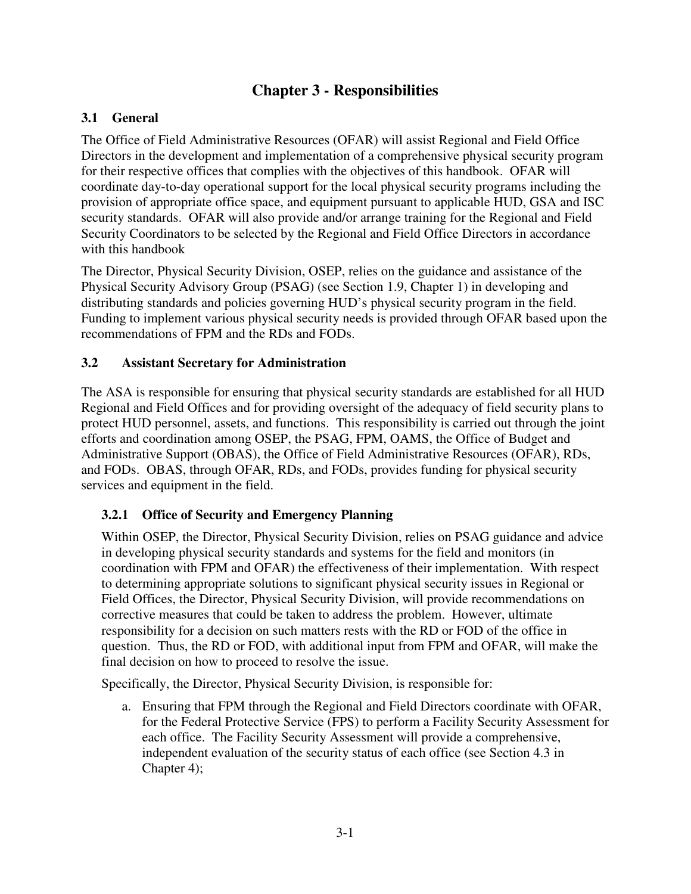# Chapter 3 - Responsibilities

## 3.1 General

The Office of Field Administrative Resources (OFAR) will assist Regional and Field Office Directors in the development and implementation of a comprehensive physical security program for their respective offices that complies with the objectives of this handbook. OFAR will coordinate day-to-day operational support for the local physical security programs including the provision of appropriate office space, and equipment pursuant to applicable HUD, GSA and ISC security standards. OFAR will also provide and/or arrange training for the Regional and Field Security Coordinators to be selected by the Regional and Field Office Directors in accordance with this handbook

The Director, Physical Security Division, OSEP, relies on the guidance and assistance of the Physical Security Advisory Group (PSAG) (see Section 1.9, Chapter 1) in developing and distributing standards and policies governing HUD's physical security program in the field. Funding to implement various physical security needs is provided through OFAR based upon the recommendations of FPM and the RDs and FODs.

## 3.2 Assistant Secretary for Administration

The ASA is responsible for ensuring that physical security standards are established for all HUD Regional and Field Offices and for providing oversight of the adequacy of field security plans to protect HUD personnel, assets, and functions. This responsibility is carried out through the joint efforts and coordination among OSEP, the PSAG, FPM, OAMS, the Office of Budget and Administrative Support (OBAS), the Office of Field Administrative Resources (OFAR), RDs, and FODs. OBAS, through OFAR, RDs, and FODs, provides funding for physical security services and equipment in the field.

### 3.2.1 Office of Security and Emergency Planning

Within OSEP, the Director, Physical Security Division, relies on PSAG guidance and advice in developing physical security standards and systems for the field and monitors (in coordination with FPM and OFAR) the effectiveness of their implementation. With respect to determining appropriate solutions to significant physical security issues in Regional or Field Offices, the Director, Physical Security Division, will provide recommendations on corrective measures that could be taken to address the problem. However, ultimate responsibility for a decision on such matters rests with the RD or FOD of the office in question. Thus, the RD or FOD, with additional input from FPM and OFAR, will make the final decision on how to proceed to resolve the issue.

Specifically, the Director, Physical Security Division, is responsible for:

a. Ensuring that FPM through the Regional and Field Directors coordinate with OFAR, for the Federal Protective Service (FPS) to perform a Facility Security Assessment for each office. The Facility Security Assessment will provide a comprehensive, independent evaluation of the security status of each office (see Section 4.3 in Chapter 4);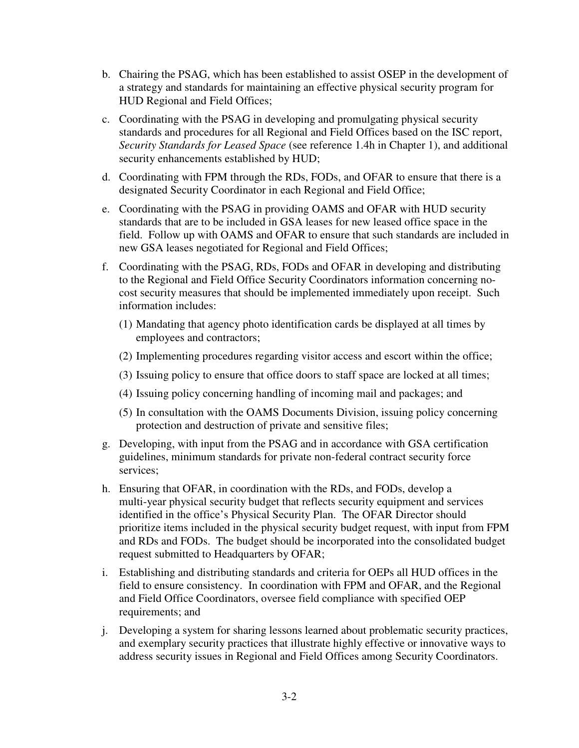b. Chairing the PSAG, which has been established to assist OSEP in the development of a strategy and standards for maintaining an effective physical security program for HUD Regional and Field Offices;

c. Coordinating with the PSAG in developing and promulgating physical security standards and procedures for all Regional and Field Offices based on the ISC report, *Security Standards for Leased Space* (see reference 1.4h in Chapter 1), and additional security enhancements established by HUD;

d. Coordinating with FPM through the RDs, FODs, and OFAR to ensure that there is a designated Security Coordinator in each Regional and Field Office;

e. Coordinating with the PSAG in providing OAMS and OFAR with HUD security standards that are to be included in GSA leases for new leased office space in the field. Follow up with OAMS and OFAR to ensure that such standards are included in new GSA leases negotiated for Regional and Field Offices;

f. Coordinating with the PSAG, RDs, FODs and OFAR in developing and distributing to the Regional and Field Office Security Coordinators information concerning no-cost security measures that should be implemented immediately upon receipt. Such information includes:

   (1) Mandating that agency photo identification cards be displayed at all times by employees and contractors;

   (2) Implementing procedures regarding visitor access and escort within the office;

   (3) Issuing policy to ensure that office doors to staff space are locked at all times;

   (4) Issuing policy concerning handling of incoming mail and packages; and

   (5) In consultation with the OAMS Documents Division, issuing policy concerning protection and destruction of private and sensitive files;

g. Developing, with input from the PSAG and in accordance with GSA certification guidelines, minimum standards for private non-federal contract security force services;

h. Ensuring that OFAR, in coordination with the RDs, and FODs, develop a multi-year physical security budget that reflects security equipment and services identified in the office's Physical Security Plan. The OFAR Director should prioritize items included in the physical security budget request, with input from FPM and RDs and FODs. The budget should be incorporated into the consolidated budget request submitted to Headquarters by OFAR;

i. Establishing and distributing standards and criteria for OEPs all HUD offices in the field to ensure consistency. In coordination with FPM and OFAR, and the Regional and Field Office Coordinators, oversee field compliance with specified OEP requirements; and

j. Developing a system for sharing lessons learned about problematic security practices, and exemplary security practices that illustrate highly effective or innovative ways to address security issues in Regional and Field Offices among Security Coordinators.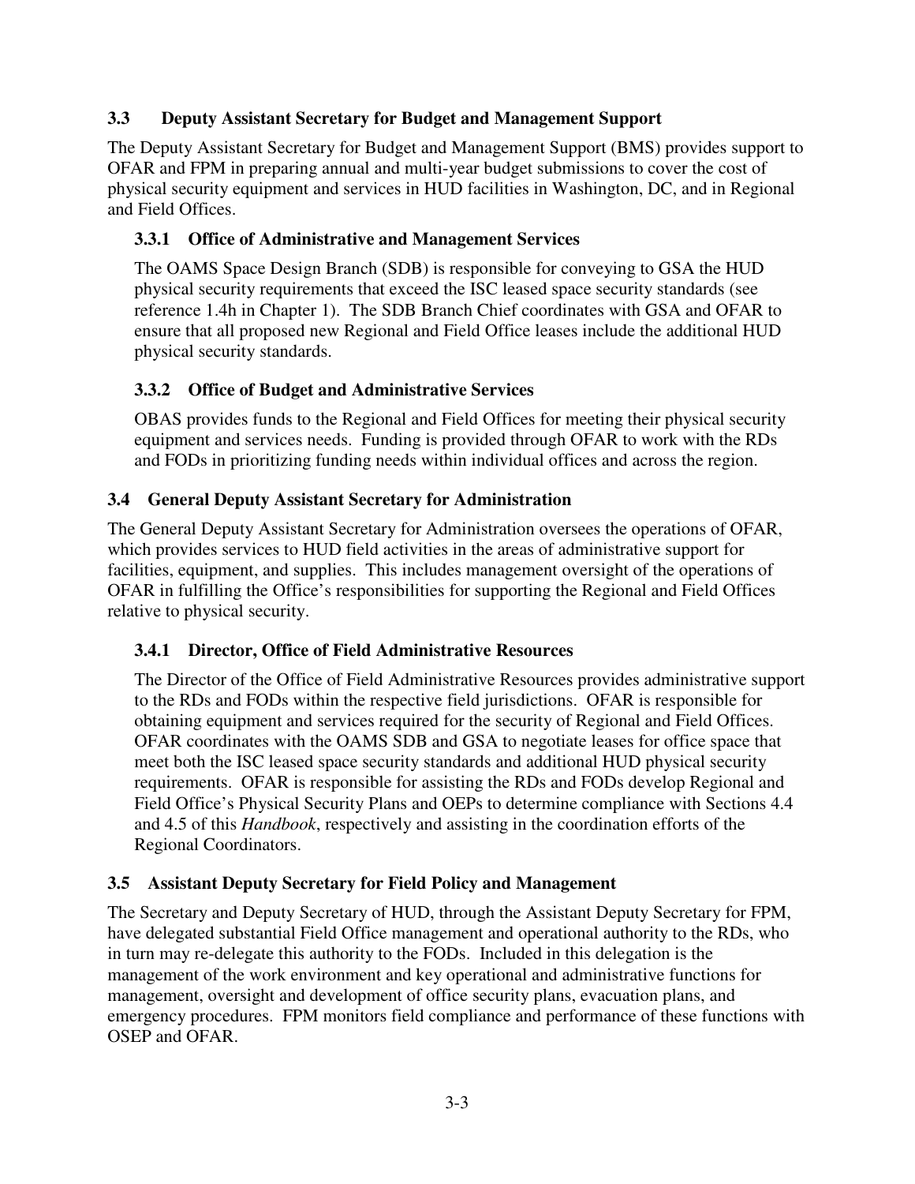## 3.3 Deputy Assistant Secretary for Budget and Management Support

The Deputy Assistant Secretary for Budget and Management Support (BMS) provides support to OFAR and FPM in preparing annual and multi-year budget submissions to cover the cost of physical security equipment and services in HUD facilities in Washington, DC, and in Regional and Field Offices.

### 3.3.1 Office of Administrative and Management Services

The OAMS Space Design Branch (SDB) is responsible for conveying to GSA the HUD physical security requirements that exceed the ISC leased space security standards (see reference 1.4h in Chapter 1). The SDB Branch Chief coordinates with GSA and OFAR to ensure that all proposed new Regional and Field Office leases include the additional HUD physical security standards.

### 3.3.2 Office of Budget and Administrative Services

OBAS provides funds to the Regional and Field Offices for meeting their physical security equipment and services needs. Funding is provided through OFAR to work with the RDs and FODs in prioritizing funding needs within individual offices and across the region.

## 3.4 General Deputy Assistant Secretary for Administration

The General Deputy Assistant Secretary for Administration oversees the operations of OFAR, which provides services to HUD field activities in the areas of administrative support for facilities, equipment, and supplies. This includes management oversight of the operations of OFAR in fulfilling the Office's responsibilities for supporting the Regional and Field Offices relative to physical security.

### 3.4.1 Director, Office of Field Administrative Resources

The Director of the Office of Field Administrative Resources provides administrative support to the RDs and FODs within the respective field jurisdictions. OFAR is responsible for obtaining equipment and services required for the security of Regional and Field Offices. OFAR coordinates with the OAMS SDB and GSA to negotiate leases for office space that meet both the ISC leased space security standards and additional HUD physical security requirements. OFAR is responsible for assisting the RDs and FODs develop Regional and Field Office's Physical Security Plans and OEPs to determine compliance with Sections 4.4 and 4.5 of this *Handbook*, respectively and assisting in the coordination efforts of the Regional Coordinators.

## 3.5 Assistant Deputy Secretary for Field Policy and Management

The Secretary and Deputy Secretary of HUD, through the Assistant Deputy Secretary for FPM, have delegated substantial Field Office management and operational authority to the RDs, who in turn may re-delegate this authority to the FODs. Included in this delegation is the management of the work environment and key operational and administrative functions for management, oversight and development of office security plans, evacuation plans, and emergency procedures. FPM monitors field compliance and performance of these functions with OSEP and OFAR.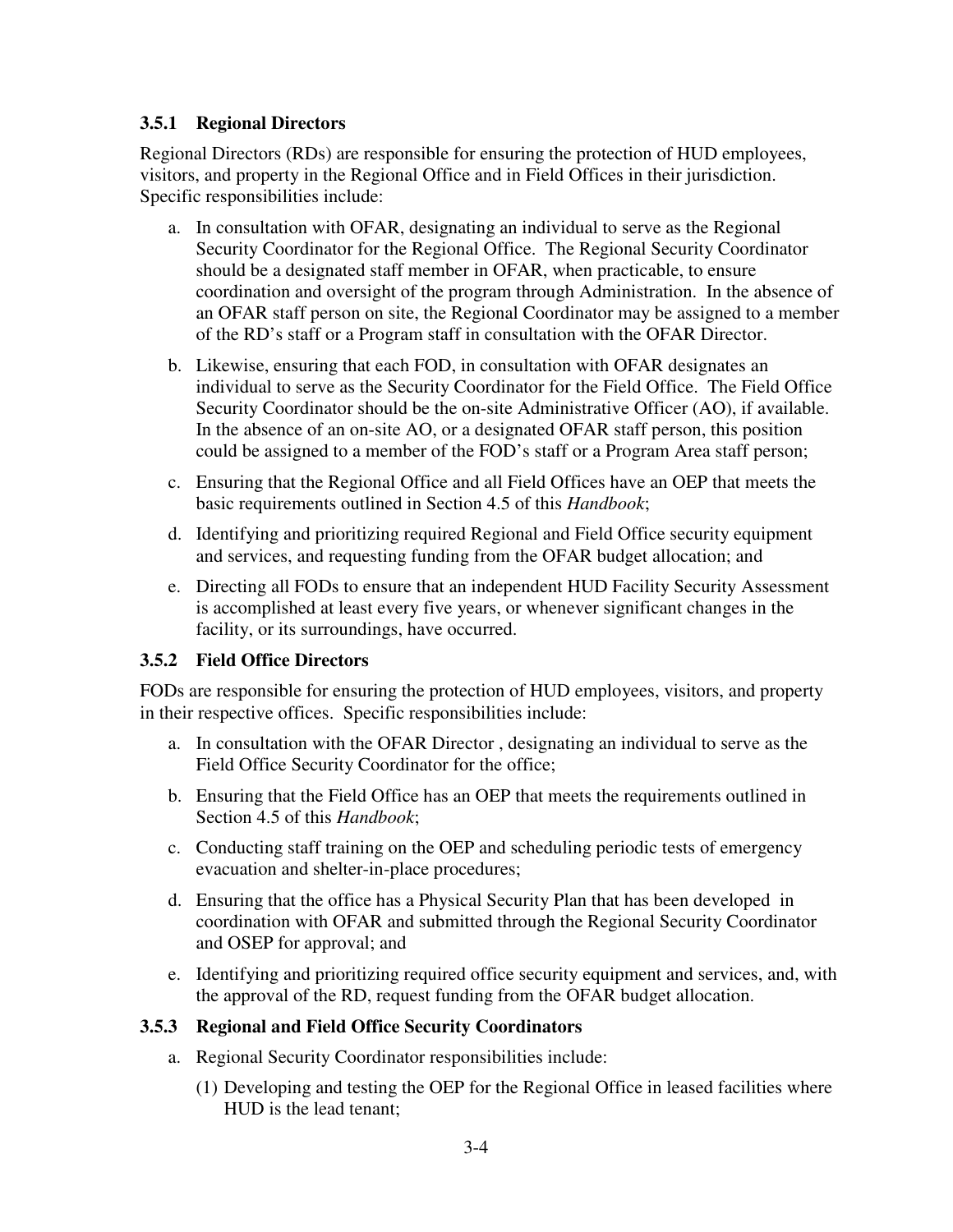### 3.5.1 Regional Directors

Regional Directors (RDs) are responsible for ensuring the protection of HUD employees, visitors, and property in the Regional Office and in Field Offices in their jurisdiction. Specific responsibilities include:

a. In consultation with OFAR, designating an individual to serve as the Regional Security Coordinator for the Regional Office. The Regional Security Coordinator should be a designated staff member in OFAR, when practicable, to ensure coordination and oversight of the program through Administration. In the absence of an OFAR staff person on site, the Regional Coordinator may be assigned to a member of the RD's staff or a Program staff in consultation with the OFAR Director.

b. Likewise, ensuring that each FOD, in consultation with OFAR designates an individual to serve as the Security Coordinator for the Field Office. The Field Office Security Coordinator should be the on-site Administrative Officer (AO), if available. In the absence of an on-site AO, or a designated OFAR staff person, this position could be assigned to a member of the FOD's staff or a Program Area staff person;

c. Ensuring that the Regional Office and all Field Offices have an OEP that meets the basic requirements outlined in Section 4.5 of this *Handbook*;

d. Identifying and prioritizing required Regional and Field Office security equipment and services, and requesting funding from the OFAR budget allocation; and

e. Directing all FODs to ensure that an independent HUD Facility Security Assessment is accomplished at least every five years, or whenever significant changes in the facility, or its surroundings, have occurred.

### 3.5.2 Field Office Directors

FODs are responsible for ensuring the protection of HUD employees, visitors, and property in their respective offices. Specific responsibilities include:

a. In consultation with the OFAR Director , designating an individual to serve as the Field Office Security Coordinator for the office;

b. Ensuring that the Field Office has an OEP that meets the requirements outlined in Section 4.5 of this *Handbook*;

c. Conducting staff training on the OEP and scheduling periodic tests of emergency evacuation and shelter-in-place procedures;

d. Ensuring that the office has a Physical Security Plan that has been developed in coordination with OFAR and submitted through the Regional Security Coordinator and OSEP for approval; and

e. Identifying and prioritizing required office security equipment and services, and, with the approval of the RD, request funding from the OFAR budget allocation.

### 3.5.3 Regional and Field Office Security Coordinators

a. Regional Security Coordinator responsibilities include:

   (1) Developing and testing the OEP for the Regional Office in leased facilities where HUD is the lead tenant;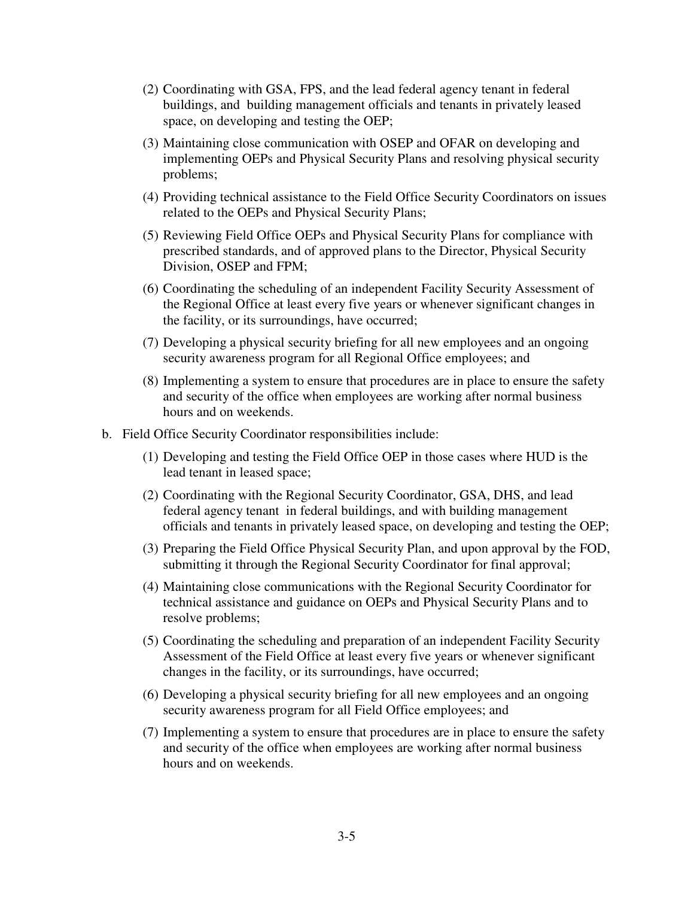(2) Coordinating with GSA, FPS, and the lead federal agency tenant in federal buildings, and building management officials and tenants in privately leased space, on developing and testing the OEP;

(3) Maintaining close communication with OSEP and OFAR on developing and implementing OEPs and Physical Security Plans and resolving physical security problems;

(4) Providing technical assistance to the Field Office Security Coordinators on issues related to the OEPs and Physical Security Plans;

(5) Reviewing Field Office OEPs and Physical Security Plans for compliance with prescribed standards, and of approved plans to the Director, Physical Security Division, OSEP and FPM;

(6) Coordinating the scheduling of an independent Facility Security Assessment of the Regional Office at least every five years or whenever significant changes in the facility, or its surroundings, have occurred;

(7) Developing a physical security briefing for all new employees and an ongoing security awareness program for all Regional Office employees; and

(8) Implementing a system to ensure that procedures are in place to ensure the safety and security of the office when employees are working after normal business hours and on weekends.

b. Field Office Security Coordinator responsibilities include:

(1) Developing and testing the Field Office OEP in those cases where HUD is the lead tenant in leased space;

(2) Coordinating with the Regional Security Coordinator, GSA, DHS, and lead federal agency tenant in federal buildings, and with building management officials and tenants in privately leased space, on developing and testing the OEP;

(3) Preparing the Field Office Physical Security Plan, and upon approval by the FOD, submitting it through the Regional Security Coordinator for final approval;

(4) Maintaining close communications with the Regional Security Coordinator for technical assistance and guidance on OEPs and Physical Security Plans and to resolve problems;

(5) Coordinating the scheduling and preparation of an independent Facility Security Assessment of the Field Office at least every five years or whenever significant changes in the facility, or its surroundings, have occurred;

(6) Developing a physical security briefing for all new employees and an ongoing security awareness program for all Field Office employees; and

(7) Implementing a system to ensure that procedures are in place to ensure the safety and security of the office when employees are working after normal business hours and on weekends.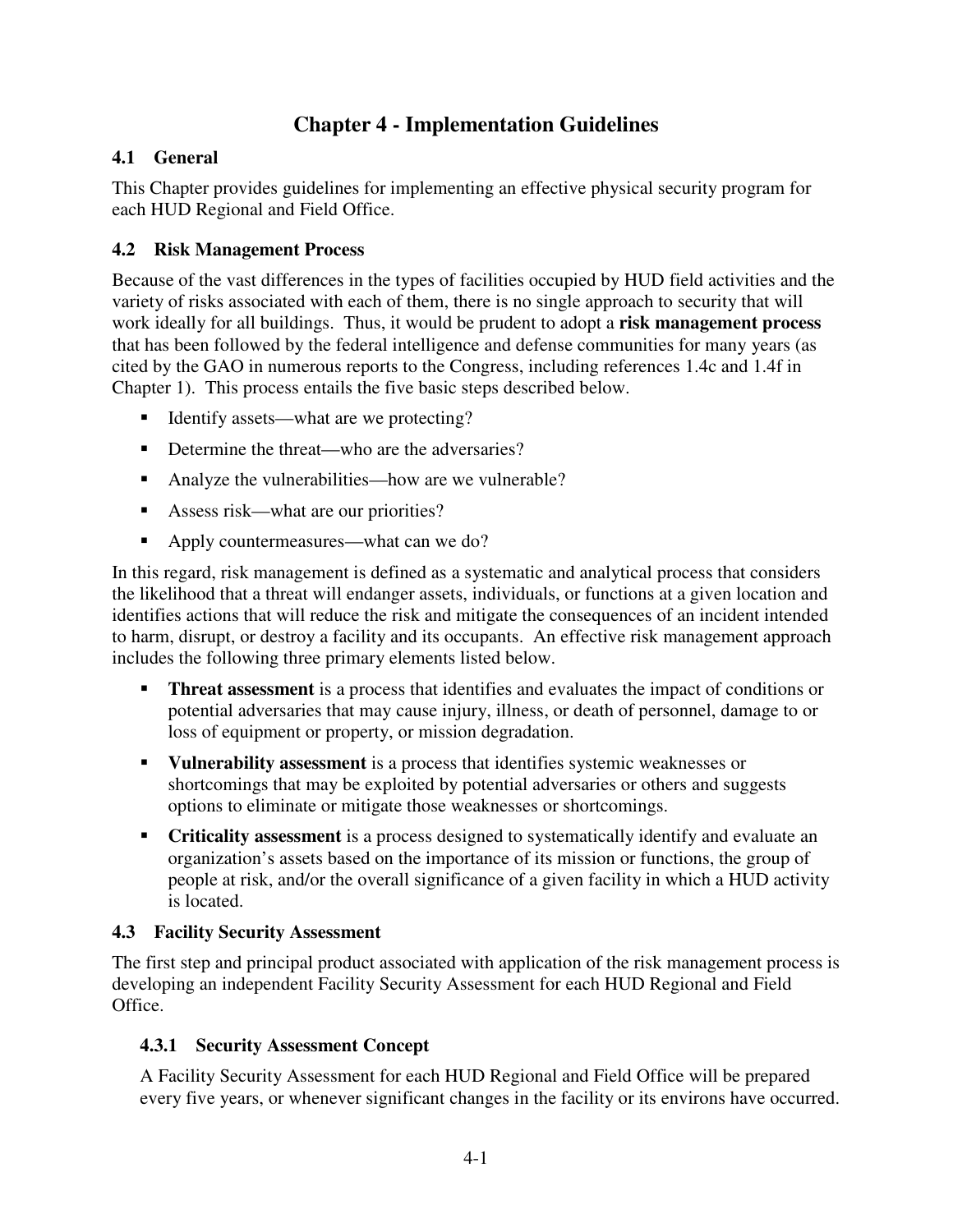# Chapter 4 - Implementation Guidelines

## 4.1 General

This Chapter provides guidelines for implementing an effective physical security program for each HUD Regional and Field Office.

## 4.2 Risk Management Process

Because of the vast differences in the types of facilities occupied by HUD field activities and the variety of risks associated with each of them, there is no single approach to security that will work ideally for all buildings. Thus, it would be prudent to adopt a **risk management process** that has been followed by the federal intelligence and defense communities for many years (as cited by the GAO in numerous reports to the Congress, including references 1.4c and 1.4f in Chapter 1). This process entails the five basic steps described below.

- Identify assets—what are we protecting?
- Determine the threat—who are the adversaries?
- Analyze the vulnerabilities—how are we vulnerable?
- Assess risk—what are our priorities?
- Apply countermeasures—what can we do?

In this regard, risk management is defined as a systematic and analytical process that considers the likelihood that a threat will endanger assets, individuals, or functions at a given location and identifies actions that will reduce the risk and mitigate the consequences of an incident intended to harm, disrupt, or destroy a facility and its occupants. An effective risk management approach includes the following three primary elements listed below.

- **Threat assessment** is a process that identifies and evaluates the impact of conditions or potential adversaries that may cause injury, illness, or death of personnel, damage to or loss of equipment or property, or mission degradation.
- **Vulnerability assessment** is a process that identifies systemic weaknesses or shortcomings that may be exploited by potential adversaries or others and suggests options to eliminate or mitigate those weaknesses or shortcomings.
- **Criticality assessment** is a process designed to systematically identify and evaluate an organization's assets based on the importance of its mission or functions, the group of people at risk, and/or the overall significance of a given facility in which a HUD activity is located.

## 4.3 Facility Security Assessment

The first step and principal product associated with application of the risk management process is developing an independent Facility Security Assessment for each HUD Regional and Field Office.

### 4.3.1 Security Assessment Concept

A Facility Security Assessment for each HUD Regional and Field Office will be prepared every five years, or whenever significant changes in the facility or its environs have occurred.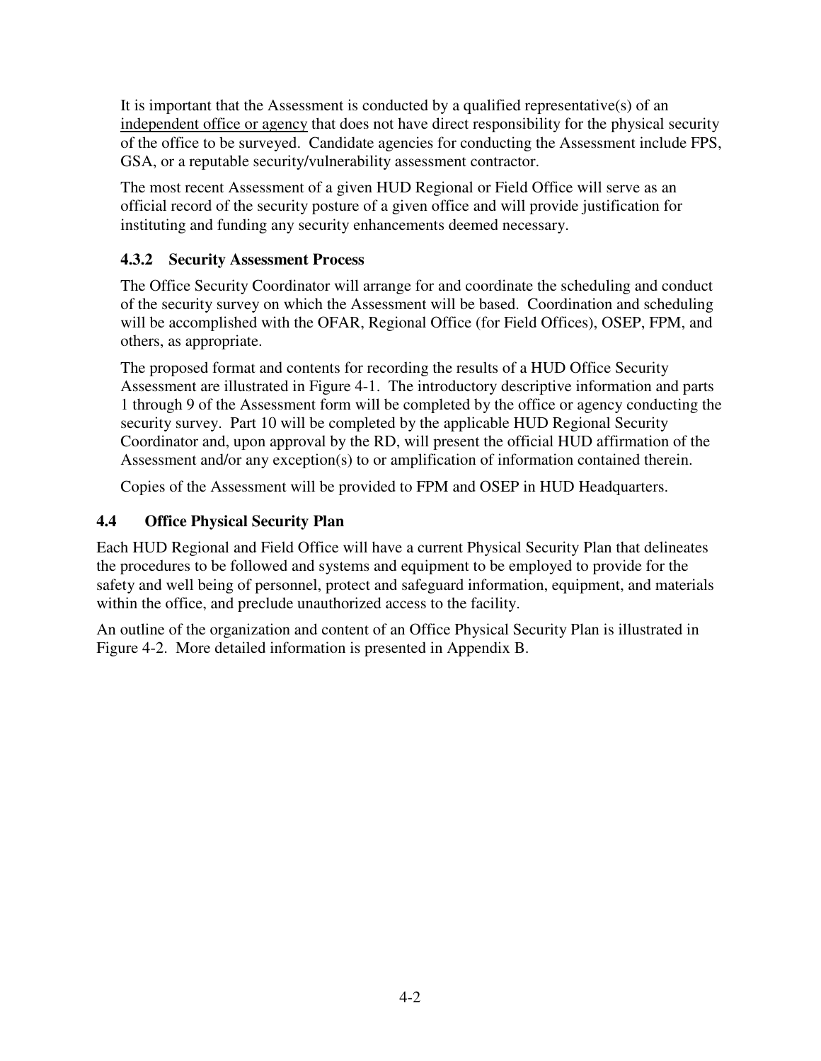It is important that the Assessment is conducted by a qualified representative(s) of an <u>independent office or agency</u> that does not have direct responsibility for the physical security of the office to be surveyed. Candidate agencies for conducting the Assessment include FPS, GSA, or a reputable security/vulnerability assessment contractor.

The most recent Assessment of a given HUD Regional or Field Office will serve as an official record of the security posture of a given office and will provide justification for instituting and funding any security enhancements deemed necessary.

### 4.3.2 Security Assessment Process

The Office Security Coordinator will arrange for and coordinate the scheduling and conduct of the security survey on which the Assessment will be based. Coordination and scheduling will be accomplished with the OFAR, Regional Office (for Field Offices), OSEP, FPM, and others, as appropriate.

The proposed format and contents for recording the results of a HUD Office Security Assessment are illustrated in Figure 4-1. The introductory descriptive information and parts 1 through 9 of the Assessment form will be completed by the office or agency conducting the security survey. Part 10 will be completed by the applicable HUD Regional Security Coordinator and, upon approval by the RD, will present the official HUD affirmation of the Assessment and/or any exception(s) to or amplification of information contained therein.

Copies of the Assessment will be provided to FPM and OSEP in HUD Headquarters.

## 4.4 Office Physical Security Plan

Each HUD Regional and Field Office will have a current Physical Security Plan that delineates the procedures to be followed and systems and equipment to be employed to provide for the safety and well being of personnel, protect and safeguard information, equipment, and materials within the office, and preclude unauthorized access to the facility.

An outline of the organization and content of an Office Physical Security Plan is illustrated in Figure 4-2. More detailed information is presented in Appendix B.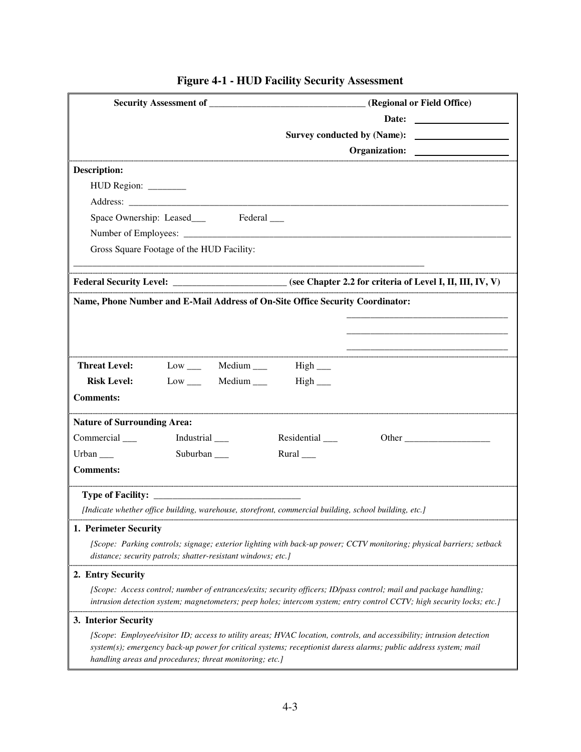# Figure 4-1 - HUD Facility Security Assessment

**Security Assessment of ________________________________ (Regional or Field Office)**

**Date:** ____________________

**Survey conducted by (Name):** ____________________

**Organization:** ____________________

---

**Description:**

HUD Region: ________

Address: ______________________________________________________________________________

Space Ownership: Leased___ Federal ___

Number of Employees: ______________________________________________________________________

Gross Square Footage of the HUD Facility:

______________________________________________________________________________

---

**Federal Security Level:** ________________________ **(see Chapter 2.2 for criteria of Level I, II, III, IV, V)**

---

**Name, Phone Number and E-Mail Address of On-Site Office Security Coordinator:**

___________________________________

___________________________________

___________________________________

---

**Threat Level:** Low ___ Medium ___ High ___

**Risk Level:** Low ___ Medium ___ High ___

**Comments:**

---

**Nature of Surrounding Area:**

Commercial ___ Industrial ___ Residential ___ Other __________________

Urban ___ Suburban ___ Rural ___

**Comments:**

---

**Type of Facility:** _______________________________

*[Indicate whether office building, warehouse, storefront, commercial building, school building, etc.]*

---

**1. Perimeter Security**

*[Scope: Parking controls; signage; exterior lighting with back-up power; CCTV monitoring; physical barriers; setback distance; security patrols; shatter-resistant windows; etc.]*

---

**2. Entry Security**

*[Scope: Access control; number of entrances/exits; security officers; ID/pass control; mail and package handling; intrusion detection system; magnetometers; peep holes; intercom system; entry control CCTV; high security locks; etc.]*

---

**3. Interior Security**

*[Scope: Employee/visitor ID; access to utility areas; HVAC location, controls, and accessibility; intrusion detection system(s); emergency back-up power for critical systems; receptionist duress alarms; public address system; mail handling areas and procedures; threat monitoring; etc.]*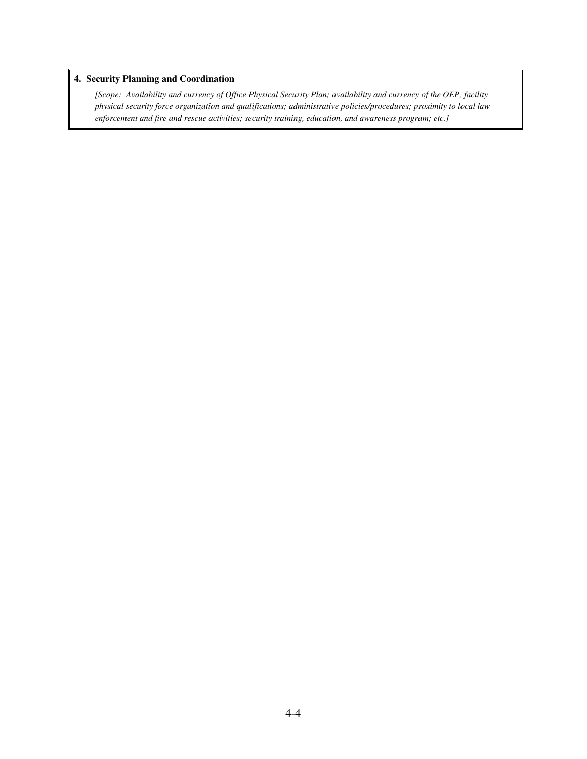**4. Security Planning and Coordination**

*[Scope: Availability and currency of Office Physical Security Plan; availability and currency of the OEP, facility physical security force organization and qualifications; administrative policies/procedures; proximity to local law enforcement and fire and rescue activities; security training, education, and awareness program; etc.]*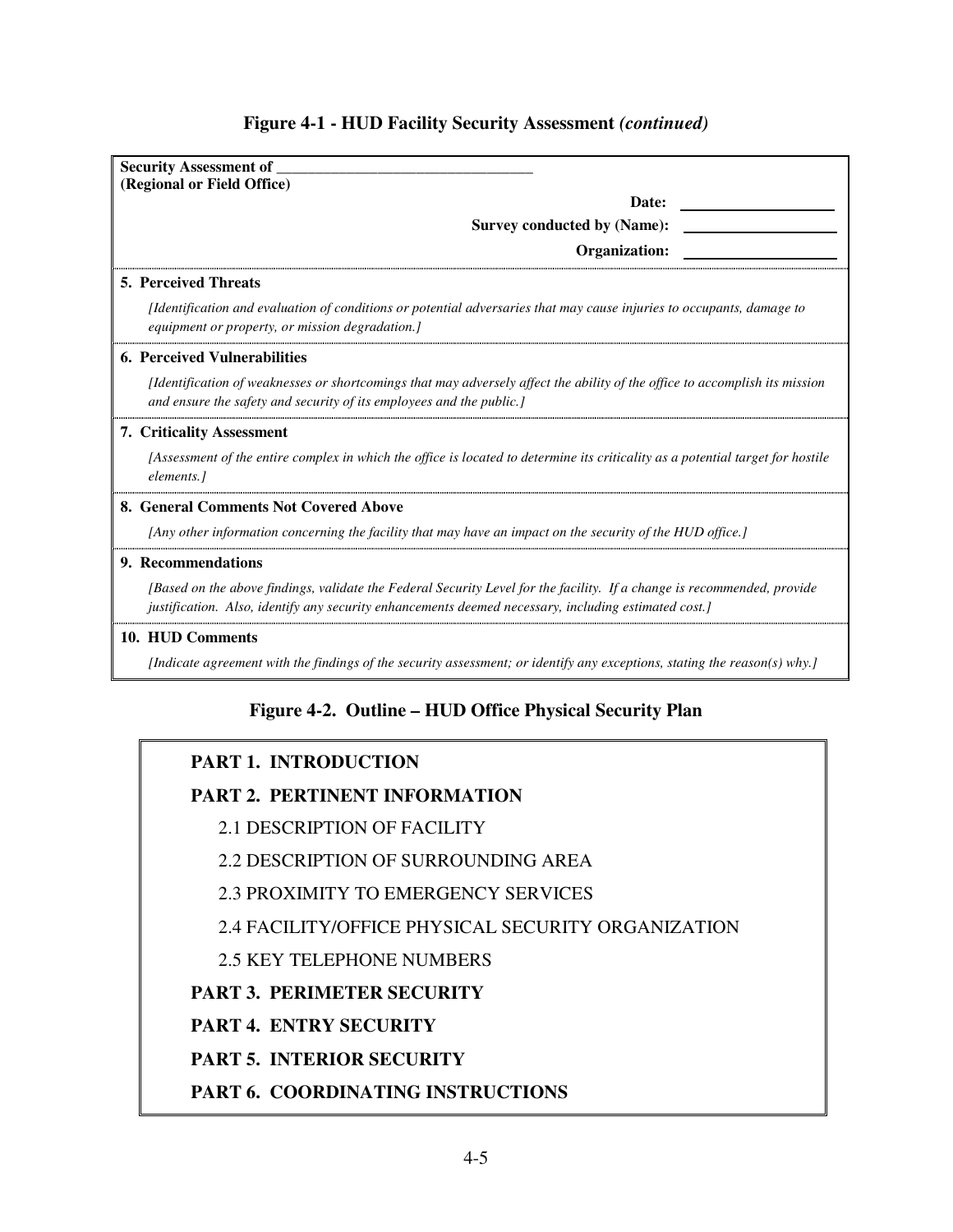## Figure 4-1 - HUD Facility Security Assessment *(continued)*

**Security Assessment of** ___________________________________
**(Regional or Field Office)**

**Date:** ____________________

**Survey conducted by (Name):** ____________________

**Organization:** ____________________

**5. Perceived Threats**

*[Identification and evaluation of conditions or potential adversaries that may cause injuries to occupants, damage to equipment or property, or mission degradation.]*

**6. Perceived Vulnerabilities**

*[Identification of weaknesses or shortcomings that may adversely affect the ability of the office to accomplish its mission and ensure the safety and security of its employees and the public.]*

**7. Criticality Assessment**

*[Assessment of the entire complex in which the office is located to determine its criticality as a potential target for hostile elements.]*

**8. General Comments Not Covered Above**

*[Any other information concerning the facility that may have an impact on the security of the HUD office.]*

**9. Recommendations**

*[Based on the above findings, validate the Federal Security Level for the facility. If a change is recommended, provide justification. Also, identify any security enhancements deemed necessary, including estimated cost.]*

**10. HUD Comments**

*[Indicate agreement with the findings of the security assessment; or identify any exceptions, stating the reason(s) why.]*

## Figure 4-2. Outline – HUD Office Physical Security Plan

**PART 1. INTRODUCTION**

**PART 2. PERTINENT INFORMATION**

- 2.1 DESCRIPTION OF FACILITY
- 2.2 DESCRIPTION OF SURROUNDING AREA
- 2.3 PROXIMITY TO EMERGENCY SERVICES
- 2.4 FACILITY/OFFICE PHYSICAL SECURITY ORGANIZATION
- 2.5 KEY TELEPHONE NUMBERS

**PART 3. PERIMETER SECURITY**

**PART 4. ENTRY SECURITY**

**PART 5. INTERIOR SECURITY**

**PART 6. COORDINATING INSTRUCTIONS**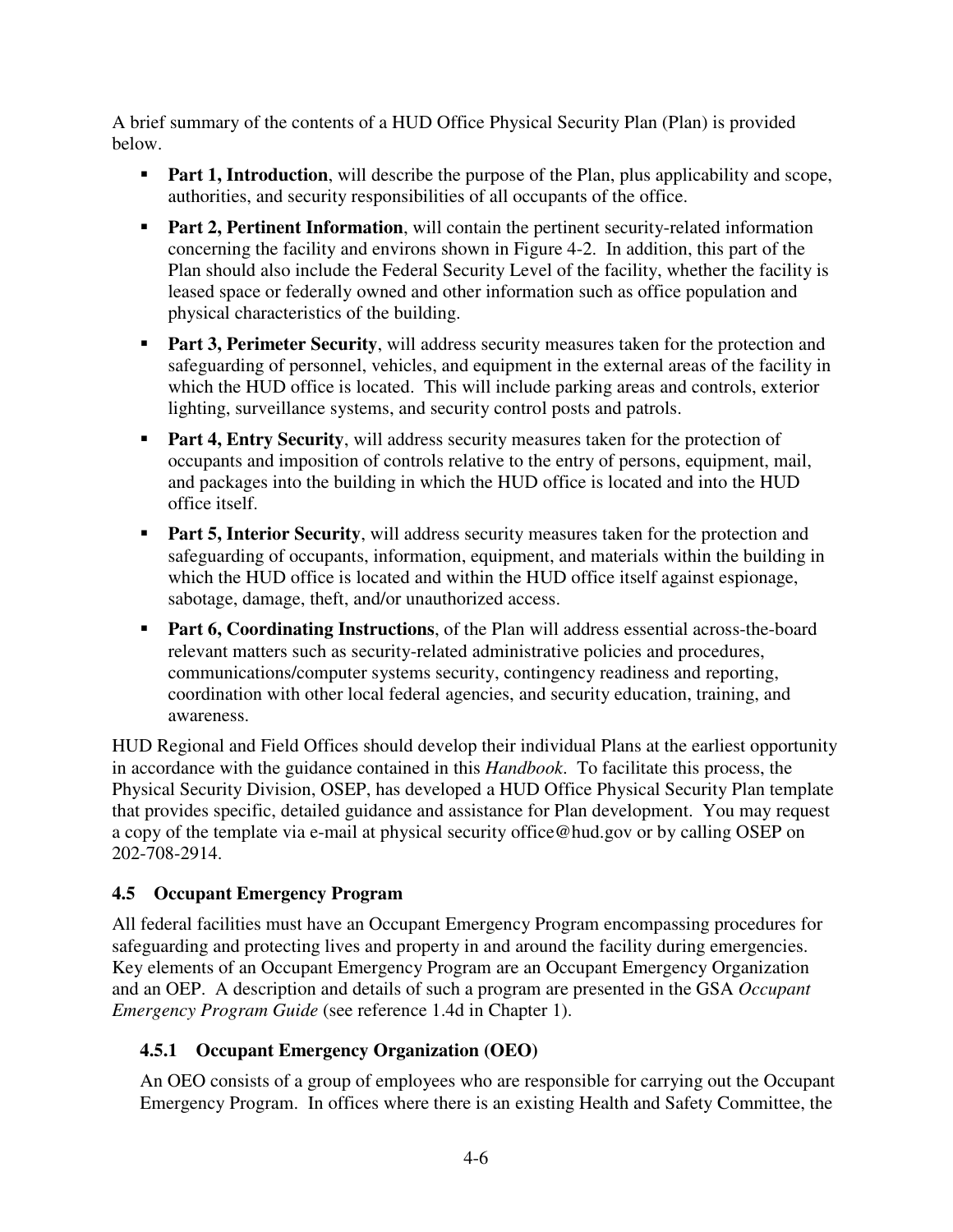A brief summary of the contents of a HUD Office Physical Security Plan (Plan) is provided below.

- **Part 1, Introduction**, will describe the purpose of the Plan, plus applicability and scope, authorities, and security responsibilities of all occupants of the office.
- **Part 2, Pertinent Information**, will contain the pertinent security-related information concerning the facility and environs shown in Figure 4-2. In addition, this part of the Plan should also include the Federal Security Level of the facility, whether the facility is leased space or federally owned and other information such as office population and physical characteristics of the building.
- **Part 3, Perimeter Security**, will address security measures taken for the protection and safeguarding of personnel, vehicles, and equipment in the external areas of the facility in which the HUD office is located. This will include parking areas and controls, exterior lighting, surveillance systems, and security control posts and patrols.
- **Part 4, Entry Security**, will address security measures taken for the protection of occupants and imposition of controls relative to the entry of persons, equipment, mail, and packages into the building in which the HUD office is located and into the HUD office itself.
- **Part 5, Interior Security**, will address security measures taken for the protection and safeguarding of occupants, information, equipment, and materials within the building in which the HUD office is located and within the HUD office itself against espionage, sabotage, damage, theft, and/or unauthorized access.
- **Part 6, Coordinating Instructions**, of the Plan will address essential across-the-board relevant matters such as security-related administrative policies and procedures, communications/computer systems security, contingency readiness and reporting, coordination with other local federal agencies, and security education, training, and awareness.

HUD Regional and Field Offices should develop their individual Plans at the earliest opportunity in accordance with the guidance contained in this *Handbook*. To facilitate this process, the Physical Security Division, OSEP, has developed a HUD Office Physical Security Plan template that provides specific, detailed guidance and assistance for Plan development. You may request a copy of the template via e-mail at physical security office@hud.gov or by calling OSEP on 202-708-2914.

### 4.5 Occupant Emergency Program

All federal facilities must have an Occupant Emergency Program encompassing procedures for safeguarding and protecting lives and property in and around the facility during emergencies. Key elements of an Occupant Emergency Program are an Occupant Emergency Organization and an OEP. A description and details of such a program are presented in the GSA *Occupant Emergency Program Guide* (see reference 1.4d in Chapter 1).

#### 4.5.1 Occupant Emergency Organization (OEO)

An OEO consists of a group of employees who are responsible for carrying out the Occupant Emergency Program. In offices where there is an existing Health and Safety Committee, the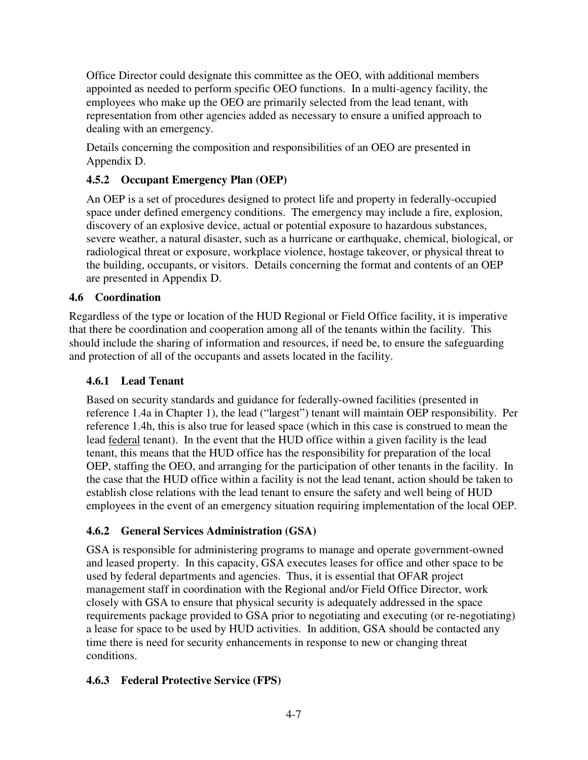Office Director could designate this committee as the OEO, with additional members appointed as needed to perform specific OEO functions. In a multi-agency facility, the employees who make up the OEO are primarily selected from the lead tenant, with representation from other agencies added as necessary to ensure a unified approach to dealing with an emergency.

Details concerning the composition and responsibilities of an OEO are presented in Appendix D.

### 4.5.2 Occupant Emergency Plan (OEP)

An OEP is a set of procedures designed to protect life and property in federally-occupied space under defined emergency conditions. The emergency may include a fire, explosion, discovery of an explosive device, actual or potential exposure to hazardous substances, severe weather, a natural disaster, such as a hurricane or earthquake, chemical, biological, or radiological threat or exposure, workplace violence, hostage takeover, or physical threat to the building, occupants, or visitors. Details concerning the format and contents of an OEP are presented in Appendix D.

## 4.6 Coordination

Regardless of the type or location of the HUD Regional or Field Office facility, it is imperative that there be coordination and cooperation among all of the tenants within the facility. This should include the sharing of information and resources, if need be, to ensure the safeguarding and protection of all of the occupants and assets located in the facility.

### 4.6.1 Lead Tenant

Based on security standards and guidance for federally-owned facilities (presented in reference 1.4a in Chapter 1), the lead ("largest") tenant will maintain OEP responsibility. Per reference 1.4h, this is also true for leased space (which in this case is construed to mean the lead federal tenant). In the event that the HUD office within a given facility is the lead tenant, this means that the HUD office has the responsibility for preparation of the local OEP, staffing the OEO, and arranging for the participation of other tenants in the facility. In the case that the HUD office within a facility is not the lead tenant, action should be taken to establish close relations with the lead tenant to ensure the safety and well being of HUD employees in the event of an emergency situation requiring implementation of the local OEP.

### 4.6.2 General Services Administration (GSA)

GSA is responsible for administering programs to manage and operate government-owned and leased property. In this capacity, GSA executes leases for office and other space to be used by federal departments and agencies. Thus, it is essential that OFAR project management staff in coordination with the Regional and/or Field Office Director, work closely with GSA to ensure that physical security is adequately addressed in the space requirements package provided to GSA prior to negotiating and executing (or re-negotiating) a lease for space to be used by HUD activities. In addition, GSA should be contacted any time there is need for security enhancements in response to new or changing threat conditions.

### 4.6.3 Federal Protective Service (FPS)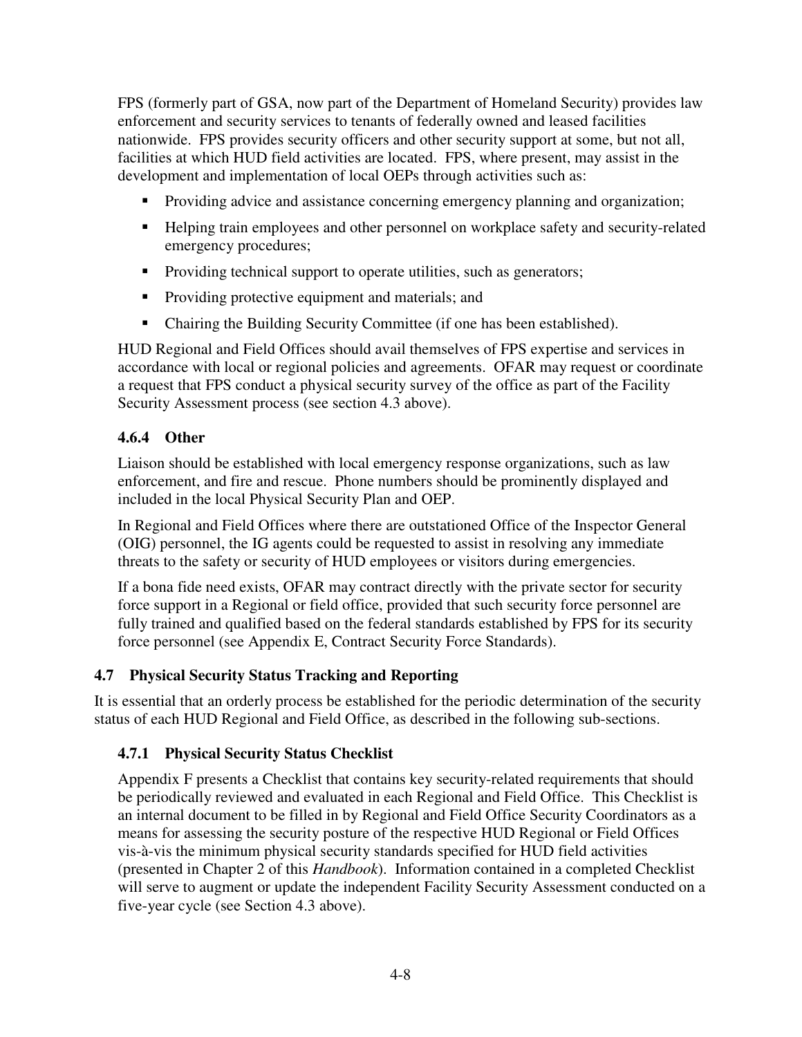FPS (formerly part of GSA, now part of the Department of Homeland Security) provides law enforcement and security services to tenants of federally owned and leased facilities nationwide. FPS provides security officers and other security support at some, but not all, facilities at which HUD field activities are located. FPS, where present, may assist in the development and implementation of local OEPs through activities such as:

- Providing advice and assistance concerning emergency planning and organization;
- Helping train employees and other personnel on workplace safety and security-related emergency procedures;
- Providing technical support to operate utilities, such as generators;
- Providing protective equipment and materials; and
- Chairing the Building Security Committee (if one has been established).

HUD Regional and Field Offices should avail themselves of FPS expertise and services in accordance with local or regional policies and agreements. OFAR may request or coordinate a request that FPS conduct a physical security survey of the office as part of the Facility Security Assessment process (see section 4.3 above).

### 4.6.4 Other

Liaison should be established with local emergency response organizations, such as law enforcement, and fire and rescue. Phone numbers should be prominently displayed and included in the local Physical Security Plan and OEP.

In Regional and Field Offices where there are outstationed Office of the Inspector General (OIG) personnel, the IG agents could be requested to assist in resolving any immediate threats to the safety or security of HUD employees or visitors during emergencies.

If a bona fide need exists, OFAR may contract directly with the private sector for security force support in a Regional or field office, provided that such security force personnel are fully trained and qualified based on the federal standards established by FPS for its security force personnel (see Appendix E, Contract Security Force Standards).

## 4.7 Physical Security Status Tracking and Reporting

It is essential that an orderly process be established for the periodic determination of the security status of each HUD Regional and Field Office, as described in the following sub-sections.

### 4.7.1 Physical Security Status Checklist

Appendix F presents a Checklist that contains key security-related requirements that should be periodically reviewed and evaluated in each Regional and Field Office. This Checklist is an internal document to be filled in by Regional and Field Office Security Coordinators as a means for assessing the security posture of the respective HUD Regional or Field Offices vis-à-vis the minimum physical security standards specified for HUD field activities (presented in Chapter 2 of this *Handbook*). Information contained in a completed Checklist will serve to augment or update the independent Facility Security Assessment conducted on a five-year cycle (see Section 4.3 above).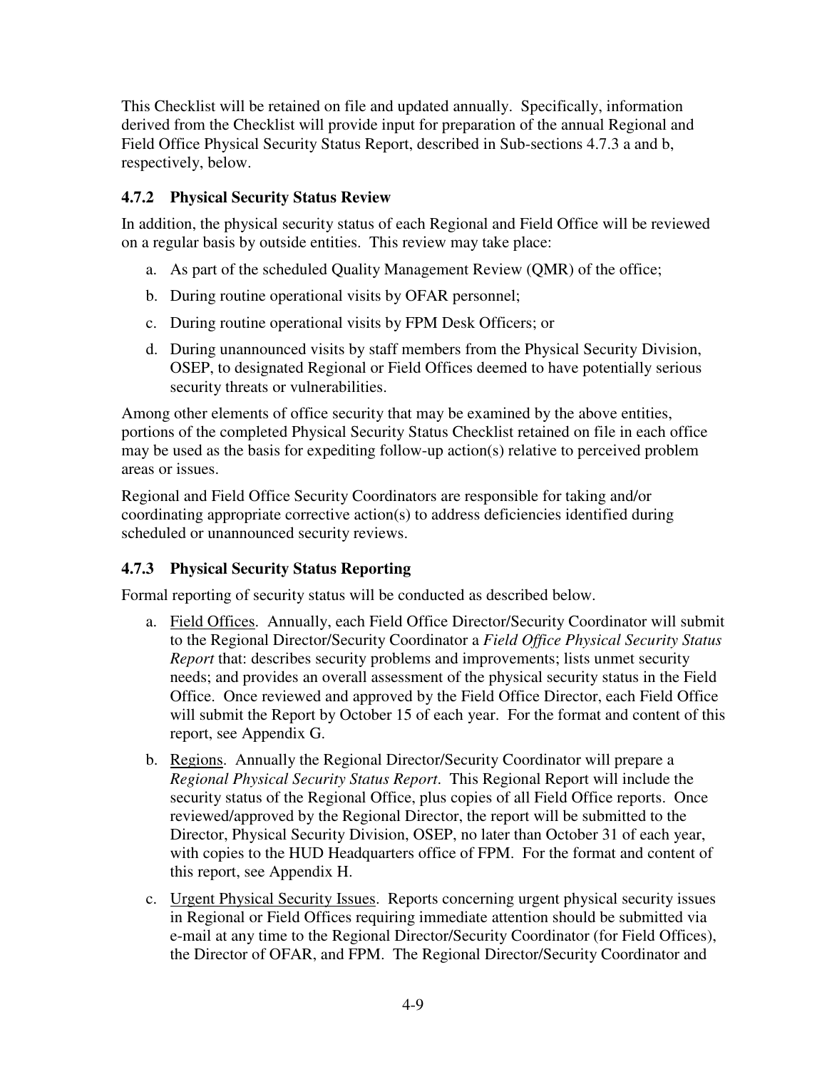This Checklist will be retained on file and updated annually. Specifically, information derived from the Checklist will provide input for preparation of the annual Regional and Field Office Physical Security Status Report, described in Sub-sections 4.7.3 a and b, respectively, below.

### 4.7.2 Physical Security Status Review

In addition, the physical security status of each Regional and Field Office will be reviewed on a regular basis by outside entities. This review may take place:

a. As part of the scheduled Quality Management Review (QMR) of the office;

b. During routine operational visits by OFAR personnel;

c. During routine operational visits by FPM Desk Officers; or

d. During unannounced visits by staff members from the Physical Security Division, OSEP, to designated Regional or Field Offices deemed to have potentially serious security threats or vulnerabilities.

Among other elements of office security that may be examined by the above entities, portions of the completed Physical Security Status Checklist retained on file in each office may be used as the basis for expediting follow-up action(s) relative to perceived problem areas or issues.

Regional and Field Office Security Coordinators are responsible for taking and/or coordinating appropriate corrective action(s) to address deficiencies identified during scheduled or unannounced security reviews.

### 4.7.3 Physical Security Status Reporting

Formal reporting of security status will be conducted as described below.

a. Field Offices. Annually, each Field Office Director/Security Coordinator will submit to the Regional Director/Security Coordinator a *Field Office Physical Security Status Report* that: describes security problems and improvements; lists unmet security needs; and provides an overall assessment of the physical security status in the Field Office. Once reviewed and approved by the Field Office Director, each Field Office will submit the Report by October 15 of each year. For the format and content of this report, see Appendix G.

b. Regions. Annually the Regional Director/Security Coordinator will prepare a *Regional Physical Security Status Report*. This Regional Report will include the security status of the Regional Office, plus copies of all Field Office reports. Once reviewed/approved by the Regional Director, the report will be submitted to the Director, Physical Security Division, OSEP, no later than October 31 of each year, with copies to the HUD Headquarters office of FPM. For the format and content of this report, see Appendix H.

c. Urgent Physical Security Issues. Reports concerning urgent physical security issues in Regional or Field Offices requiring immediate attention should be submitted via e-mail at any time to the Regional Director/Security Coordinator (for Field Offices), the Director of OFAR, and FPM. The Regional Director/Security Coordinator and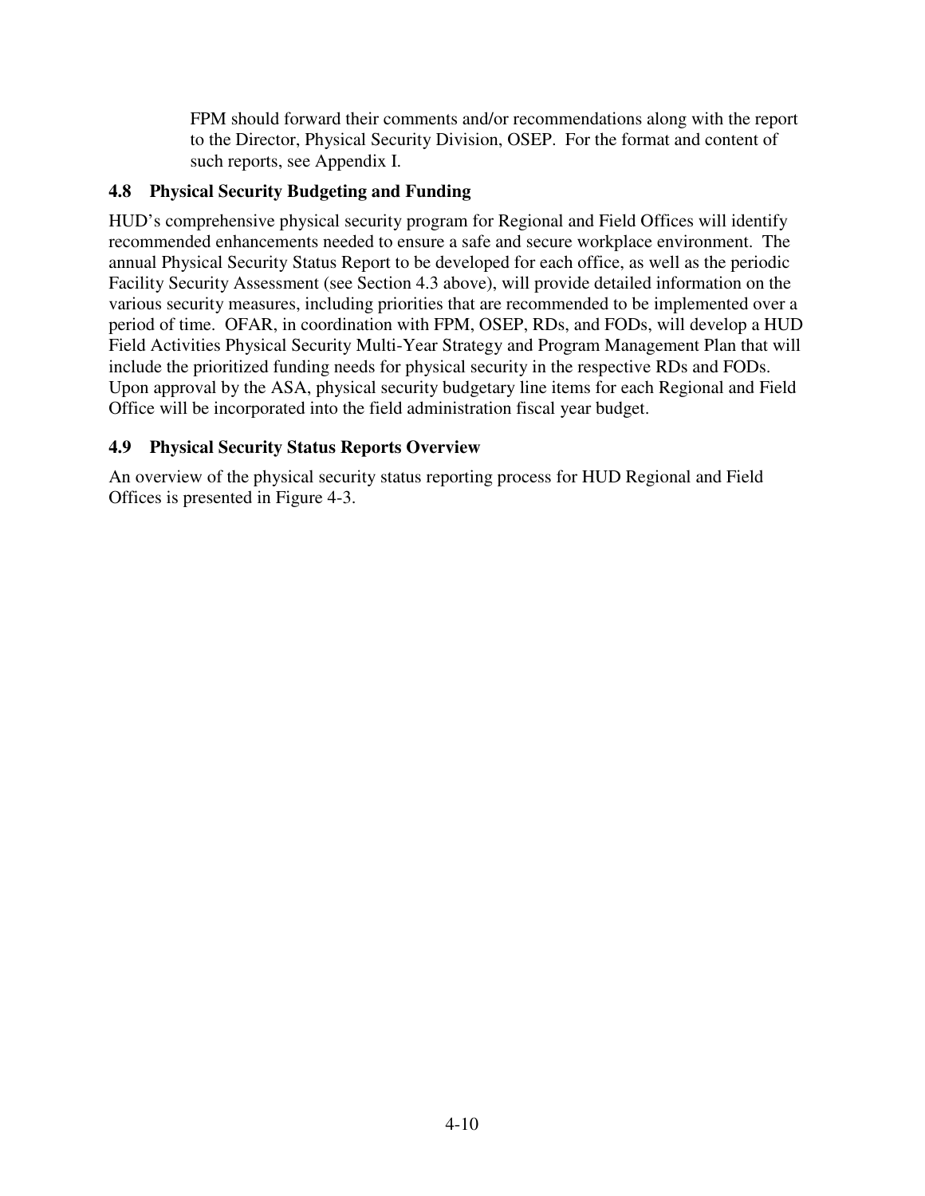FPM should forward their comments and/or recommendations along with the report to the Director, Physical Security Division, OSEP. For the format and content of such reports, see Appendix I.

### 4.8 Physical Security Budgeting and Funding

HUD's comprehensive physical security program for Regional and Field Offices will identify recommended enhancements needed to ensure a safe and secure workplace environment. The annual Physical Security Status Report to be developed for each office, as well as the periodic Facility Security Assessment (see Section 4.3 above), will provide detailed information on the various security measures, including priorities that are recommended to be implemented over a period of time. OFAR, in coordination with FPM, OSEP, RDs, and FODs, will develop a HUD Field Activities Physical Security Multi-Year Strategy and Program Management Plan that will include the prioritized funding needs for physical security in the respective RDs and FODs. Upon approval by the ASA, physical security budgetary line items for each Regional and Field Office will be incorporated into the field administration fiscal year budget.

### 4.9 Physical Security Status Reports Overview

An overview of the physical security status reporting process for HUD Regional and Field Offices is presented in Figure 4-3.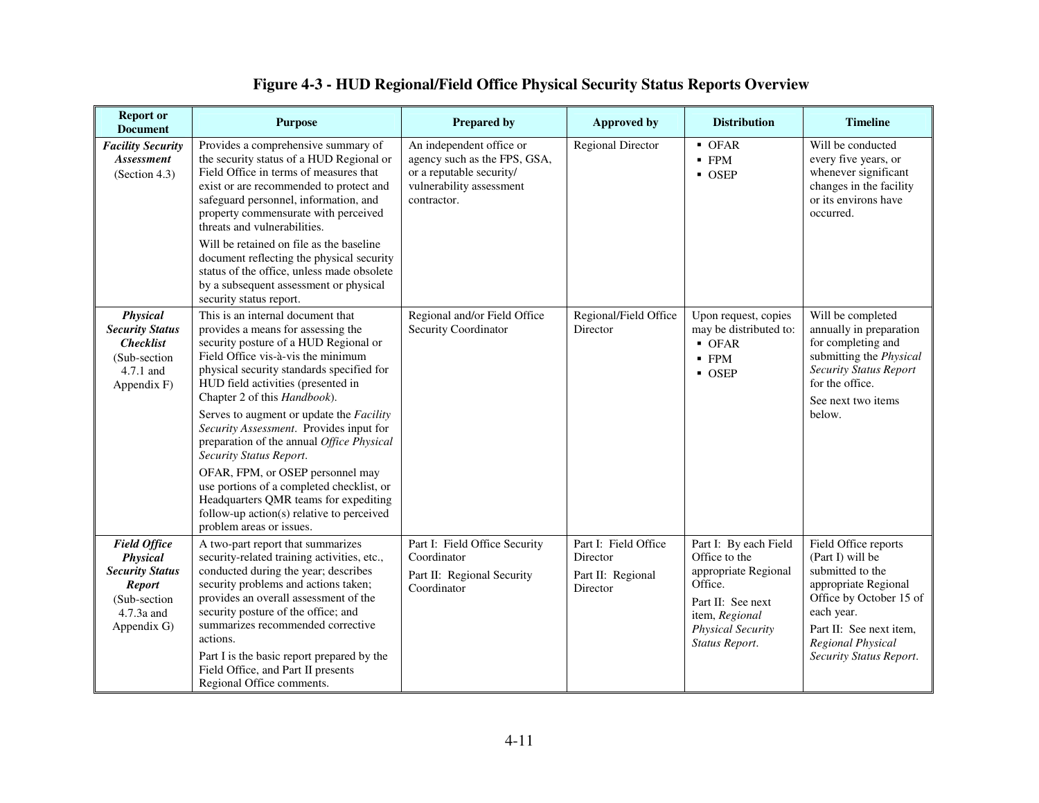# Figure 4-3 - HUD Regional/Field Office Physical Security Status Reports Overview

| Report or Document | Purpose | Prepared by | Approved by | Distribution | Timeline |
|---|---|---|---|---|---|
| ***Facility Security Assessment*** (Section 4.3) | Provides a comprehensive summary of the security status of a HUD Regional or Field Office in terms of measures that exist or are recommended to protect and safeguard personnel, information, and property commensurate with perceived threats and vulnerabilities.<br><br>Will be retained on file as the baseline document reflecting the physical security status of the office, unless made obsolete by a subsequent assessment or physical security status report. | An independent office or agency such as the FPS, GSA, or a reputable security/ vulnerability assessment contractor. | Regional Director | ▪ OFAR<br>▪ FPM<br>▪ OSEP | Will be conducted every five years, or whenever significant changes in the facility or its environs have occurred. |
| ***Physical Security Status Checklist*** (Sub-section 4.7.1 and Appendix F) | This is an internal document that provides a means for assessing the security posture of a HUD Regional or Field Office vis-à-vis the minimum physical security standards specified for HUD field activities (presented in Chapter 2 of this *Handbook*).<br><br>Serves to augment or update the *Facility Security Assessment*. Provides input for preparation of the annual *Office Physical Security Status Report*.<br><br>OFAR, FPM, or OSEP personnel may use portions of a completed checklist, or Headquarters QMR teams for expediting follow-up action(s) relative to perceived problem areas or issues. | Regional and/or Field Office Security Coordinator | Regional/Field Office Director | Upon request, copies may be distributed to:<br>▪ OFAR<br>▪ FPM<br>▪ OSEP | Will be completed annually in preparation for completing and submitting the *Physical Security Status Report* for the office.<br><br>See next two items below. |
| ***Field Office Physical Security Status Report*** (Sub-section 4.7.3a and Appendix G) | A two-part report that summarizes security-related training activities, etc., conducted during the year; describes security problems and actions taken; provides an overall assessment of the security posture of the office; and summarizes recommended corrective actions.<br><br>Part I is the basic report prepared by the Field Office, and Part II presents Regional Office comments. | Part I: Field Office Security Coordinator<br><br>Part II: Regional Security Coordinator | Part I: Field Office Director<br><br>Part II: Regional Director | Part I: By each Field Office to the appropriate Regional Office.<br><br>Part II: See next item, *Regional Physical Security Status Report*. | Field Office reports (Part I) will be submitted to the appropriate Regional Office by October 15 of each year.<br><br>Part II: See next item, *Regional Physical Security Status Report*. |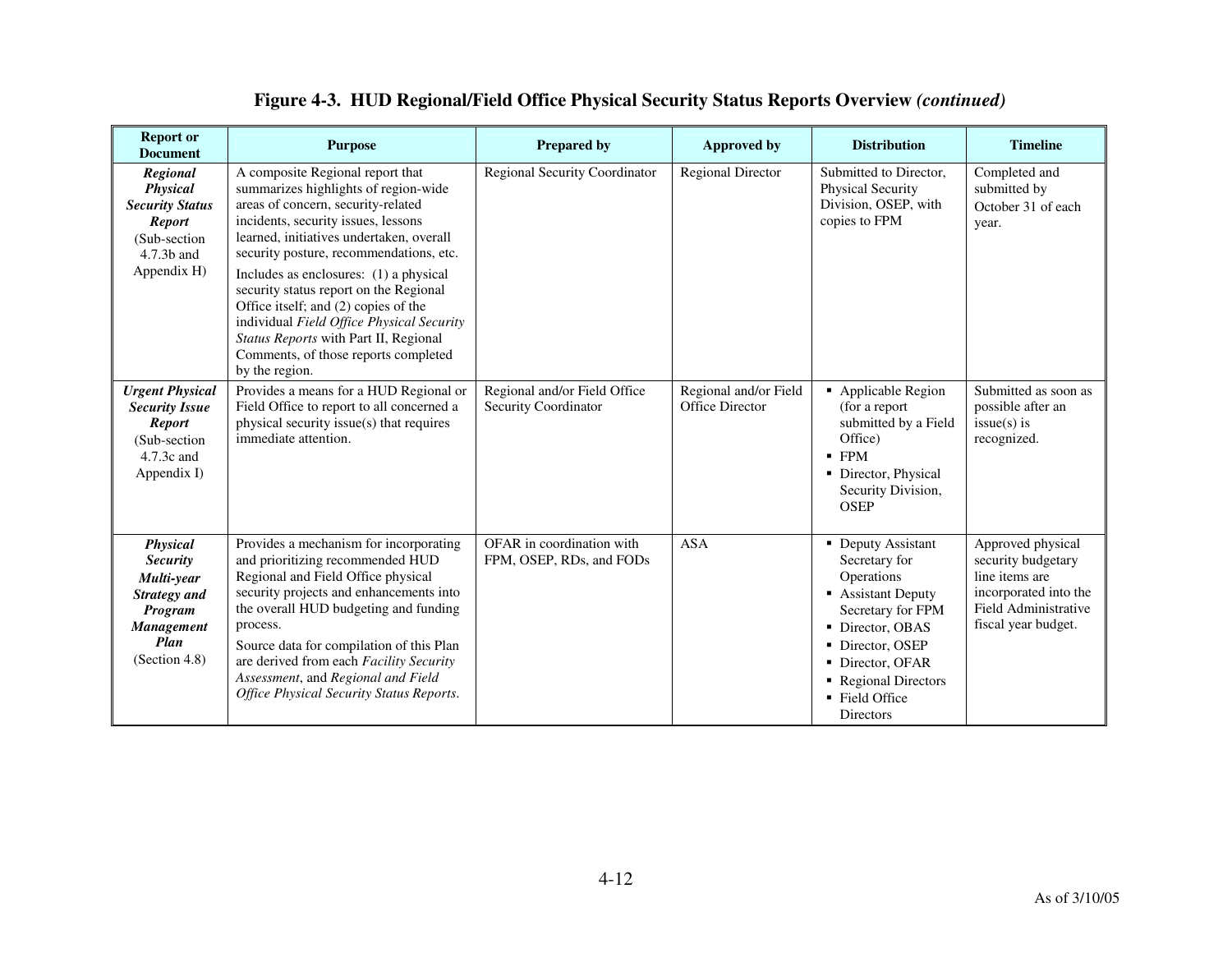**Figure 4-3. HUD Regional/Field Office Physical Security Status Reports Overview *(continued)***

| Report or Document | Purpose | Prepared by | Approved by | Distribution | Timeline |
|---|---|---|---|---|---|
| ***Regional Physical Security Status Report*** (Sub-section 4.7.3b and Appendix H) | A composite Regional report that summarizes highlights of region-wide areas of concern, security-related incidents, security issues, lessons learned, initiatives undertaken, overall security posture, recommendations, etc.<br><br>Includes as enclosures: (1) a physical security status report on the Regional Office itself; and (2) copies of the individual *Field Office Physical Security Status Reports* with Part II, Regional Comments, of those reports completed by the region. | Regional Security Coordinator | Regional Director | Submitted to Director, Physical Security Division, OSEP, with copies to FPM | Completed and submitted by October 31 of each year. |
| ***Urgent Physical Security Issue Report*** (Sub-section 4.7.3c and Appendix I) | Provides a means for a HUD Regional or Field Office to report to all concerned a physical security issue(s) that requires immediate attention. | Regional and/or Field Office Security Coordinator | Regional and/or Field Office Director | ▪ Applicable Region (for a report submitted by a Field Office)<br>▪ FPM<br>▪ Director, Physical Security Division, OSEP | Submitted as soon as possible after an issue(s) is recognized. |
| ***Physical Security Multi-year Strategy and Program Management Plan*** (Section 4.8) | Provides a mechanism for incorporating and prioritizing recommended HUD Regional and Field Office physical security projects and enhancements into the overall HUD budgeting and funding process.<br><br>Source data for compilation of this Plan are derived from each *Facility Security Assessment*, and *Regional and Field Office Physical Security Status Reports*. | OFAR in coordination with FPM, OSEP, RDs, and FODs | ASA | ▪ Deputy Assistant Secretary for Operations<br>▪ Assistant Deputy Secretary for FPM<br>▪ Director, OBAS<br>▪ Director, OSEP<br>▪ Director, OFAR<br>▪ Regional Directors<br>▪ Field Office Directors | Approved physical security budgetary line items are incorporated into the Field Administrative fiscal year budget. |

As of 3/10/05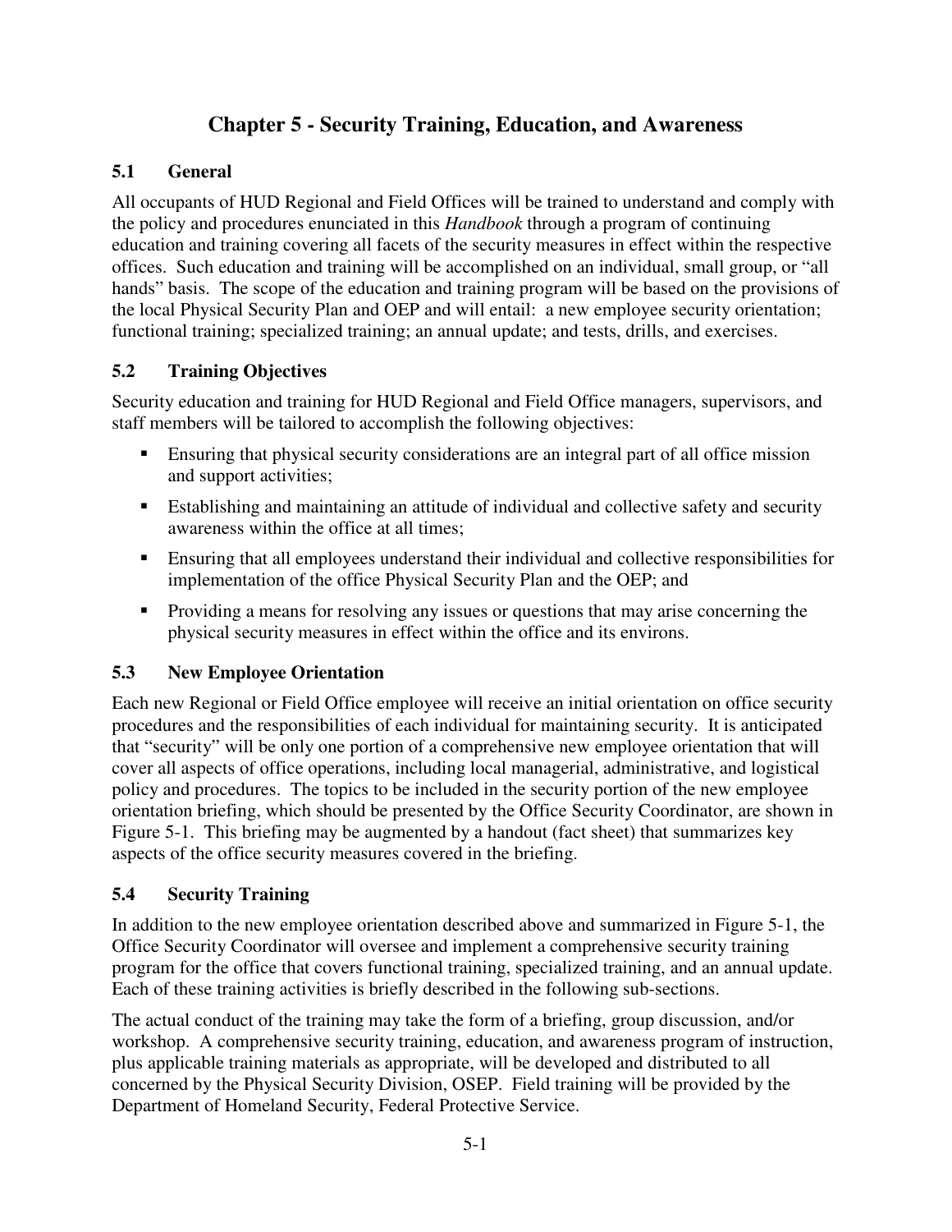# Chapter 5 - Security Training, Education, and Awareness

## 5.1 General

All occupants of HUD Regional and Field Offices will be trained to understand and comply with the policy and procedures enunciated in this *Handbook* through a program of continuing education and training covering all facets of the security measures in effect within the respective offices. Such education and training will be accomplished on an individual, small group, or "all hands" basis. The scope of the education and training program will be based on the provisions of the local Physical Security Plan and OEP and will entail: a new employee security orientation; functional training; specialized training; an annual update; and tests, drills, and exercises.

## 5.2 Training Objectives

Security education and training for HUD Regional and Field Office managers, supervisors, and staff members will be tailored to accomplish the following objectives:

- Ensuring that physical security considerations are an integral part of all office mission and support activities;
- Establishing and maintaining an attitude of individual and collective safety and security awareness within the office at all times;
- Ensuring that all employees understand their individual and collective responsibilities for implementation of the office Physical Security Plan and the OEP; and
- Providing a means for resolving any issues or questions that may arise concerning the physical security measures in effect within the office and its environs.

## 5.3 New Employee Orientation

Each new Regional or Field Office employee will receive an initial orientation on office security procedures and the responsibilities of each individual for maintaining security. It is anticipated that "security" will be only one portion of a comprehensive new employee orientation that will cover all aspects of office operations, including local managerial, administrative, and logistical policy and procedures. The topics to be included in the security portion of the new employee orientation briefing, which should be presented by the Office Security Coordinator, are shown in Figure 5-1. This briefing may be augmented by a handout (fact sheet) that summarizes key aspects of the office security measures covered in the briefing.

## 5.4 Security Training

In addition to the new employee orientation described above and summarized in Figure 5-1, the Office Security Coordinator will oversee and implement a comprehensive security training program for the office that covers functional training, specialized training, and an annual update. Each of these training activities is briefly described in the following sub-sections.

The actual conduct of the training may take the form of a briefing, group discussion, and/or workshop. A comprehensive security training, education, and awareness program of instruction, plus applicable training materials as appropriate, will be developed and distributed to all concerned by the Physical Security Division, OSEP. Field training will be provided by the Department of Homeland Security, Federal Protective Service.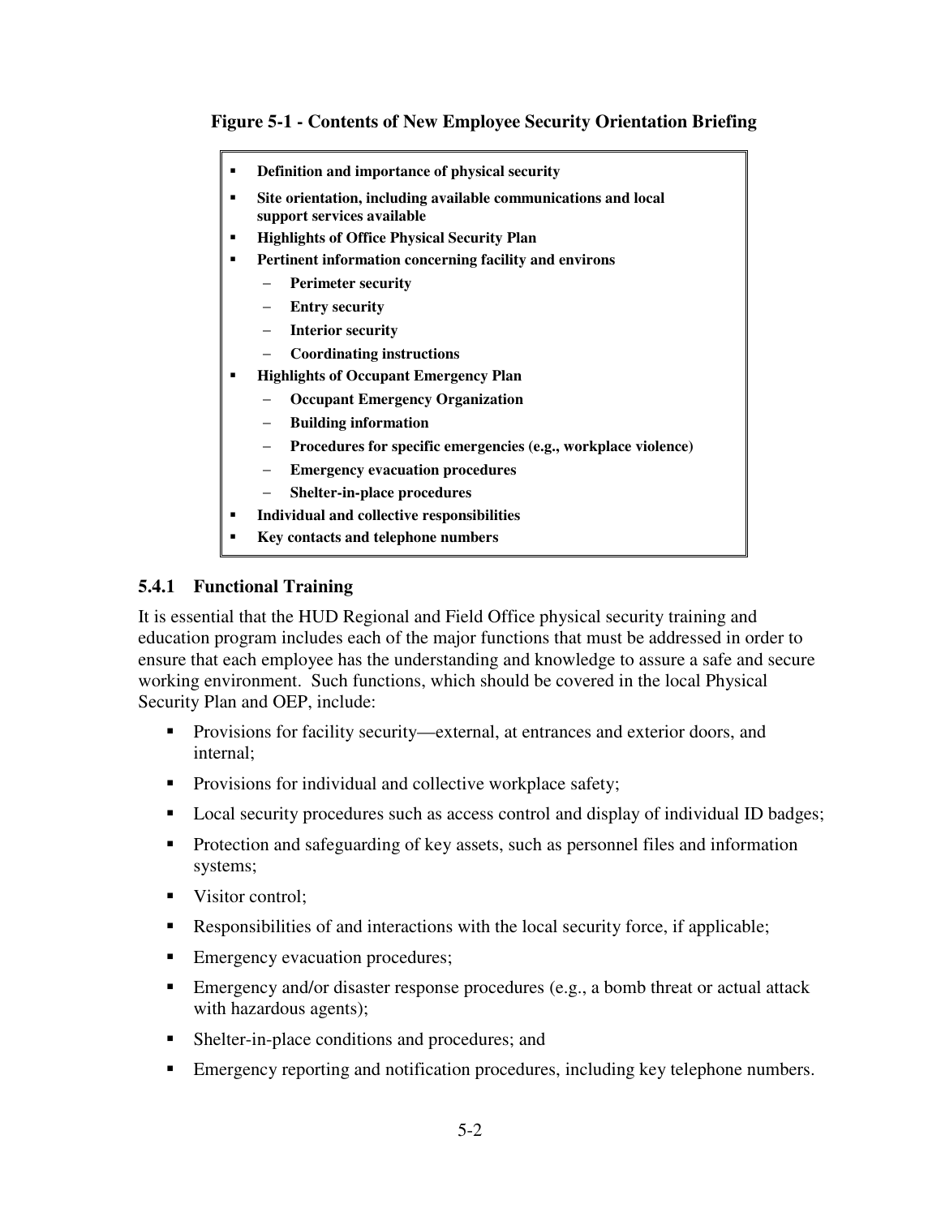**Figure 5-1 - Contents of New Employee Security Orientation Briefing**

- **Definition and importance of physical security**
- **Site orientation, including available communications and local support services available**
- **Highlights of Office Physical Security Plan**
- **Pertinent information concerning facility and environs**
  - **Perimeter security**
  - **Entry security**
  - **Interior security**
  - **Coordinating instructions**
- **Highlights of Occupant Emergency Plan**
  - **Occupant Emergency Organization**
  - **Building information**
  - **Procedures for specific emergencies (e.g., workplace violence)**
  - **Emergency evacuation procedures**
  - **Shelter-in-place procedures**
- **Individual and collective responsibilities**
- **Key contacts and telephone numbers**

### 5.4.1 Functional Training

It is essential that the HUD Regional and Field Office physical security training and education program includes each of the major functions that must be addressed in order to ensure that each employee has the understanding and knowledge to assure a safe and secure working environment. Such functions, which should be covered in the local Physical Security Plan and OEP, include:

- Provisions for facility security—external, at entrances and exterior doors, and internal;
- Provisions for individual and collective workplace safety;
- Local security procedures such as access control and display of individual ID badges;
- Protection and safeguarding of key assets, such as personnel files and information systems;
- Visitor control;
- Responsibilities of and interactions with the local security force, if applicable;
- Emergency evacuation procedures;
- Emergency and/or disaster response procedures (e.g., a bomb threat or actual attack with hazardous agents);
- Shelter-in-place conditions and procedures; and
- Emergency reporting and notification procedures, including key telephone numbers.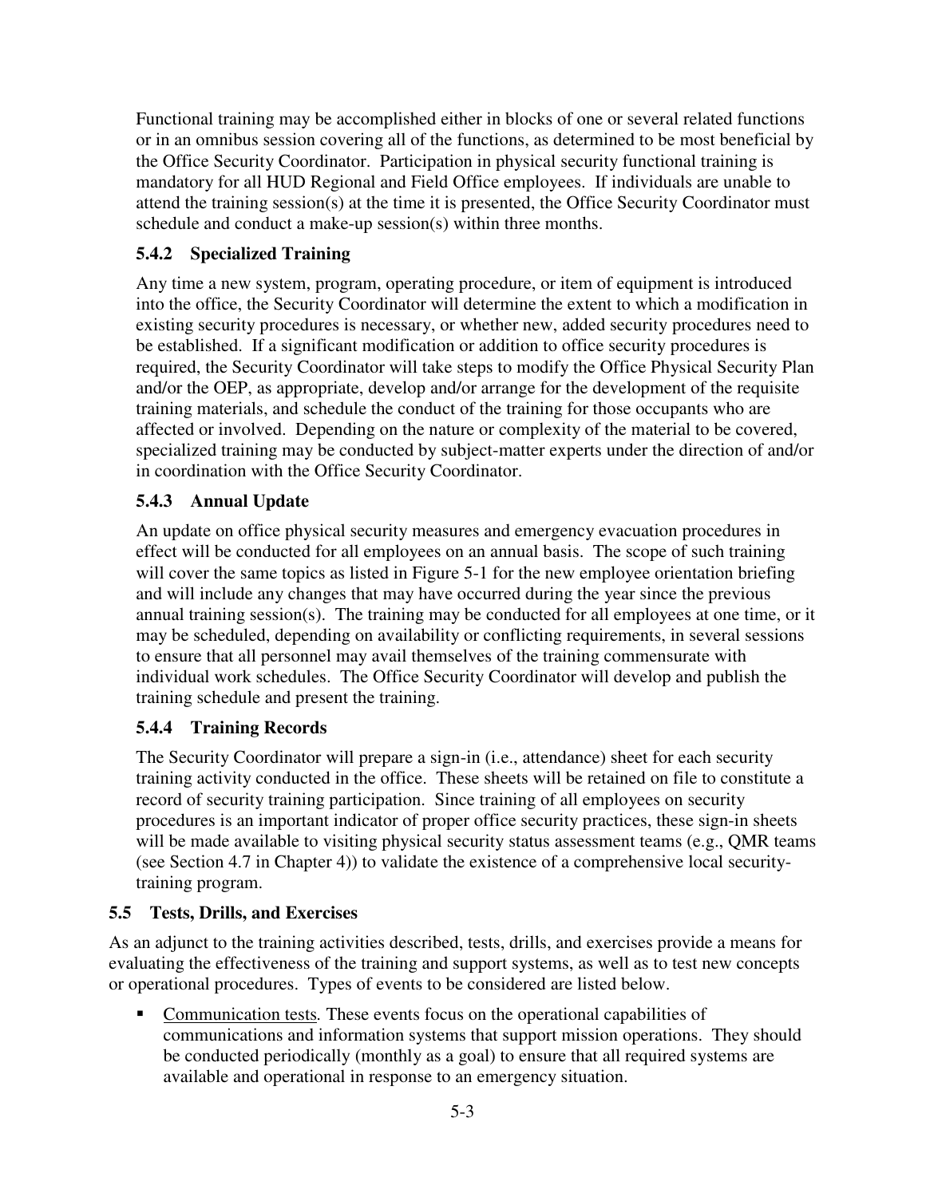Functional training may be accomplished either in blocks of one or several related functions or in an omnibus session covering all of the functions, as determined to be most beneficial by the Office Security Coordinator. Participation in physical security functional training is mandatory for all HUD Regional and Field Office employees. If individuals are unable to attend the training session(s) at the time it is presented, the Office Security Coordinator must schedule and conduct a make-up session(s) within three months.

### 5.4.2 Specialized Training

Any time a new system, program, operating procedure, or item of equipment is introduced into the office, the Security Coordinator will determine the extent to which a modification in existing security procedures is necessary, or whether new, added security procedures need to be established. If a significant modification or addition to office security procedures is required, the Security Coordinator will take steps to modify the Office Physical Security Plan and/or the OEP, as appropriate, develop and/or arrange for the development of the requisite training materials, and schedule the conduct of the training for those occupants who are affected or involved. Depending on the nature or complexity of the material to be covered, specialized training may be conducted by subject-matter experts under the direction of and/or in coordination with the Office Security Coordinator.

### 5.4.3 Annual Update

An update on office physical security measures and emergency evacuation procedures in effect will be conducted for all employees on an annual basis. The scope of such training will cover the same topics as listed in Figure 5-1 for the new employee orientation briefing and will include any changes that may have occurred during the year since the previous annual training session(s). The training may be conducted for all employees at one time, or it may be scheduled, depending on availability or conflicting requirements, in several sessions to ensure that all personnel may avail themselves of the training commensurate with individual work schedules. The Office Security Coordinator will develop and publish the training schedule and present the training.

### 5.4.4 Training Records

The Security Coordinator will prepare a sign-in (i.e., attendance) sheet for each security training activity conducted in the office. These sheets will be retained on file to constitute a record of security training participation. Since training of all employees on security procedures is an important indicator of proper office security practices, these sign-in sheets will be made available to visiting physical security status assessment teams (e.g., QMR teams (see Section 4.7 in Chapter 4)) to validate the existence of a comprehensive local security-training program.

## 5.5 Tests, Drills, and Exercises

As an adjunct to the training activities described, tests, drills, and exercises provide a means for evaluating the effectiveness of the training and support systems, as well as to test new concepts or operational procedures. Types of events to be considered are listed below.

- Communication tests. These events focus on the operational capabilities of communications and information systems that support mission operations. They should be conducted periodically (monthly as a goal) to ensure that all required systems are available and operational in response to an emergency situation.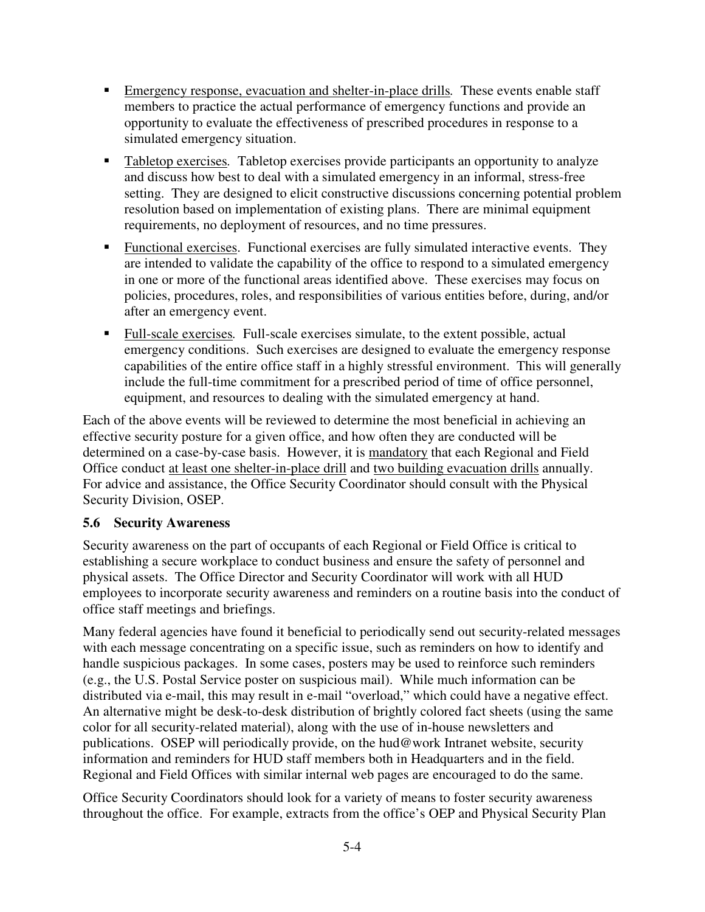- Emergency response, evacuation and shelter-in-place drills. These events enable staff members to practice the actual performance of emergency functions and provide an opportunity to evaluate the effectiveness of prescribed procedures in response to a simulated emergency situation.
- Tabletop exercises. Tabletop exercises provide participants an opportunity to analyze and discuss how best to deal with a simulated emergency in an informal, stress-free setting. They are designed to elicit constructive discussions concerning potential problem resolution based on implementation of existing plans. There are minimal equipment requirements, no deployment of resources, and no time pressures.
- Functional exercises. Functional exercises are fully simulated interactive events. They are intended to validate the capability of the office to respond to a simulated emergency in one or more of the functional areas identified above. These exercises may focus on policies, procedures, roles, and responsibilities of various entities before, during, and/or after an emergency event.
- Full-scale exercises. Full-scale exercises simulate, to the extent possible, actual emergency conditions. Such exercises are designed to evaluate the emergency response capabilities of the entire office staff in a highly stressful environment. This will generally include the full-time commitment for a prescribed period of time of office personnel, equipment, and resources to dealing with the simulated emergency at hand.

Each of the above events will be reviewed to determine the most beneficial in achieving an effective security posture for a given office, and how often they are conducted will be determined on a case-by-case basis. However, it is mandatory that each Regional and Field Office conduct at least one shelter-in-place drill and two building evacuation drills annually. For advice and assistance, the Office Security Coordinator should consult with the Physical Security Division, OSEP.

### 5.6 Security Awareness

Security awareness on the part of occupants of each Regional or Field Office is critical to establishing a secure workplace to conduct business and ensure the safety of personnel and physical assets. The Office Director and Security Coordinator will work with all HUD employees to incorporate security awareness and reminders on a routine basis into the conduct of office staff meetings and briefings.

Many federal agencies have found it beneficial to periodically send out security-related messages with each message concentrating on a specific issue, such as reminders on how to identify and handle suspicious packages. In some cases, posters may be used to reinforce such reminders (e.g., the U.S. Postal Service poster on suspicious mail). While much information can be distributed via e-mail, this may result in e-mail "overload," which could have a negative effect. An alternative might be desk-to-desk distribution of brightly colored fact sheets (using the same color for all security-related material), along with the use of in-house newsletters and publications. OSEP will periodically provide, on the hud@work Intranet website, security information and reminders for HUD staff members both in Headquarters and in the field. Regional and Field Offices with similar internal web pages are encouraged to do the same.

Office Security Coordinators should look for a variety of means to foster security awareness throughout the office. For example, extracts from the office's OEP and Physical Security Plan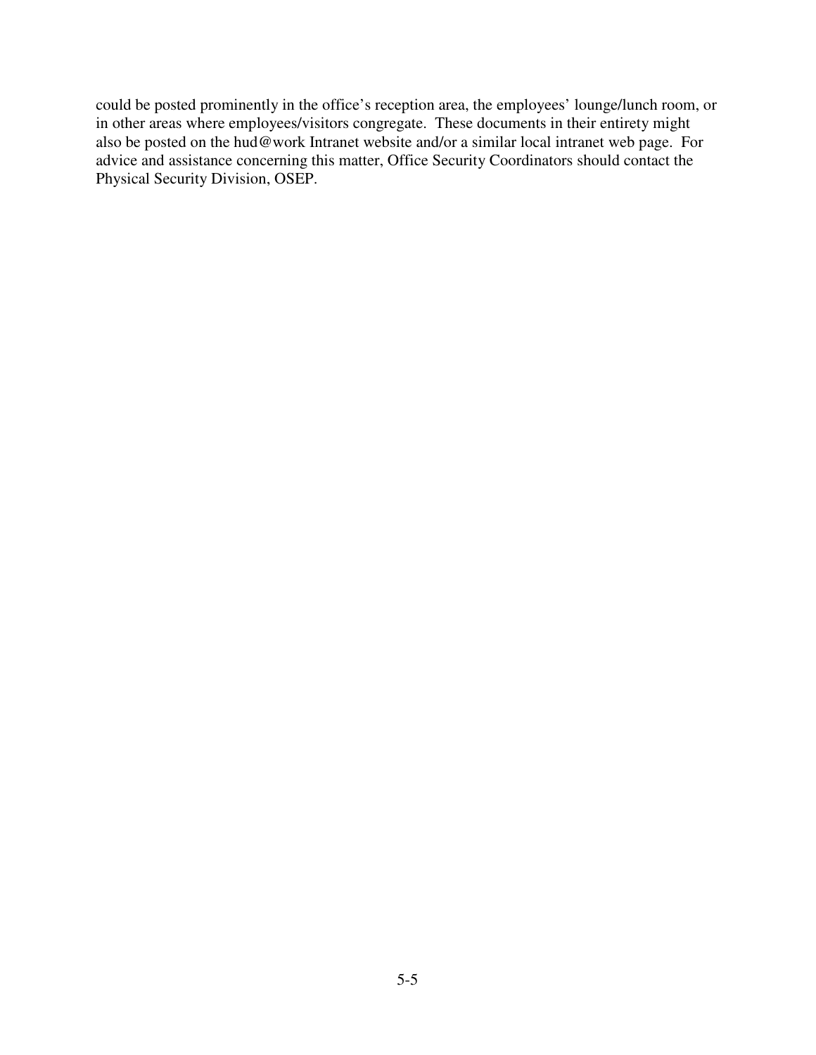could be posted prominently in the office's reception area, the employees' lounge/lunch room, or in other areas where employees/visitors congregate. These documents in their entirety might also be posted on the hud@work Intranet website and/or a similar local intranet web page. For advice and assistance concerning this matter, Office Security Coordinators should contact the Physical Security Division, OSEP.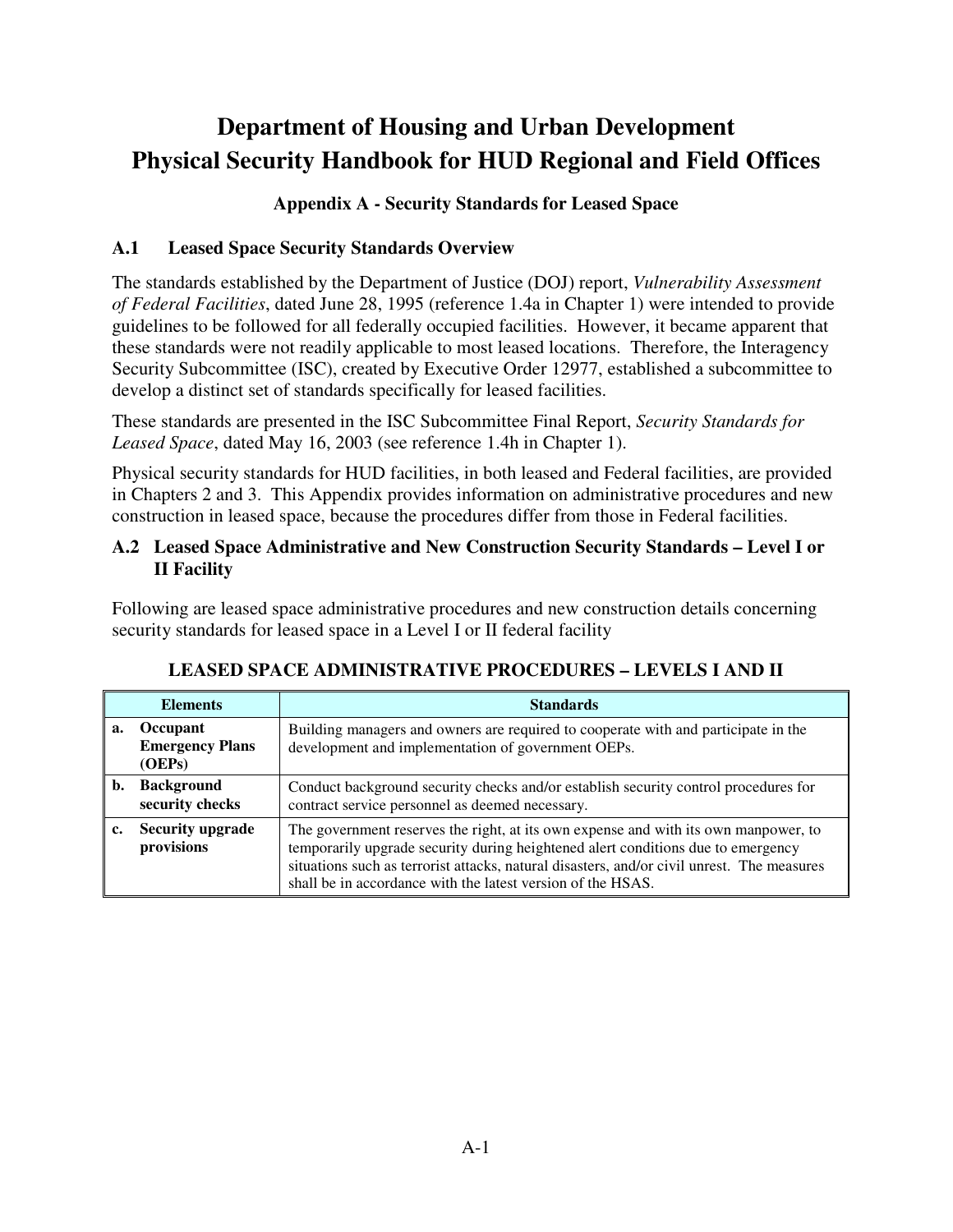# Department of Housing and Urban Development Physical Security Handbook for HUD Regional and Field Offices

### Appendix A - Security Standards for Leased Space

## A.1 Leased Space Security Standards Overview

The standards established by the Department of Justice (DOJ) report, *Vulnerability Assessment of Federal Facilities*, dated June 28, 1995 (reference 1.4a in Chapter 1) were intended to provide guidelines to be followed for all federally occupied facilities. However, it became apparent that these standards were not readily applicable to most leased locations. Therefore, the Interagency Security Subcommittee (ISC), created by Executive Order 12977, established a subcommittee to develop a distinct set of standards specifically for leased facilities.

These standards are presented in the ISC Subcommittee Final Report, *Security Standards for Leased Space*, dated May 16, 2003 (see reference 1.4h in Chapter 1).

Physical security standards for HUD facilities, in both leased and Federal facilities, are provided in Chapters 2 and 3. This Appendix provides information on administrative procedures and new construction in leased space, because the procedures differ from those in Federal facilities.

## A.2 Leased Space Administrative and New Construction Security Standards – Level I or II Facility

Following are leased space administrative procedures and new construction details concerning security standards for leased space in a Level I or II federal facility

**LEASED SPACE ADMINISTRATIVE PROCEDURES – LEVELS I AND II**

| Elements | Standards |
|---|---|
| **a. Occupant Emergency Plans (OEPs)** | Building managers and owners are required to cooperate with and participate in the development and implementation of government OEPs. |
| **b. Background security checks** | Conduct background security checks and/or establish security control procedures for contract service personnel as deemed necessary. |
| **c. Security upgrade provisions** | The government reserves the right, at its own expense and with its own manpower, to temporarily upgrade security during heightened alert conditions due to emergency situations such as terrorist attacks, natural disasters, and/or civil unrest. The measures shall be in accordance with the latest version of the HSAS. |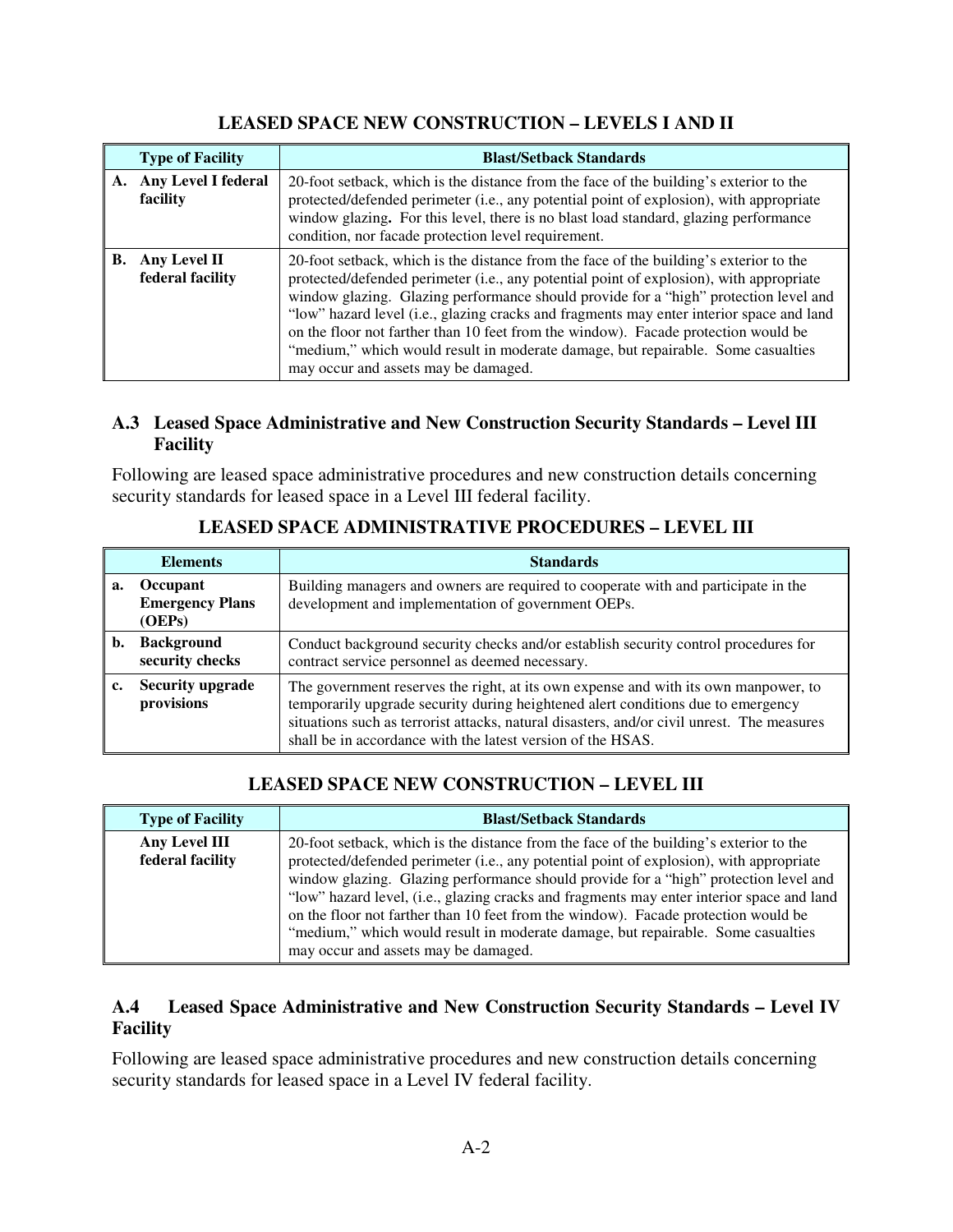**LEASED SPACE NEW CONSTRUCTION – LEVELS I AND II**

| Type of Facility | Blast/Setback Standards |
|---|---|
| **A. Any Level I federal facility** | 20-foot setback, which is the distance from the face of the building's exterior to the protected/defended perimeter (i.e., any potential point of explosion), with appropriate window glazing**.** For this level, there is no blast load standard, glazing performance condition, nor facade protection level requirement. |
| **B. Any Level II federal facility** | 20-foot setback, which is the distance from the face of the building's exterior to the protected/defended perimeter (i.e., any potential point of explosion), with appropriate window glazing. Glazing performance should provide for a "high" protection level and "low" hazard level (i.e., glazing cracks and fragments may enter interior space and land on the floor not farther than 10 feet from the window). Facade protection would be "medium," which would result in moderate damage, but repairable. Some casualties may occur and assets may be damaged. |

### A.3 Leased Space Administrative and New Construction Security Standards – Level III Facility

Following are leased space administrative procedures and new construction details concerning security standards for leased space in a Level III federal facility.

**LEASED SPACE ADMINISTRATIVE PROCEDURES – LEVEL III**

| Elements | Standards |
|---|---|
| **a. Occupant Emergency Plans (OEPs)** | Building managers and owners are required to cooperate with and participate in the development and implementation of government OEPs. |
| **b. Background security checks** | Conduct background security checks and/or establish security control procedures for contract service personnel as deemed necessary. |
| **c. Security upgrade provisions** | The government reserves the right, at its own expense and with its own manpower, to temporarily upgrade security during heightened alert conditions due to emergency situations such as terrorist attacks, natural disasters, and/or civil unrest. The measures shall be in accordance with the latest version of the HSAS. |

**LEASED SPACE NEW CONSTRUCTION – LEVEL III**

| Type of Facility | Blast/Setback Standards |
|---|---|
| **Any Level III federal facility** | 20-foot setback, which is the distance from the face of the building's exterior to the protected/defended perimeter (i.e., any potential point of explosion), with appropriate window glazing. Glazing performance should provide for a "high" protection level and "low" hazard level, (i.e., glazing cracks and fragments may enter interior space and land on the floor not farther than 10 feet from the window). Facade protection would be "medium," which would result in moderate damage, but repairable. Some casualties may occur and assets may be damaged. |

### A.4 Leased Space Administrative and New Construction Security Standards – Level IV Facility

Following are leased space administrative procedures and new construction details concerning security standards for leased space in a Level IV federal facility.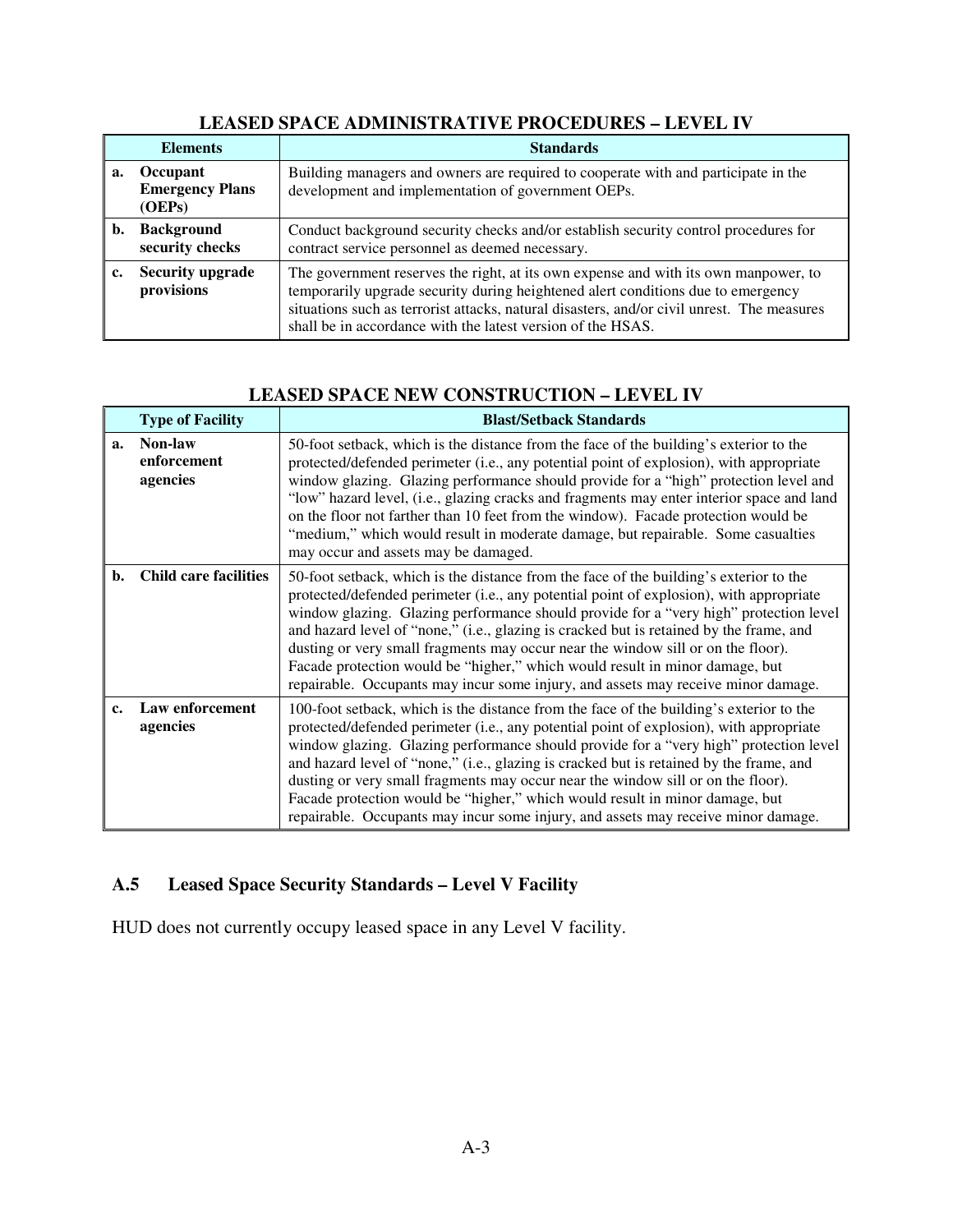**LEASED SPACE ADMINISTRATIVE PROCEDURES – LEVEL IV**

| | Elements | Standards |
|---|---|---|
| a. | **Occupant Emergency Plans (OEPs)** | Building managers and owners are required to cooperate with and participate in the development and implementation of government OEPs. |
| b. | **Background security checks** | Conduct background security checks and/or establish security control procedures for contract service personnel as deemed necessary. |
| c. | **Security upgrade provisions** | The government reserves the right, at its own expense and with its own manpower, to temporarily upgrade security during heightened alert conditions due to emergency situations such as terrorist attacks, natural disasters, and/or civil unrest. The measures shall be in accordance with the latest version of the HSAS. |

**LEASED SPACE NEW CONSTRUCTION – LEVEL IV**

| | Type of Facility | Blast/Setback Standards |
|---|---|---|
| a. | **Non-law enforcement agencies** | 50-foot setback, which is the distance from the face of the building's exterior to the protected/defended perimeter (i.e., any potential point of explosion), with appropriate window glazing. Glazing performance should provide for a "high" protection level and "low" hazard level, (i.e., glazing cracks and fragments may enter interior space and land on the floor not farther than 10 feet from the window). Facade protection would be "medium," which would result in moderate damage, but repairable. Some casualties may occur and assets may be damaged. |
| b. | **Child care facilities** | 50-foot setback, which is the distance from the face of the building's exterior to the protected/defended perimeter (i.e., any potential point of explosion), with appropriate window glazing. Glazing performance should provide for a "very high" protection level and hazard level of "none," (i.e., glazing is cracked but is retained by the frame, and dusting or very small fragments may occur near the window sill or on the floor). Facade protection would be "higher," which would result in minor damage, but repairable. Occupants may incur some injury, and assets may receive minor damage. |
| c. | **Law enforcement agencies** | 100-foot setback, which is the distance from the face of the building's exterior to the protected/defended perimeter (i.e., any potential point of explosion), with appropriate window glazing. Glazing performance should provide for a "very high" protection level and hazard level of "none," (i.e., glazing is cracked but is retained by the frame, and dusting or very small fragments may occur near the window sill or on the floor). Facade protection would be "higher," which would result in minor damage, but repairable. Occupants may incur some injury, and assets may receive minor damage. |

### A.5 Leased Space Security Standards – Level V Facility

HUD does not currently occupy leased space in any Level V facility.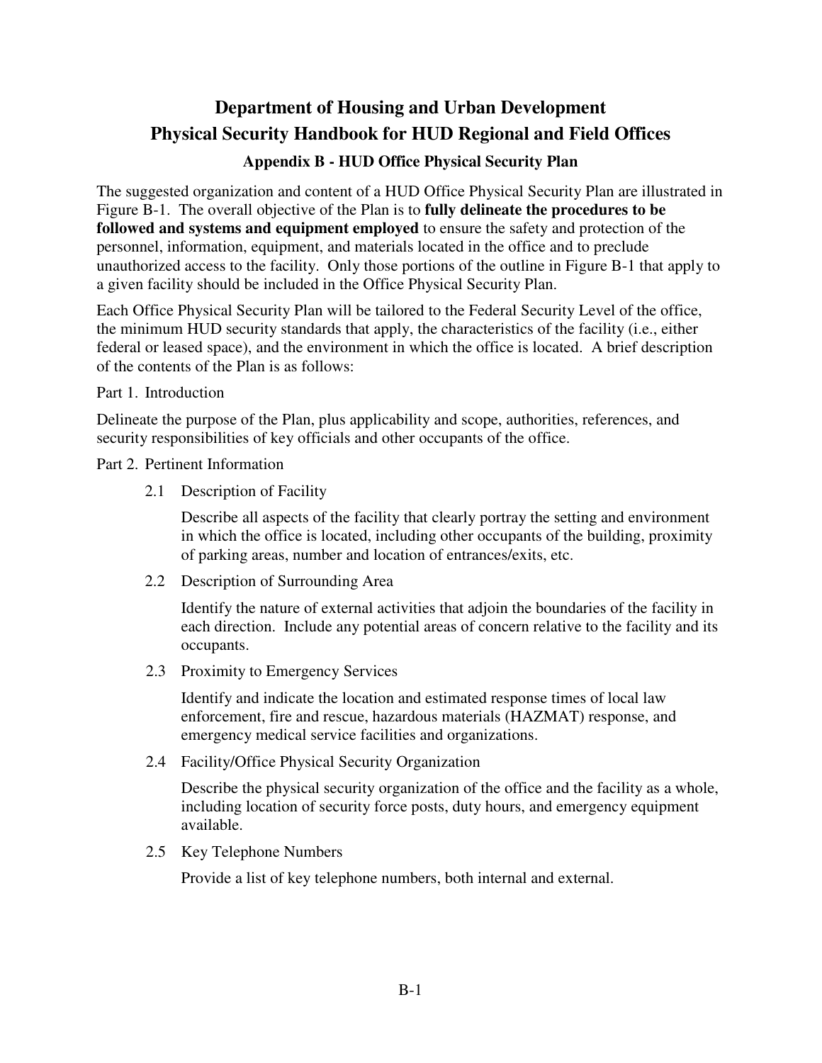# Department of Housing and Urban Development
# Physical Security Handbook for HUD Regional and Field Offices

## Appendix B - HUD Office Physical Security Plan

The suggested organization and content of a HUD Office Physical Security Plan are illustrated in Figure B-1. The overall objective of the Plan is to **fully delineate the procedures to be followed and systems and equipment employed** to ensure the safety and protection of the personnel, information, equipment, and materials located in the office and to preclude unauthorized access to the facility. Only those portions of the outline in Figure B-1 that apply to a given facility should be included in the Office Physical Security Plan.

Each Office Physical Security Plan will be tailored to the Federal Security Level of the office, the minimum HUD security standards that apply, the characteristics of the facility (i.e., either federal or leased space), and the environment in which the office is located. A brief description of the contents of the Plan is as follows:

Part 1. Introduction

Delineate the purpose of the Plan, plus applicability and scope, authorities, references, and security responsibilities of key officials and other occupants of the office.

Part 2. Pertinent Information

2.1 Description of Facility

Describe all aspects of the facility that clearly portray the setting and environment in which the office is located, including other occupants of the building, proximity of parking areas, number and location of entrances/exits, etc.

2.2 Description of Surrounding Area

Identify the nature of external activities that adjoin the boundaries of the facility in each direction. Include any potential areas of concern relative to the facility and its occupants.

2.3 Proximity to Emergency Services

Identify and indicate the location and estimated response times of local law enforcement, fire and rescue, hazardous materials (HAZMAT) response, and emergency medical service facilities and organizations.

2.4 Facility/Office Physical Security Organization

Describe the physical security organization of the office and the facility as a whole, including location of security force posts, duty hours, and emergency equipment available.

2.5 Key Telephone Numbers

Provide a list of key telephone numbers, both internal and external.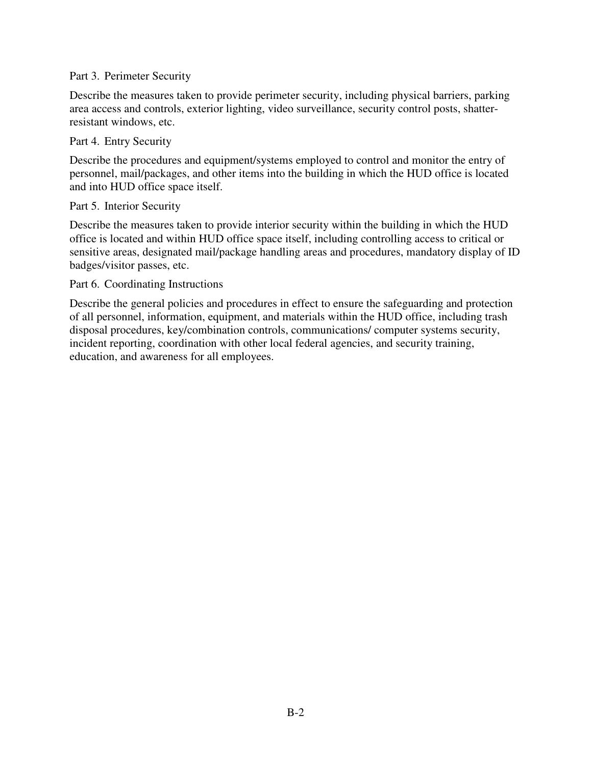Part 3. Perimeter Security

Describe the measures taken to provide perimeter security, including physical barriers, parking area access and controls, exterior lighting, video surveillance, security control posts, shatter-resistant windows, etc.

Part 4. Entry Security

Describe the procedures and equipment/systems employed to control and monitor the entry of personnel, mail/packages, and other items into the building in which the HUD office is located and into HUD office space itself.

Part 5. Interior Security

Describe the measures taken to provide interior security within the building in which the HUD office is located and within HUD office space itself, including controlling access to critical or sensitive areas, designated mail/package handling areas and procedures, mandatory display of ID badges/visitor passes, etc.

Part 6. Coordinating Instructions

Describe the general policies and procedures in effect to ensure the safeguarding and protection of all personnel, information, equipment, and materials within the HUD office, including trash disposal procedures, key/combination controls, communications/ computer systems security, incident reporting, coordination with other local federal agencies, and security training, education, and awareness for all employees.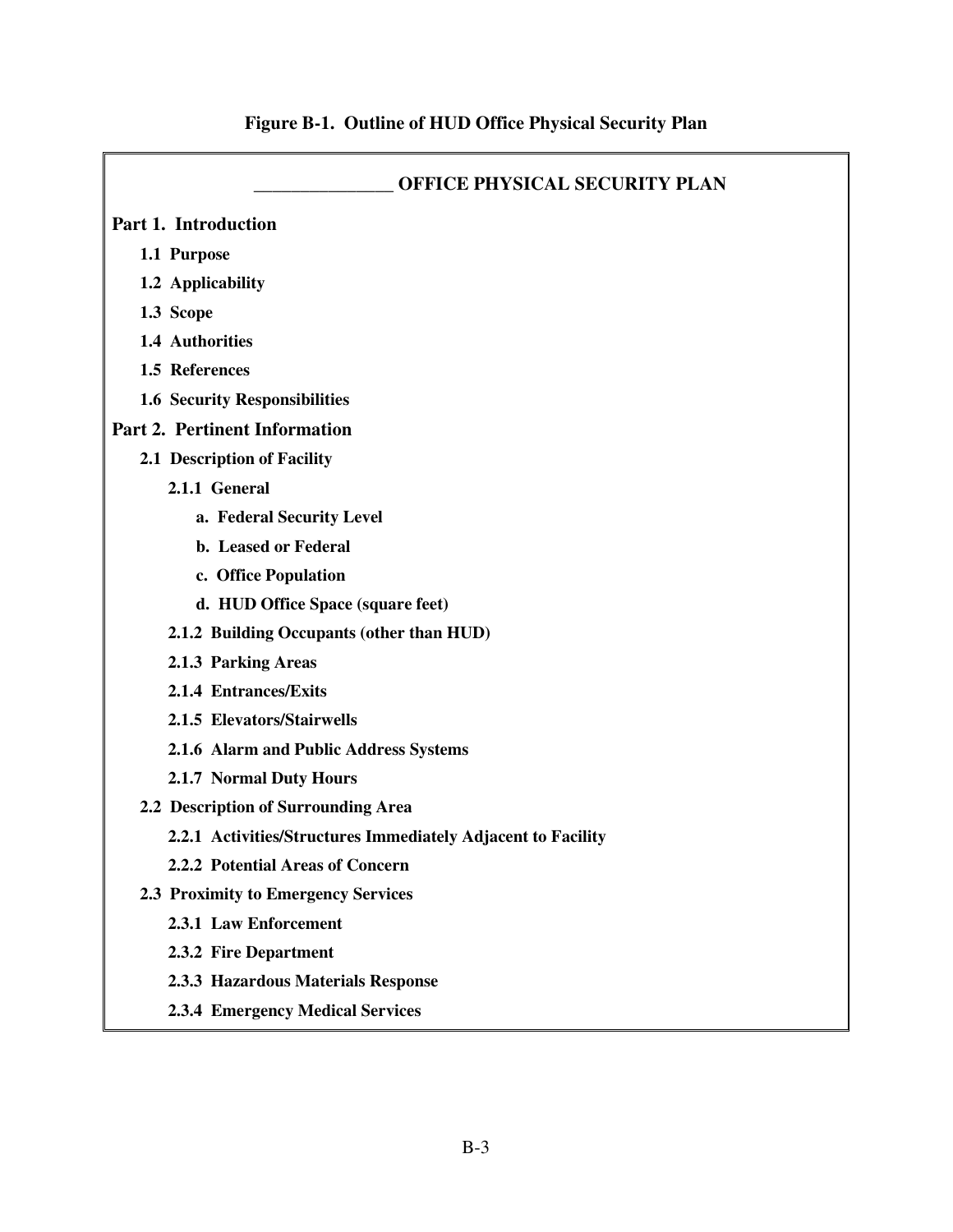**Figure B-1. Outline of HUD Office Physical Security Plan**

## _______________ OFFICE PHYSICAL SECURITY PLAN

### Part 1. Introduction

**1.1 Purpose**

**1.2 Applicability**

**1.3 Scope**

**1.4 Authorities**

**1.5 References**

**1.6 Security Responsibilities**

### Part 2. Pertinent Information

**2.1 Description of Facility**

**2.1.1 General**

**a. Federal Security Level**

**b. Leased or Federal**

**c. Office Population**

**d. HUD Office Space (square feet)**

**2.1.2 Building Occupants (other than HUD)**

**2.1.3 Parking Areas**

**2.1.4 Entrances/Exits**

**2.1.5 Elevators/Stairwells**

**2.1.6 Alarm and Public Address Systems**

**2.1.7 Normal Duty Hours**

**2.2 Description of Surrounding Area**

**2.2.1 Activities/Structures Immediately Adjacent to Facility**

**2.2.2 Potential Areas of Concern**

**2.3 Proximity to Emergency Services**

**2.3.1 Law Enforcement**

**2.3.2 Fire Department**

**2.3.3 Hazardous Materials Response**

**2.3.4 Emergency Medical Services**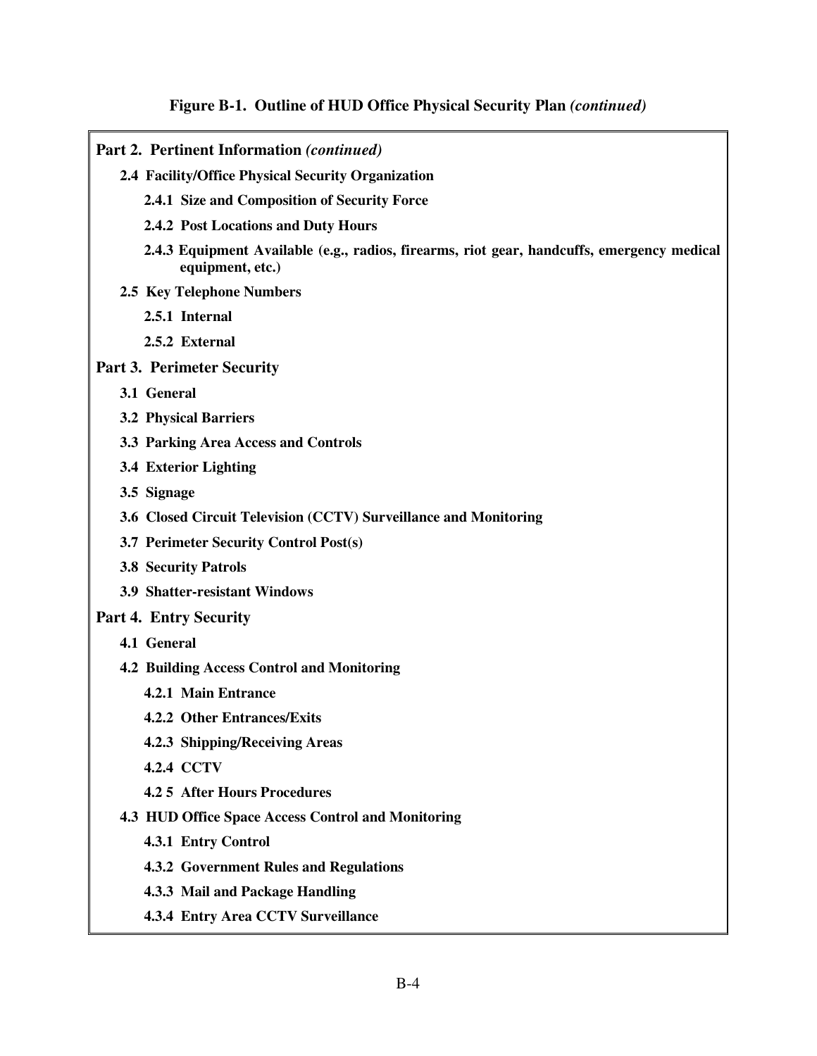**Figure B-1. Outline of HUD Office Physical Security Plan *(continued)***

**Part 2. Pertinent Information *(continued)***

- **2.4 Facility/Office Physical Security Organization**
  - **2.4.1 Size and Composition of Security Force**
  - **2.4.2 Post Locations and Duty Hours**
  - **2.4.3 Equipment Available (e.g., radios, firearms, riot gear, handcuffs, emergency medical equipment, etc.)**
- **2.5 Key Telephone Numbers**
  - **2.5.1 Internal**
  - **2.5.2 External**

**Part 3. Perimeter Security**

- **3.1 General**
- **3.2 Physical Barriers**
- **3.3 Parking Area Access and Controls**
- **3.4 Exterior Lighting**
- **3.5 Signage**
- **3.6 Closed Circuit Television (CCTV) Surveillance and Monitoring**
- **3.7 Perimeter Security Control Post(s)**
- **3.8 Security Patrols**
- **3.9 Shatter-resistant Windows**

**Part 4. Entry Security**

- **4.1 General**
- **4.2 Building Access Control and Monitoring**
  - **4.2.1 Main Entrance**
  - **4.2.2 Other Entrances/Exits**
  - **4.2.3 Shipping/Receiving Areas**
  - **4.2.4 CCTV**
  - **4.2 5 After Hours Procedures**
- **4.3 HUD Office Space Access Control and Monitoring**
  - **4.3.1 Entry Control**
  - **4.3.2 Government Rules and Regulations**
  - **4.3.3 Mail and Package Handling**
  - **4.3.4 Entry Area CCTV Surveillance**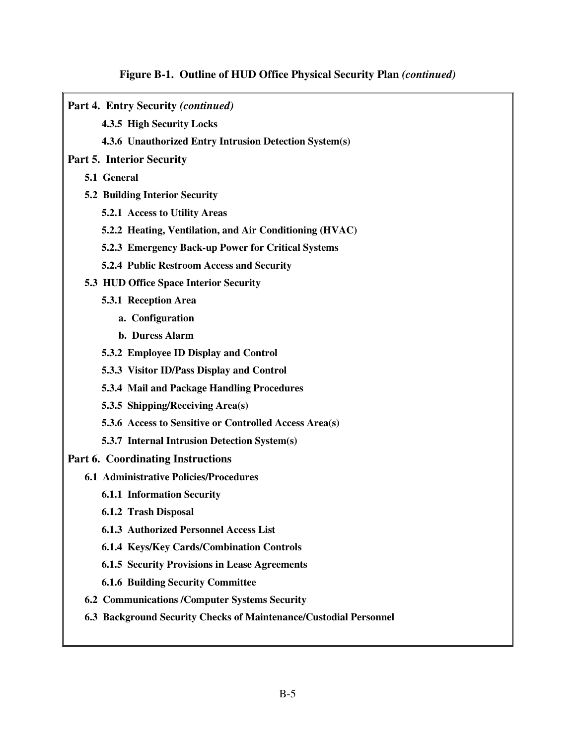**Figure B-1. Outline of HUD Office Physical Security Plan *(continued)***

**Part 4. Entry Security *(continued)***

- **4.3.5 High Security Locks**
- **4.3.6 Unauthorized Entry Intrusion Detection System(s)**

**Part 5. Interior Security**

- **5.1 General**
- **5.2 Building Interior Security**
  - **5.2.1 Access to Utility Areas**
  - **5.2.2 Heating, Ventilation, and Air Conditioning (HVAC)**
  - **5.2.3 Emergency Back-up Power for Critical Systems**
  - **5.2.4 Public Restroom Access and Security**
- **5.3 HUD Office Space Interior Security**
  - **5.3.1 Reception Area**
    - **a. Configuration**
    - **b. Duress Alarm**
  - **5.3.2 Employee ID Display and Control**
  - **5.3.3 Visitor ID/Pass Display and Control**
  - **5.3.4 Mail and Package Handling Procedures**
  - **5.3.5 Shipping/Receiving Area(s)**
  - **5.3.6 Access to Sensitive or Controlled Access Area(s)**
  - **5.3.7 Internal Intrusion Detection System(s)**

**Part 6. Coordinating Instructions**

- **6.1 Administrative Policies/Procedures**
  - **6.1.1 Information Security**
  - **6.1.2 Trash Disposal**
  - **6.1.3 Authorized Personnel Access List**
  - **6.1.4 Keys/Key Cards/Combination Controls**
  - **6.1.5 Security Provisions in Lease Agreements**
  - **6.1.6 Building Security Committee**
- **6.2 Communications /Computer Systems Security**
- **6.3 Background Security Checks of Maintenance/Custodial Personnel**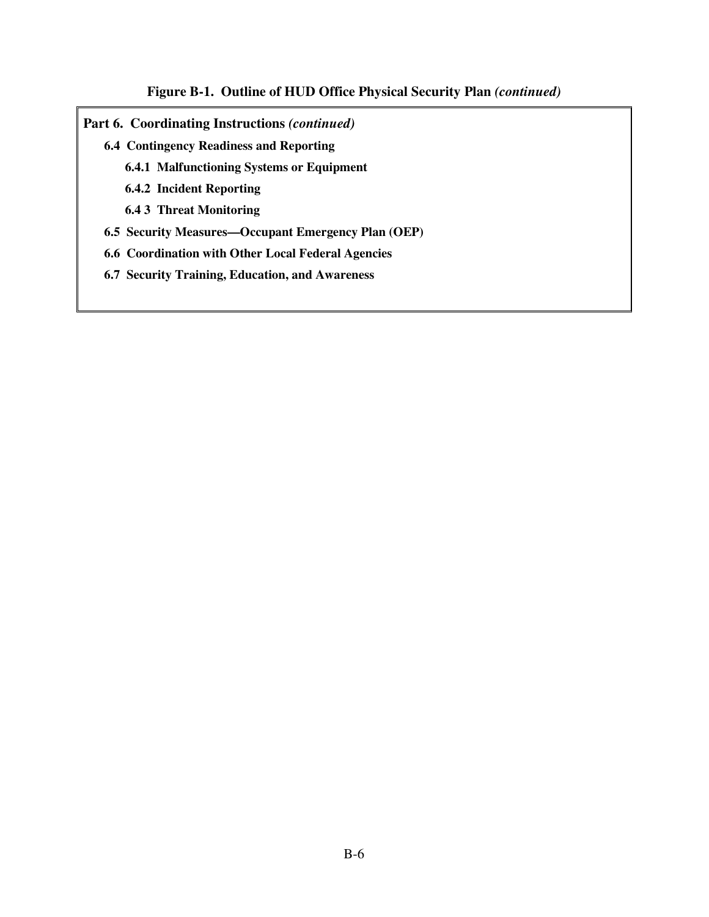**Figure B-1. Outline of HUD Office Physical Security Plan *(continued)***

**Part 6. Coordinating Instructions *(continued)***

**6.4 Contingency Readiness and Reporting**

**6.4.1 Malfunctioning Systems or Equipment**

**6.4.2 Incident Reporting**

**6.4 3 Threat Monitoring**

**6.5 Security Measures—Occupant Emergency Plan (OEP)**

**6.6 Coordination with Other Local Federal Agencies**

**6.7 Security Training, Education, and Awareness**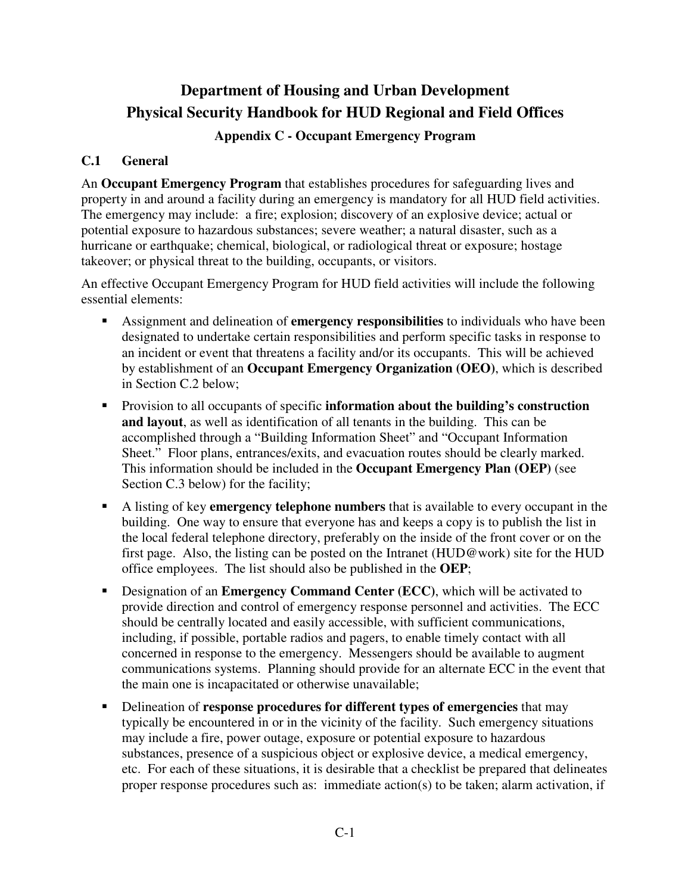# Department of Housing and Urban Development
# Physical Security Handbook for HUD Regional and Field Offices

### Appendix C - Occupant Emergency Program

## C.1 General

An **Occupant Emergency Program** that establishes procedures for safeguarding lives and property in and around a facility during an emergency is mandatory for all HUD field activities. The emergency may include: a fire; explosion; discovery of an explosive device; actual or potential exposure to hazardous substances; severe weather; a natural disaster, such as a hurricane or earthquake; chemical, biological, or radiological threat or exposure; hostage takeover; or physical threat to the building, occupants, or visitors.

An effective Occupant Emergency Program for HUD field activities will include the following essential elements:

- Assignment and delineation of **emergency responsibilities** to individuals who have been designated to undertake certain responsibilities and perform specific tasks in response to an incident or event that threatens a facility and/or its occupants. This will be achieved by establishment of an **Occupant Emergency Organization (OEO)**, which is described in Section C.2 below;
- Provision to all occupants of specific **information about the building's construction and layout**, as well as identification of all tenants in the building. This can be accomplished through a "Building Information Sheet" and "Occupant Information Sheet." Floor plans, entrances/exits, and evacuation routes should be clearly marked. This information should be included in the **Occupant Emergency Plan (OEP)** (see Section C.3 below) for the facility;
- A listing of key **emergency telephone numbers** that is available to every occupant in the building. One way to ensure that everyone has and keeps a copy is to publish the list in the local federal telephone directory, preferably on the inside of the front cover or on the first page. Also, the listing can be posted on the Intranet (HUD@work) site for the HUD office employees. The list should also be published in the **OEP**;
- Designation of an **Emergency Command Center (ECC)**, which will be activated to provide direction and control of emergency response personnel and activities. The ECC should be centrally located and easily accessible, with sufficient communications, including, if possible, portable radios and pagers, to enable timely contact with all concerned in response to the emergency. Messengers should be available to augment communications systems. Planning should provide for an alternate ECC in the event that the main one is incapacitated or otherwise unavailable;
- Delineation of **response procedures for different types of emergencies** that may typically be encountered in or in the vicinity of the facility. Such emergency situations may include a fire, power outage, exposure or potential exposure to hazardous substances, presence of a suspicious object or explosive device, a medical emergency, etc. For each of these situations, it is desirable that a checklist be prepared that delineates proper response procedures such as: immediate action(s) to be taken; alarm activation, if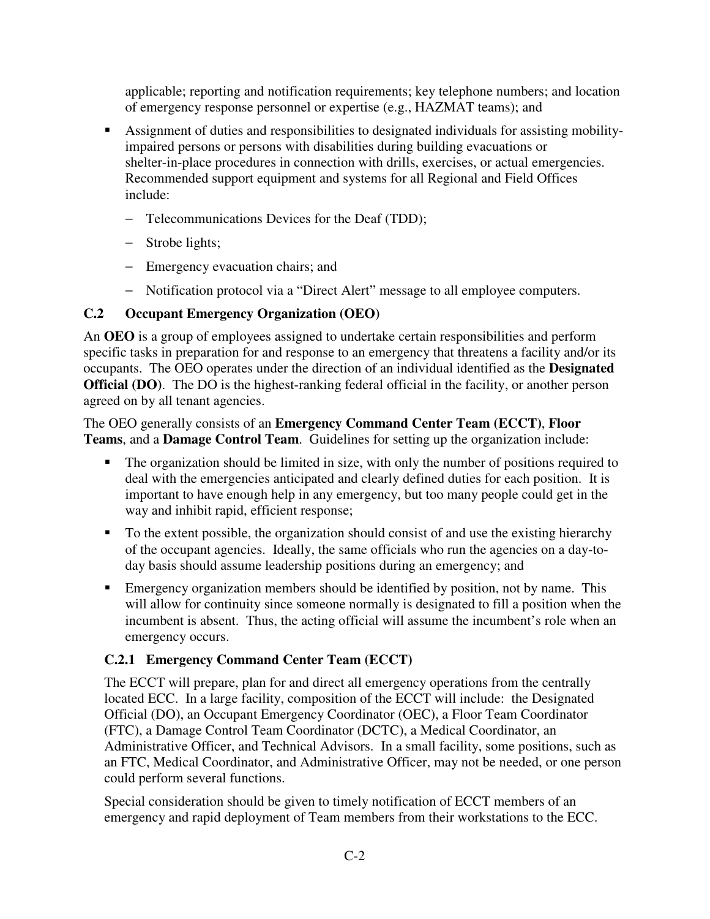applicable; reporting and notification requirements; key telephone numbers; and location of emergency response personnel or expertise (e.g., HAZMAT teams); and

- Assignment of duties and responsibilities to designated individuals for assisting mobility-impaired persons or persons with disabilities during building evacuations or shelter-in-place procedures in connection with drills, exercises, or actual emergencies. Recommended support equipment and systems for all Regional and Field Offices include:
  - Telecommunications Devices for the Deaf (TDD);
  - Strobe lights;
  - Emergency evacuation chairs; and
  - Notification protocol via a “Direct Alert” message to all employee computers.

## C.2 Occupant Emergency Organization (OEO)

An **OEO** is a group of employees assigned to undertake certain responsibilities and perform specific tasks in preparation for and response to an emergency that threatens a facility and/or its occupants. The OEO operates under the direction of an individual identified as the **Designated Official (DO)**. The DO is the highest-ranking federal official in the facility, or another person agreed on by all tenant agencies.

The OEO generally consists of an **Emergency Command Center Team (ECCT)**, **Floor Teams**, and a **Damage Control Team**. Guidelines for setting up the organization include:

- The organization should be limited in size, with only the number of positions required to deal with the emergencies anticipated and clearly defined duties for each position. It is important to have enough help in any emergency, but too many people could get in the way and inhibit rapid, efficient response;
- To the extent possible, the organization should consist of and use the existing hierarchy of the occupant agencies. Ideally, the same officials who run the agencies on a day-to-day basis should assume leadership positions during an emergency; and
- Emergency organization members should be identified by position, not by name. This will allow for continuity since someone normally is designated to fill a position when the incumbent is absent. Thus, the acting official will assume the incumbent’s role when an emergency occurs.

### C.2.1 Emergency Command Center Team (ECCT)

The ECCT will prepare, plan for and direct all emergency operations from the centrally located ECC. In a large facility, composition of the ECCT will include: the Designated Official (DO), an Occupant Emergency Coordinator (OEC), a Floor Team Coordinator (FTC), a Damage Control Team Coordinator (DCTC), a Medical Coordinator, an Administrative Officer, and Technical Advisors. In a small facility, some positions, such as an FTC, Medical Coordinator, and Administrative Officer, may not be needed, or one person could perform several functions.

Special consideration should be given to timely notification of ECCT members of an emergency and rapid deployment of Team members from their workstations to the ECC.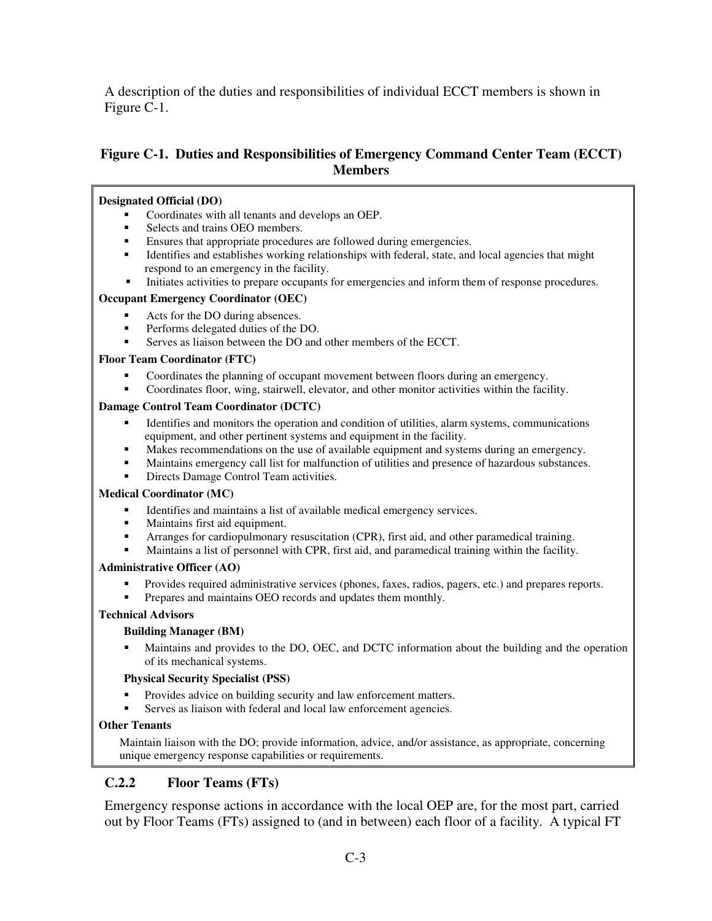A description of the duties and responsibilities of individual ECCT members is shown in Figure C-1.

**Figure C-1. Duties and Responsibilities of Emergency Command Center Team (ECCT) Members**

**Designated Official (DO)**

- Coordinates with all tenants and develops an OEP.
- Selects and trains OEO members.
- Ensures that appropriate procedures are followed during emergencies.
- Identifies and establishes working relationships with federal, state, and local agencies that might respond to an emergency in the facility.
- Initiates activities to prepare occupants for emergencies and inform them of response procedures.

**Occupant Emergency Coordinator (OEC)**

- Acts for the DO during absences.
- Performs delegated duties of the DO.
- Serves as liaison between the DO and other members of the ECCT.

**Floor Team Coordinator (FTC)**

- Coordinates the planning of occupant movement between floors during an emergency.
- Coordinates floor, wing, stairwell, elevator, and other monitor activities within the facility.

**Damage Control Team Coordinator (DCTC)**

- Identifies and monitors the operation and condition of utilities, alarm systems, communications equipment, and other pertinent systems and equipment in the facility.
- Makes recommendations on the use of available equipment and systems during an emergency.
- Maintains emergency call list for malfunction of utilities and presence of hazardous substances.
- Directs Damage Control Team activities.

**Medical Coordinator (MC)**

- Identifies and maintains a list of available medical emergency services.
- Maintains first aid equipment.
- Arranges for cardiopulmonary resuscitation (CPR), first aid, and other paramedical training.
- Maintains a list of personnel with CPR, first aid, and paramedical training within the facility.

**Administrative Officer (AO)**

- Provides required administrative services (phones, faxes, radios, pagers, etc.) and prepares reports.
- Prepares and maintains OEO records and updates them monthly.

**Technical Advisors**

**Building Manager (BM)**

- Maintains and provides to the DO, OEC, and DCTC information about the building and the operation of its mechanical systems.

**Physical Security Specialist (PSS)**

- Provides advice on building security and law enforcement matters.
- Serves as liaison with federal and local law enforcement agencies.

**Other Tenants**

Maintain liaison with the DO; provide information, advice, and/or assistance, as appropriate, concerning unique emergency response capabilities or requirements.

### C.2.2 Floor Teams (FTs)

Emergency response actions in accordance with the local OEP are, for the most part, carried out by Floor Teams (FTs) assigned to (and in between) each floor of a facility. A typical FT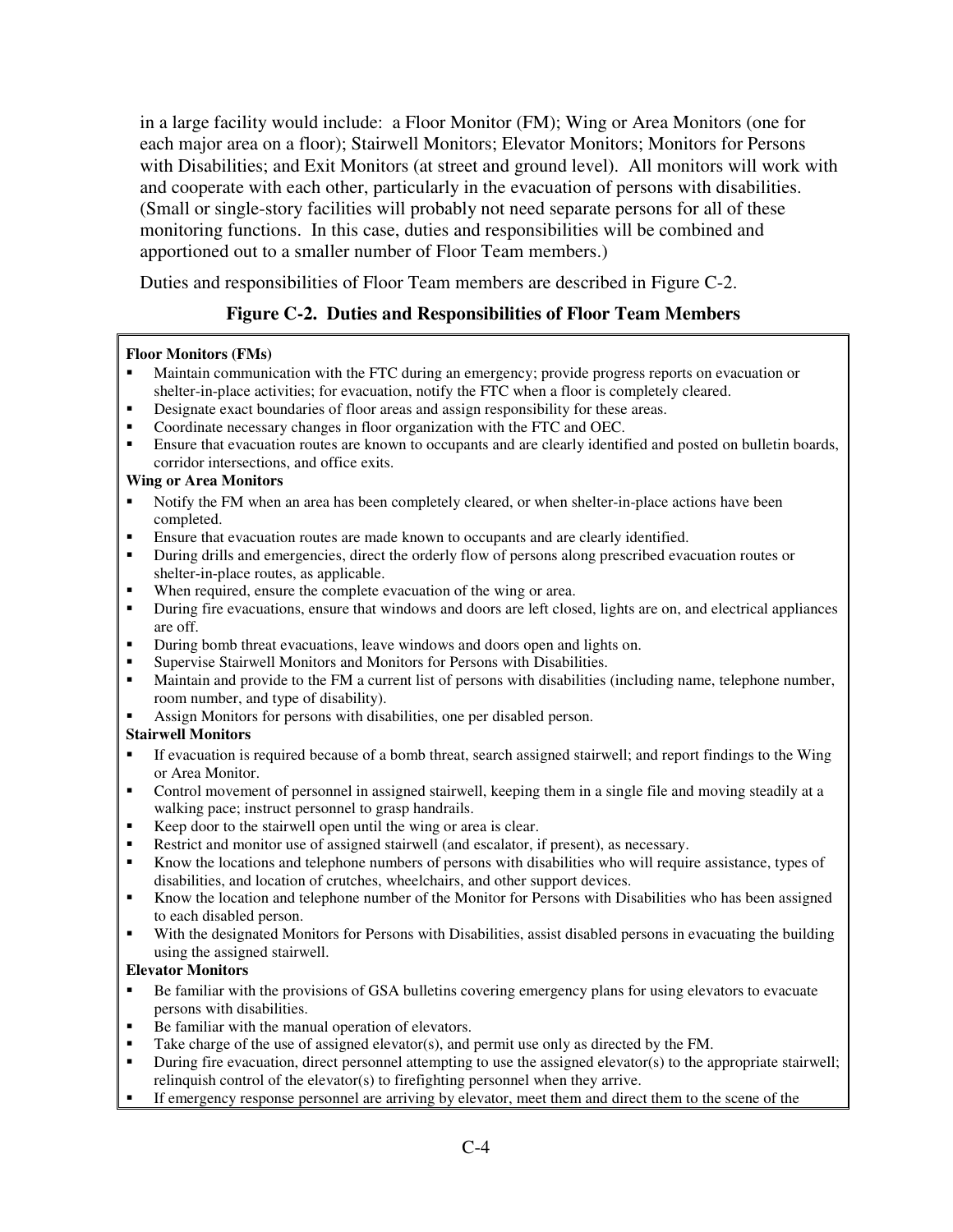in a large facility would include: a Floor Monitor (FM); Wing or Area Monitors (one for each major area on a floor); Stairwell Monitors; Elevator Monitors; Monitors for Persons with Disabilities; and Exit Monitors (at street and ground level). All monitors will work with and cooperate with each other, particularly in the evacuation of persons with disabilities. (Small or single-story facilities will probably not need separate persons for all of these monitoring functions. In this case, duties and responsibilities will be combined and apportioned out to a smaller number of Floor Team members.)

Duties and responsibilities of Floor Team members are described in Figure C-2.

**Figure C-2. Duties and Responsibilities of Floor Team Members**

**Floor Monitors (FMs)**

- Maintain communication with the FTC during an emergency; provide progress reports on evacuation or shelter-in-place activities; for evacuation, notify the FTC when a floor is completely cleared.
- Designate exact boundaries of floor areas and assign responsibility for these areas.
- Coordinate necessary changes in floor organization with the FTC and OEC.
- Ensure that evacuation routes are known to occupants and are clearly identified and posted on bulletin boards, corridor intersections, and office exits.

**Wing or Area Monitors**

- Notify the FM when an area has been completely cleared, or when shelter-in-place actions have been completed.
- Ensure that evacuation routes are made known to occupants and are clearly identified.
- During drills and emergencies, direct the orderly flow of persons along prescribed evacuation routes or shelter-in-place routes, as applicable.
- When required, ensure the complete evacuation of the wing or area.
- During fire evacuations, ensure that windows and doors are left closed, lights are on, and electrical appliances are off.
- During bomb threat evacuations, leave windows and doors open and lights on.
- Supervise Stairwell Monitors and Monitors for Persons with Disabilities.
- Maintain and provide to the FM a current list of persons with disabilities (including name, telephone number, room number, and type of disability).
- Assign Monitors for persons with disabilities, one per disabled person.

**Stairwell Monitors**

- If evacuation is required because of a bomb threat, search assigned stairwell; and report findings to the Wing or Area Monitor.
- Control movement of personnel in assigned stairwell, keeping them in a single file and moving steadily at a walking pace; instruct personnel to grasp handrails.
- Keep door to the stairwell open until the wing or area is clear.
- Restrict and monitor use of assigned stairwell (and escalator, if present), as necessary.
- Know the locations and telephone numbers of persons with disabilities who will require assistance, types of disabilities, and location of crutches, wheelchairs, and other support devices.
- Know the location and telephone number of the Monitor for Persons with Disabilities who has been assigned to each disabled person.
- With the designated Monitors for Persons with Disabilities, assist disabled persons in evacuating the building using the assigned stairwell.

**Elevator Monitors**

- Be familiar with the provisions of GSA bulletins covering emergency plans for using elevators to evacuate persons with disabilities.
- Be familiar with the manual operation of elevators.
- Take charge of the use of assigned elevator(s), and permit use only as directed by the FM.
- During fire evacuation, direct personnel attempting to use the assigned elevator(s) to the appropriate stairwell; relinquish control of the elevator(s) to firefighting personnel when they arrive.
- If emergency response personnel are arriving by elevator, meet them and direct them to the scene of the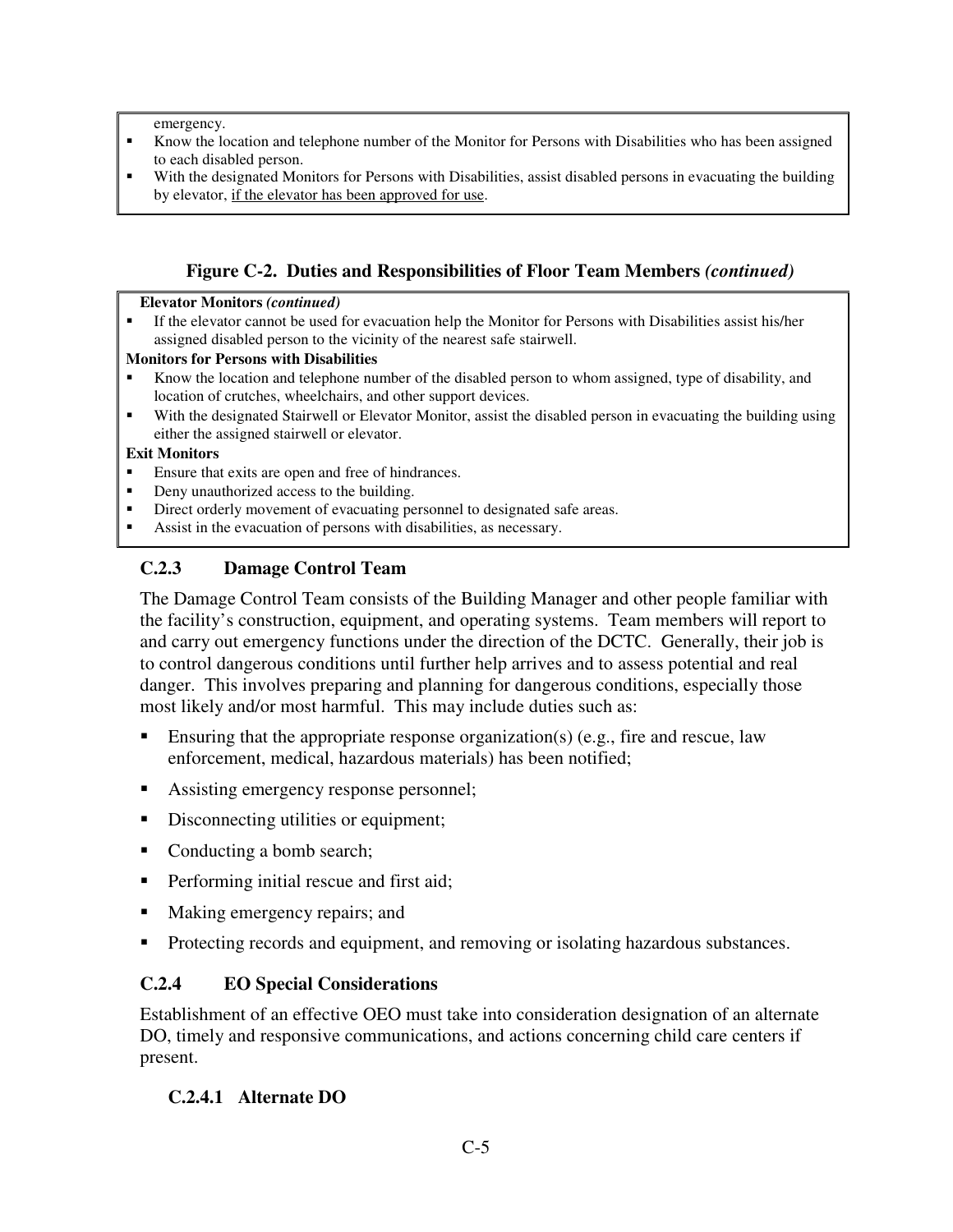emergency.

- Know the location and telephone number of the Monitor for Persons with Disabilities who has been assigned to each disabled person.
- With the designated Monitors for Persons with Disabilities, assist disabled persons in evacuating the building by elevator, <u>if the elevator has been approved for use</u>.

**Figure C-2. Duties and Responsibilities of Floor Team Members *(continued)***

**Elevator Monitors *(continued)***

- If the elevator cannot be used for evacuation help the Monitor for Persons with Disabilities assist his/her assigned disabled person to the vicinity of the nearest safe stairwell.

**Monitors for Persons with Disabilities**

- Know the location and telephone number of the disabled person to whom assigned, type of disability, and location of crutches, wheelchairs, and other support devices.
- With the designated Stairwell or Elevator Monitor, assist the disabled person in evacuating the building using either the assigned stairwell or elevator.

**Exit Monitors**

- Ensure that exits are open and free of hindrances.
- Deny unauthorized access to the building.
- Direct orderly movement of evacuating personnel to designated safe areas.
- Assist in the evacuation of persons with disabilities, as necessary.

### C.2.3 Damage Control Team

The Damage Control Team consists of the Building Manager and other people familiar with the facility's construction, equipment, and operating systems. Team members will report to and carry out emergency functions under the direction of the DCTC. Generally, their job is to control dangerous conditions until further help arrives and to assess potential and real danger. This involves preparing and planning for dangerous conditions, especially those most likely and/or most harmful. This may include duties such as:

- Ensuring that the appropriate response organization(s) (e.g., fire and rescue, law enforcement, medical, hazardous materials) has been notified;
- Assisting emergency response personnel;
- Disconnecting utilities or equipment;
- Conducting a bomb search;
- Performing initial rescue and first aid;
- Making emergency repairs; and
- Protecting records and equipment, and removing or isolating hazardous substances.

### C.2.4 EO Special Considerations

Establishment of an effective OEO must take into consideration designation of an alternate DO, timely and responsive communications, and actions concerning child care centers if present.

#### C.2.4.1 Alternate DO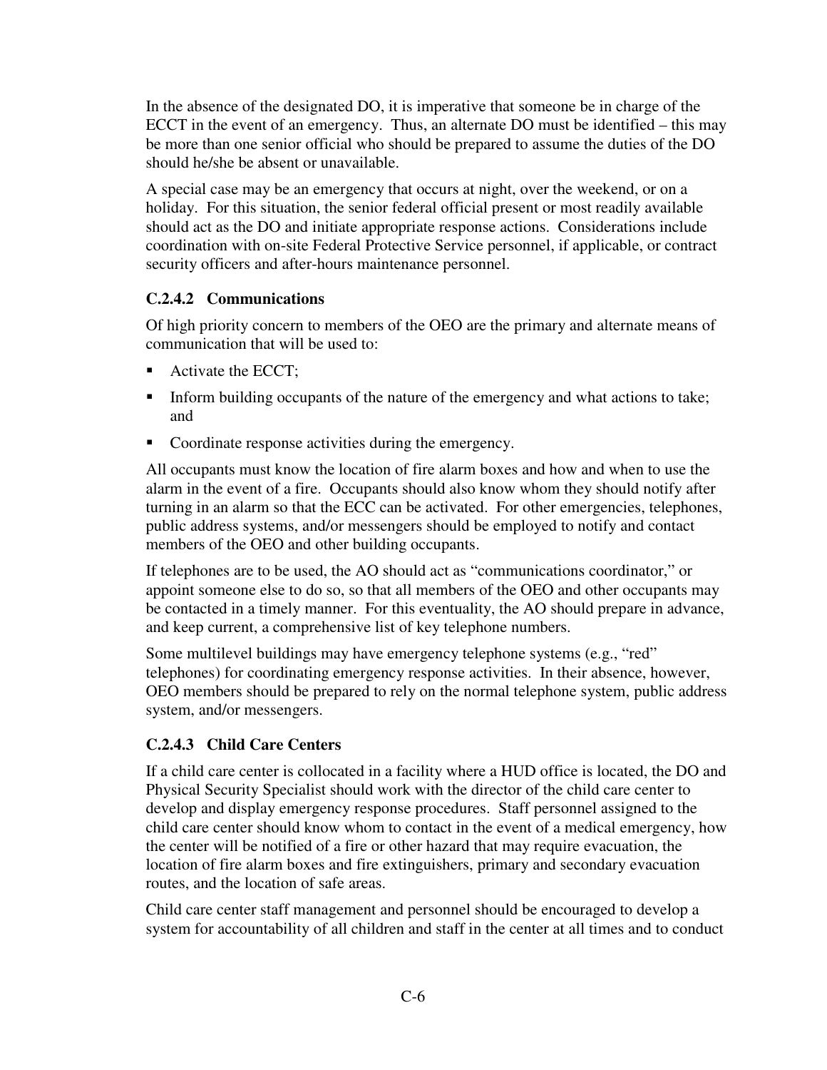In the absence of the designated DO, it is imperative that someone be in charge of the ECCT in the event of an emergency. Thus, an alternate DO must be identified – this may be more than one senior official who should be prepared to assume the duties of the DO should he/she be absent or unavailable.

A special case may be an emergency that occurs at night, over the weekend, or on a holiday. For this situation, the senior federal official present or most readily available should act as the DO and initiate appropriate response actions. Considerations include coordination with on-site Federal Protective Service personnel, if applicable, or contract security officers and after-hours maintenance personnel.

#### C.2.4.2 Communications

Of high priority concern to members of the OEO are the primary and alternate means of communication that will be used to:

- Activate the ECCT;
- Inform building occupants of the nature of the emergency and what actions to take; and
- Coordinate response activities during the emergency.

All occupants must know the location of fire alarm boxes and how and when to use the alarm in the event of a fire. Occupants should also know whom they should notify after turning in an alarm so that the ECC can be activated. For other emergencies, telephones, public address systems, and/or messengers should be employed to notify and contact members of the OEO and other building occupants.

If telephones are to be used, the AO should act as "communications coordinator," or appoint someone else to do so, so that all members of the OEO and other occupants may be contacted in a timely manner. For this eventuality, the AO should prepare in advance, and keep current, a comprehensive list of key telephone numbers.

Some multilevel buildings may have emergency telephone systems (e.g., "red" telephones) for coordinating emergency response activities. In their absence, however, OEO members should be prepared to rely on the normal telephone system, public address system, and/or messengers.

#### C.2.4.3 Child Care Centers

If a child care center is collocated in a facility where a HUD office is located, the DO and Physical Security Specialist should work with the director of the child care center to develop and display emergency response procedures. Staff personnel assigned to the child care center should know whom to contact in the event of a medical emergency, how the center will be notified of a fire or other hazard that may require evacuation, the location of fire alarm boxes and fire extinguishers, primary and secondary evacuation routes, and the location of safe areas.

Child care center staff management and personnel should be encouraged to develop a system for accountability of all children and staff in the center at all times and to conduct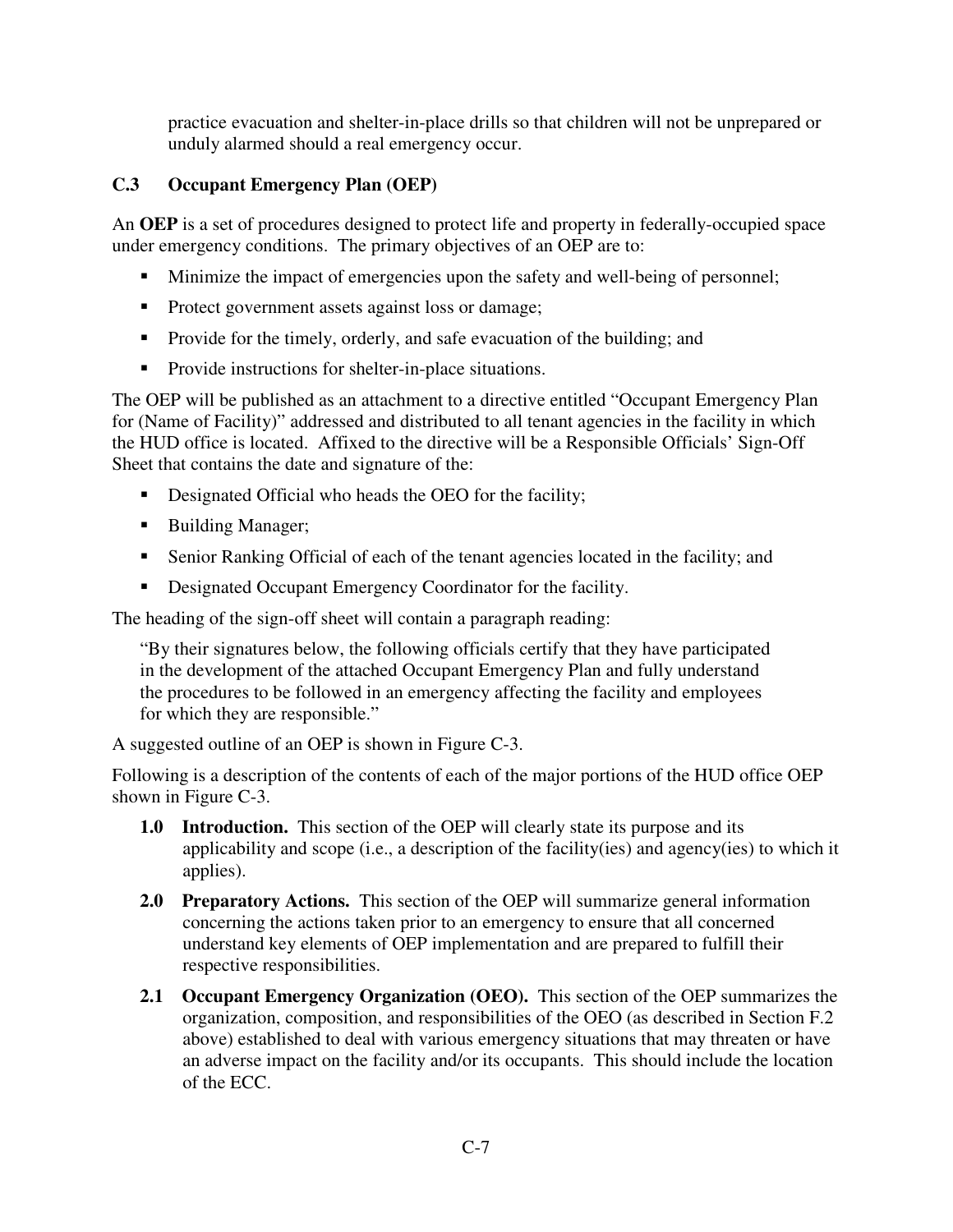practice evacuation and shelter-in-place drills so that children will not be unprepared or unduly alarmed should a real emergency occur.

### C.3 Occupant Emergency Plan (OEP)

An **OEP** is a set of procedures designed to protect life and property in federally-occupied space under emergency conditions. The primary objectives of an OEP are to:

- Minimize the impact of emergencies upon the safety and well-being of personnel;
- Protect government assets against loss or damage;
- Provide for the timely, orderly, and safe evacuation of the building; and
- Provide instructions for shelter-in-place situations.

The OEP will be published as an attachment to a directive entitled "Occupant Emergency Plan for (Name of Facility)" addressed and distributed to all tenant agencies in the facility in which the HUD office is located. Affixed to the directive will be a Responsible Officials' Sign-Off Sheet that contains the date and signature of the:

- Designated Official who heads the OEO for the facility;
- Building Manager;
- Senior Ranking Official of each of the tenant agencies located in the facility; and
- Designated Occupant Emergency Coordinator for the facility.

The heading of the sign-off sheet will contain a paragraph reading:

> "By their signatures below, the following officials certify that they have participated in the development of the attached Occupant Emergency Plan and fully understand the procedures to be followed in an emergency affecting the facility and employees for which they are responsible."

A suggested outline of an OEP is shown in Figure C-3.

Following is a description of the contents of each of the major portions of the HUD office OEP shown in Figure C-3.

**1.0 Introduction.** This section of the OEP will clearly state its purpose and its applicability and scope (i.e., a description of the facility(ies) and agency(ies) to which it applies).

**2.0 Preparatory Actions.** This section of the OEP will summarize general information concerning the actions taken prior to an emergency to ensure that all concerned understand key elements of OEP implementation and are prepared to fulfill their respective responsibilities.

**2.1 Occupant Emergency Organization (OEO).** This section of the OEP summarizes the organization, composition, and responsibilities of the OEO (as described in Section F.2 above) established to deal with various emergency situations that may threaten or have an adverse impact on the facility and/or its occupants. This should include the location of the ECC.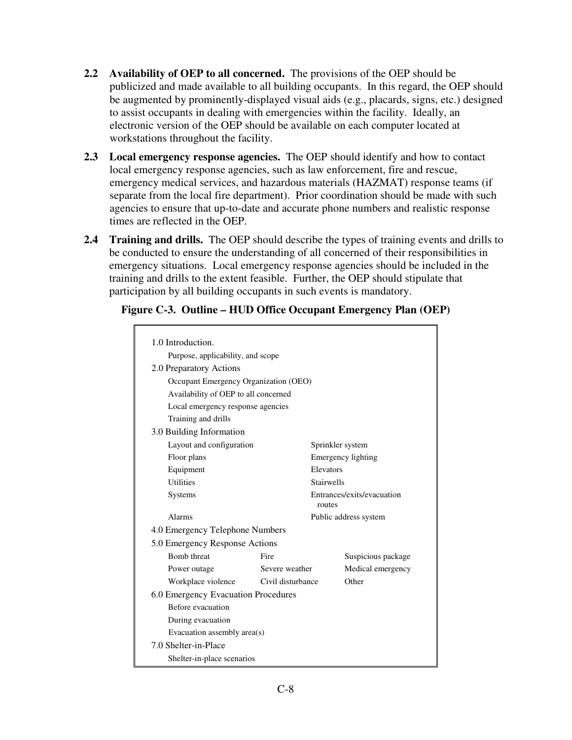**2.2 Availability of OEP to all concerned.** The provisions of the OEP should be publicized and made available to all building occupants. In this regard, the OEP should be augmented by prominently-displayed visual aids (e.g., placards, signs, etc.) designed to assist occupants in dealing with emergencies within the facility. Ideally, an electronic version of the OEP should be available on each computer located at workstations throughout the facility.

**2.3 Local emergency response agencies.** The OEP should identify and how to contact local emergency response agencies, such as law enforcement, fire and rescue, emergency medical services, and hazardous materials (HAZMAT) response teams (if separate from the local fire department). Prior coordination should be made with such agencies to ensure that up-to-date and accurate phone numbers and realistic response times are reflected in the OEP.

**2.4 Training and drills.** The OEP should describe the types of training events and drills to be conducted to ensure the understanding of all concerned of their responsibilities in emergency situations. Local emergency response agencies should be included in the training and drills to the extent feasible. Further, the OEP should stipulate that participation by all building occupants in such events is mandatory.

**Figure C-3. Outline – HUD Office Occupant Emergency Plan (OEP)**

1.0 Introduction.
- Purpose, applicability, and scope

2.0 Preparatory Actions
- Occupant Emergency Organization (OEO)
- Availability of OEP to all concerned
- Local emergency response agencies
- Training and drills

3.0 Building Information

| | |
|---|---|
| Layout and configuration | Sprinkler system |
| Floor plans | Emergency lighting |
| Equipment | Elevators |
| Utilities | Stairwells |
| Systems | Entrances/exits/evacuation routes |
| Alarms | Public address system |

4.0 Emergency Telephone Numbers

5.0 Emergency Response Actions

| | | |
|---|---|---|
| Bomb threat | Fire | Suspicious package |
| Power outage | Severe weather | Medical emergency |
| Workplace violence | Civil disturbance | Other |

6.0 Emergency Evacuation Procedures
- Before evacuation
- During evacuation
- Evacuation assembly area(s)

7.0 Shelter-in-Place
- Shelter-in-place scenarios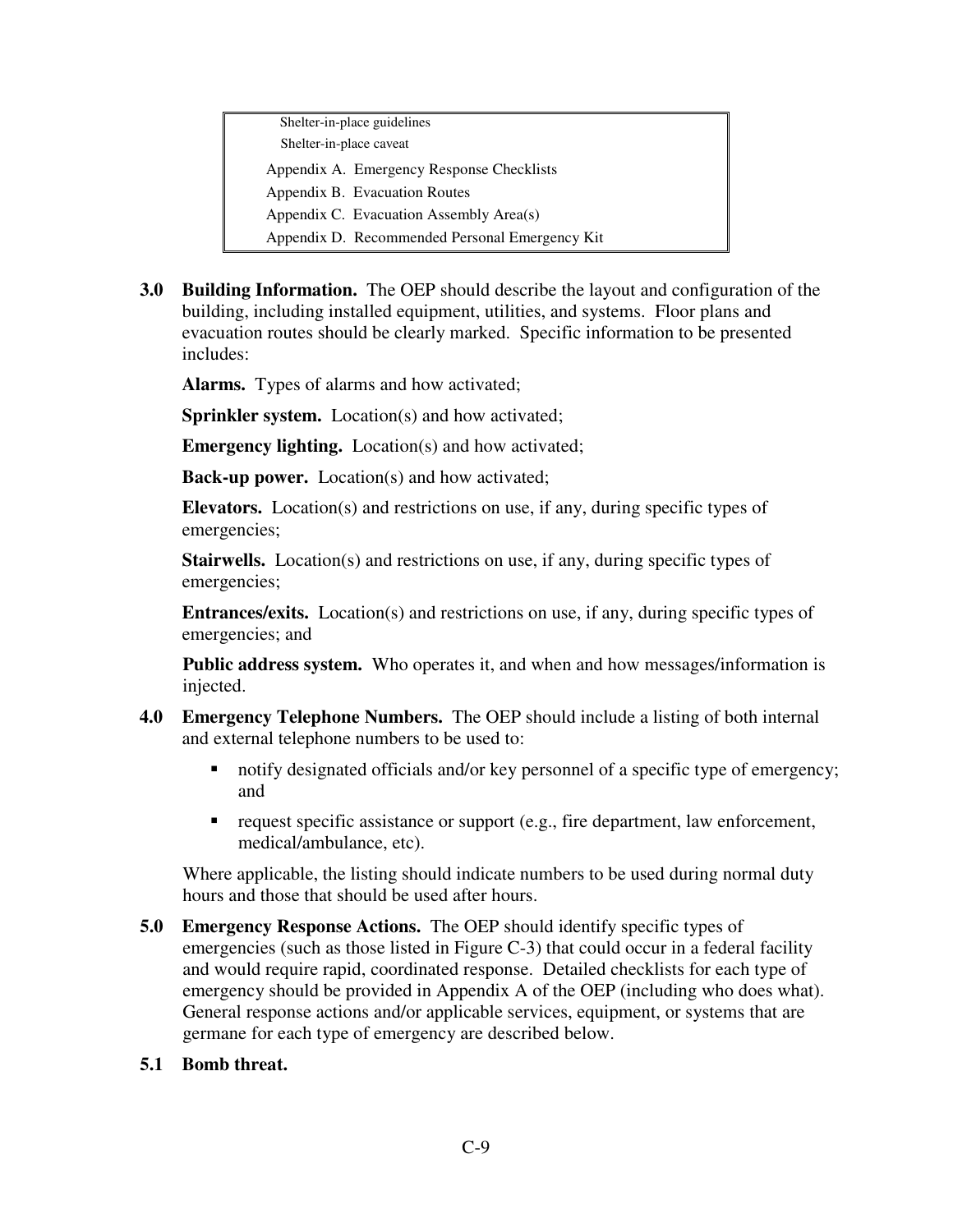Shelter-in-place guidelines
Shelter-in-place caveat

Appendix A. Emergency Response Checklists
Appendix B. Evacuation Routes
Appendix C. Evacuation Assembly Area(s)
Appendix D. Recommended Personal Emergency Kit

**3.0 Building Information.** The OEP should describe the layout and configuration of the building, including installed equipment, utilities, and systems. Floor plans and evacuation routes should be clearly marked. Specific information to be presented includes:

**Alarms.** Types of alarms and how activated;

**Sprinkler system.** Location(s) and how activated;

**Emergency lighting.** Location(s) and how activated;

**Back-up power.** Location(s) and how activated;

**Elevators.** Location(s) and restrictions on use, if any, during specific types of emergencies;

**Stairwells.** Location(s) and restrictions on use, if any, during specific types of emergencies;

**Entrances/exits.** Location(s) and restrictions on use, if any, during specific types of emergencies; and

**Public address system.** Who operates it, and when and how messages/information is injected.

**4.0 Emergency Telephone Numbers.** The OEP should include a listing of both internal and external telephone numbers to be used to:

- notify designated officials and/or key personnel of a specific type of emergency; and
- request specific assistance or support (e.g., fire department, law enforcement, medical/ambulance, etc).

Where applicable, the listing should indicate numbers to be used during normal duty hours and those that should be used after hours.

**5.0 Emergency Response Actions.** The OEP should identify specific types of emergencies (such as those listed in Figure C-3) that could occur in a federal facility and would require rapid, coordinated response. Detailed checklists for each type of emergency should be provided in Appendix A of the OEP (including who does what). General response actions and/or applicable services, equipment, or systems that are germane for each type of emergency are described below.

**5.1 Bomb threat.**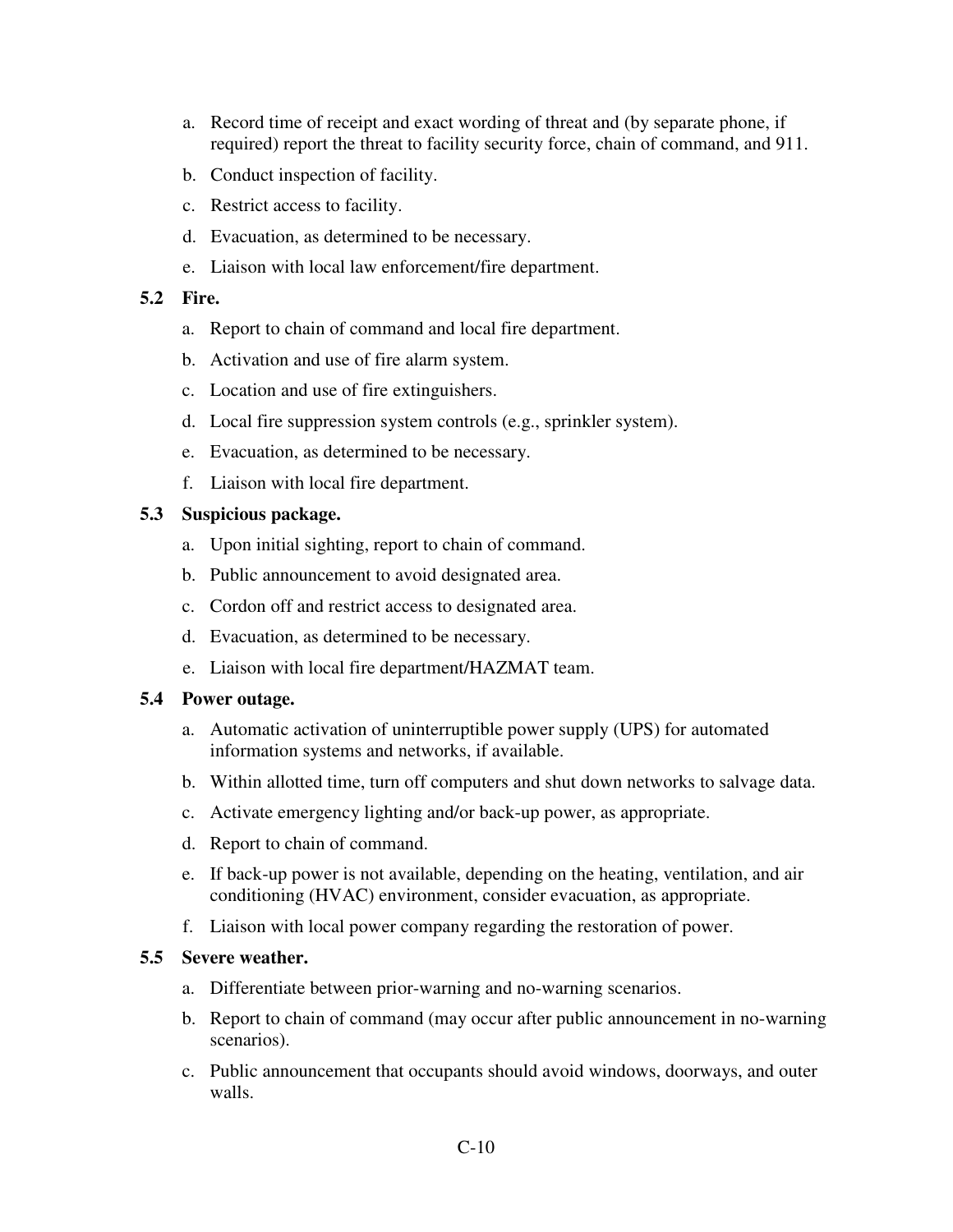a. Record time of receipt and exact wording of threat and (by separate phone, if required) report the threat to facility security force, chain of command, and 911.

b. Conduct inspection of facility.

c. Restrict access to facility.

d. Evacuation, as determined to be necessary.

e. Liaison with local law enforcement/fire department.

**5.2 Fire.**

a. Report to chain of command and local fire department.

b. Activation and use of fire alarm system.

c. Location and use of fire extinguishers.

d. Local fire suppression system controls (e.g., sprinkler system).

e. Evacuation, as determined to be necessary.

f. Liaison with local fire department.

**5.3 Suspicious package.**

a. Upon initial sighting, report to chain of command.

b. Public announcement to avoid designated area.

c. Cordon off and restrict access to designated area.

d. Evacuation, as determined to be necessary.

e. Liaison with local fire department/HAZMAT team.

**5.4 Power outage.**

a. Automatic activation of uninterruptible power supply (UPS) for automated information systems and networks, if available.

b. Within allotted time, turn off computers and shut down networks to salvage data.

c. Activate emergency lighting and/or back-up power, as appropriate.

d. Report to chain of command.

e. If back-up power is not available, depending on the heating, ventilation, and air conditioning (HVAC) environment, consider evacuation, as appropriate.

f. Liaison with local power company regarding the restoration of power.

**5.5 Severe weather.**

a. Differentiate between prior-warning and no-warning scenarios.

b. Report to chain of command (may occur after public announcement in no-warning scenarios).

c. Public announcement that occupants should avoid windows, doorways, and outer walls.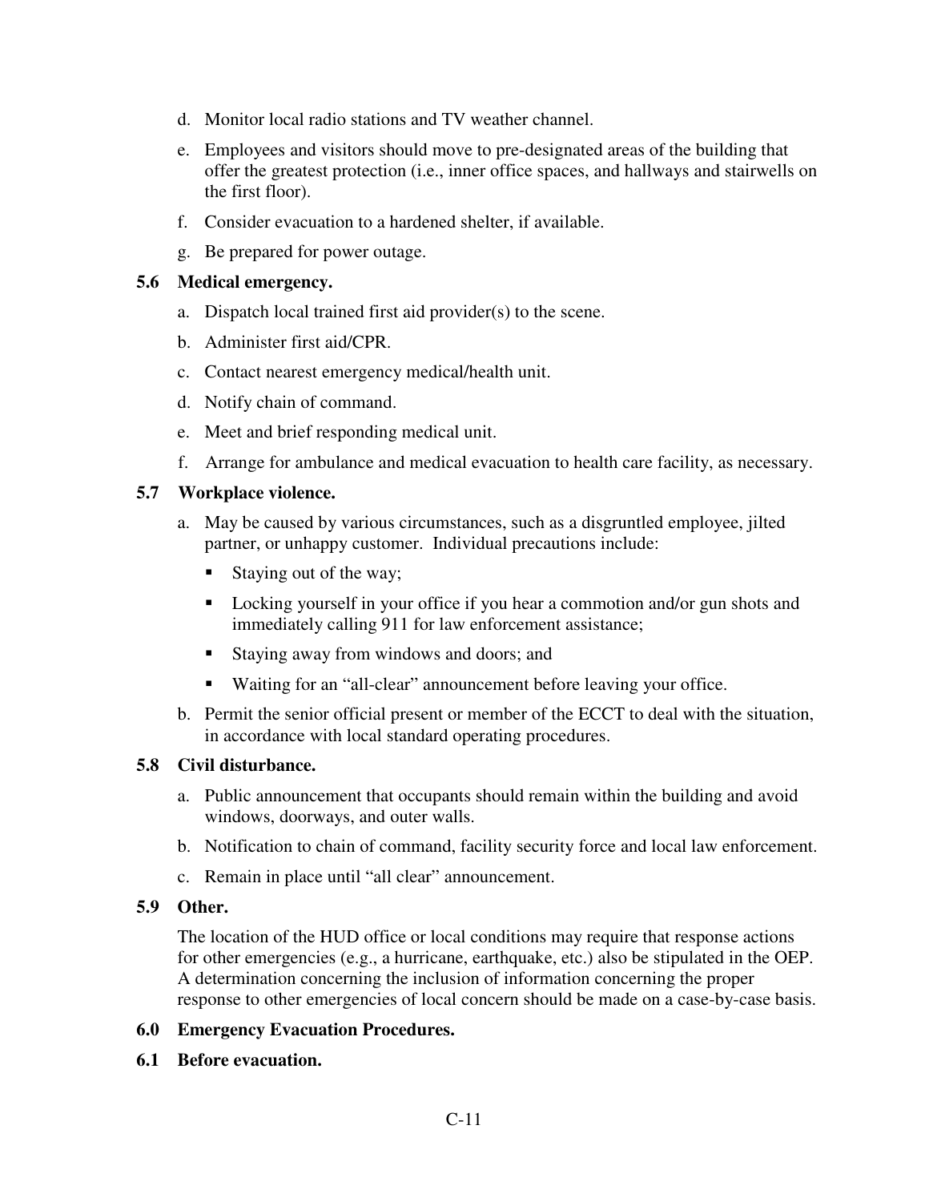d. Monitor local radio stations and TV weather channel.

e. Employees and visitors should move to pre-designated areas of the building that offer the greatest protection (i.e., inner office spaces, and hallways and stairwells on the first floor).

f. Consider evacuation to a hardened shelter, if available.

g. Be prepared for power outage.

**5.6 Medical emergency.**

a. Dispatch local trained first aid provider(s) to the scene.

b. Administer first aid/CPR.

c. Contact nearest emergency medical/health unit.

d. Notify chain of command.

e. Meet and brief responding medical unit.

f. Arrange for ambulance and medical evacuation to health care facility, as necessary.

**5.7 Workplace violence.**

a. May be caused by various circumstances, such as a disgruntled employee, jilted partner, or unhappy customer. Individual precautions include:

- Staying out of the way;
- Locking yourself in your office if you hear a commotion and/or gun shots and immediately calling 911 for law enforcement assistance;
- Staying away from windows and doors; and
- Waiting for an “all-clear” announcement before leaving your office.

b. Permit the senior official present or member of the ECCT to deal with the situation, in accordance with local standard operating procedures.

**5.8 Civil disturbance.**

a. Public announcement that occupants should remain within the building and avoid windows, doorways, and outer walls.

b. Notification to chain of command, facility security force and local law enforcement.

c. Remain in place until “all clear” announcement.

**5.9 Other.**

The location of the HUD office or local conditions may require that response actions for other emergencies (e.g., a hurricane, earthquake, etc.) also be stipulated in the OEP. A determination concerning the inclusion of information concerning the proper response to other emergencies of local concern should be made on a case-by-case basis.

**6.0 Emergency Evacuation Procedures.**

**6.1 Before evacuation.**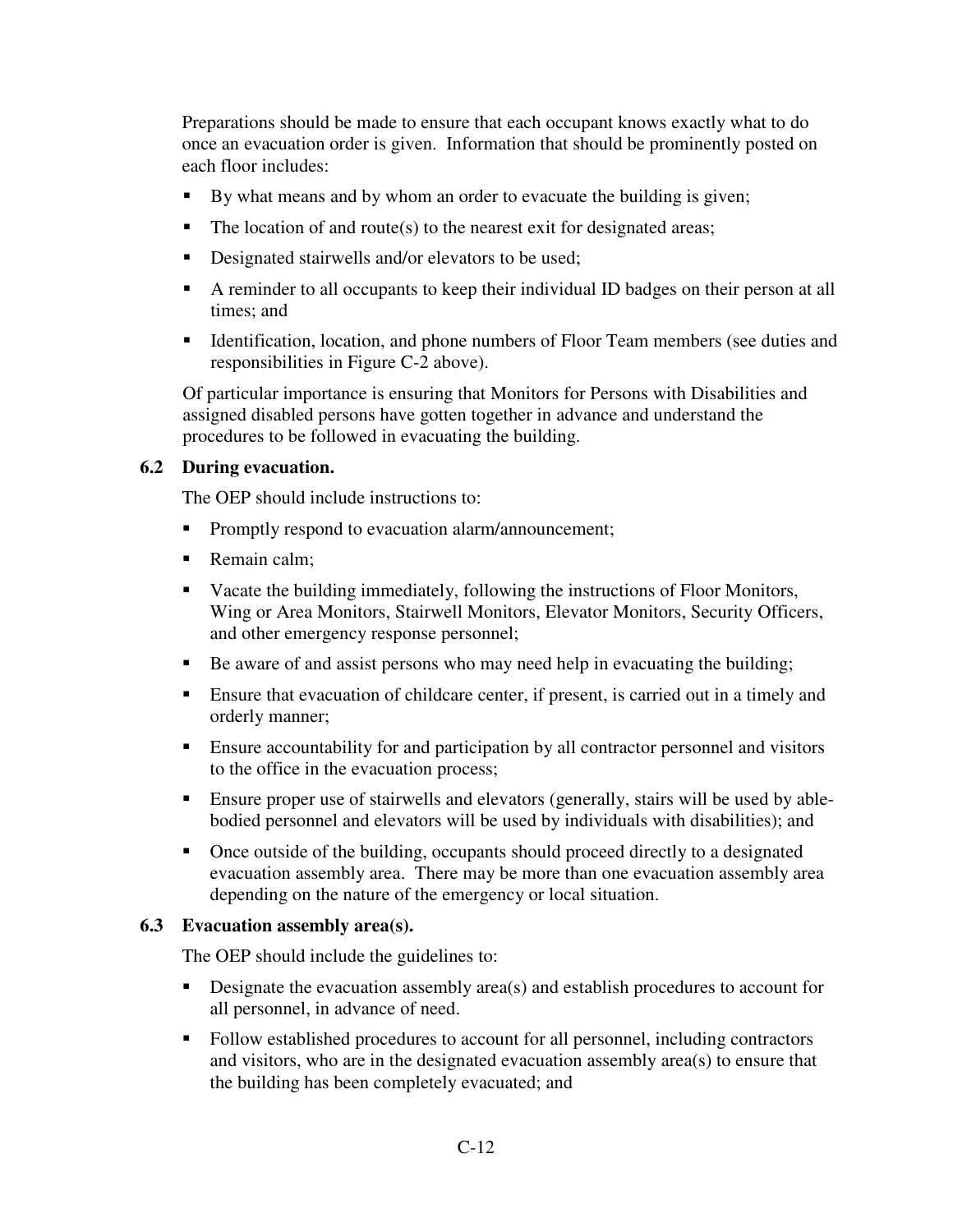Preparations should be made to ensure that each occupant knows exactly what to do once an evacuation order is given. Information that should be prominently posted on each floor includes:

- By what means and by whom an order to evacuate the building is given;
- The location of and route(s) to the nearest exit for designated areas;
- Designated stairwells and/or elevators to be used;
- A reminder to all occupants to keep their individual ID badges on their person at all times; and
- Identification, location, and phone numbers of Floor Team members (see duties and responsibilities in Figure C-2 above).

Of particular importance is ensuring that Monitors for Persons with Disabilities and assigned disabled persons have gotten together in advance and understand the procedures to be followed in evacuating the building.

### 6.2 During evacuation.

The OEP should include instructions to:

- Promptly respond to evacuation alarm/announcement;
- Remain calm;
- Vacate the building immediately, following the instructions of Floor Monitors, Wing or Area Monitors, Stairwell Monitors, Elevator Monitors, Security Officers, and other emergency response personnel;
- Be aware of and assist persons who may need help in evacuating the building;
- Ensure that evacuation of childcare center, if present, is carried out in a timely and orderly manner;
- Ensure accountability for and participation by all contractor personnel and visitors to the office in the evacuation process;
- Ensure proper use of stairwells and elevators (generally, stairs will be used by able-bodied personnel and elevators will be used by individuals with disabilities); and
- Once outside of the building, occupants should proceed directly to a designated evacuation assembly area. There may be more than one evacuation assembly area depending on the nature of the emergency or local situation.

### 6.3 Evacuation assembly area(s).

The OEP should include the guidelines to:

- Designate the evacuation assembly area(s) and establish procedures to account for all personnel, in advance of need.
- Follow established procedures to account for all personnel, including contractors and visitors, who are in the designated evacuation assembly area(s) to ensure that the building has been completely evacuated; and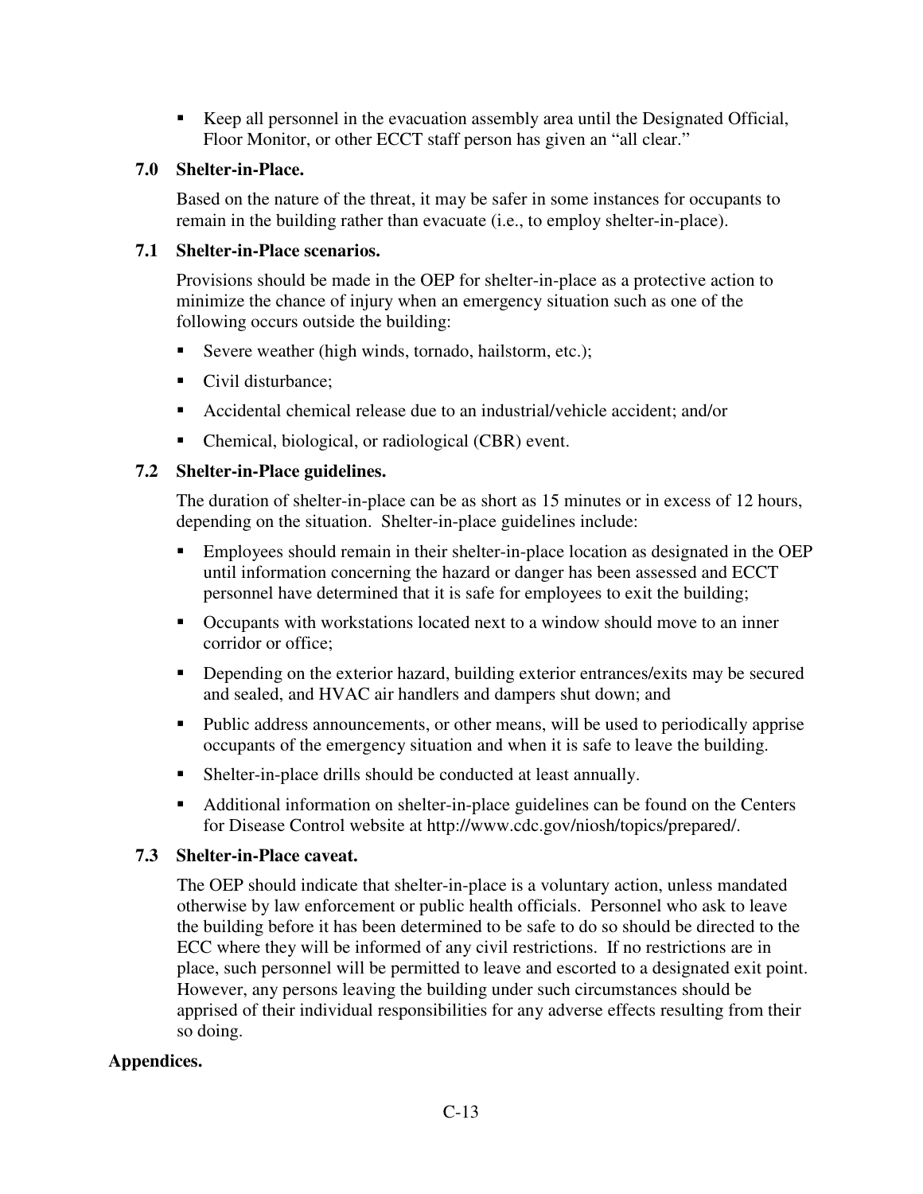- Keep all personnel in the evacuation assembly area until the Designated Official, Floor Monitor, or other ECCT staff person has given an "all clear."

### 7.0 Shelter-in-Place.

Based on the nature of the threat, it may be safer in some instances for occupants to remain in the building rather than evacuate (i.e., to employ shelter-in-place).

### 7.1 Shelter-in-Place scenarios.

Provisions should be made in the OEP for shelter-in-place as a protective action to minimize the chance of injury when an emergency situation such as one of the following occurs outside the building:

- Severe weather (high winds, tornado, hailstorm, etc.);
- Civil disturbance;
- Accidental chemical release due to an industrial/vehicle accident; and/or
- Chemical, biological, or radiological (CBR) event.

### 7.2 Shelter-in-Place guidelines.

The duration of shelter-in-place can be as short as 15 minutes or in excess of 12 hours, depending on the situation. Shelter-in-place guidelines include:

- Employees should remain in their shelter-in-place location as designated in the OEP until information concerning the hazard or danger has been assessed and ECCT personnel have determined that it is safe for employees to exit the building;
- Occupants with workstations located next to a window should move to an inner corridor or office;
- Depending on the exterior hazard, building exterior entrances/exits may be secured and sealed, and HVAC air handlers and dampers shut down; and
- Public address announcements, or other means, will be used to periodically apprise occupants of the emergency situation and when it is safe to leave the building.
- Shelter-in-place drills should be conducted at least annually.
- Additional information on shelter-in-place guidelines can be found on the Centers for Disease Control website at http://www.cdc.gov/niosh/topics/prepared/.

### 7.3 Shelter-in-Place caveat.

The OEP should indicate that shelter-in-place is a voluntary action, unless mandated otherwise by law enforcement or public health officials. Personnel who ask to leave the building before it has been determined to be safe to do so should be directed to the ECC where they will be informed of any civil restrictions. If no restrictions are in place, such personnel will be permitted to leave and escorted to a designated exit point. However, any persons leaving the building under such circumstances should be apprised of their individual responsibilities for any adverse effects resulting from their so doing.

**Appendices.**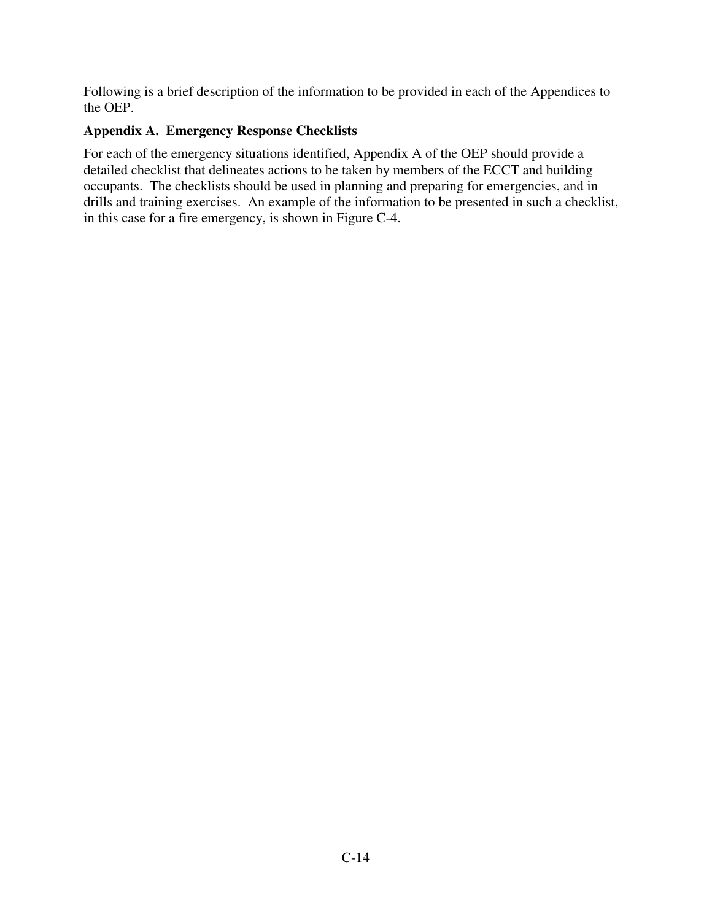Following is a brief description of the information to be provided in each of the Appendices to the OEP.

### Appendix A. Emergency Response Checklists

For each of the emergency situations identified, Appendix A of the OEP should provide a detailed checklist that delineates actions to be taken by members of the ECCT and building occupants. The checklists should be used in planning and preparing for emergencies, and in drills and training exercises. An example of the information to be presented in such a checklist, in this case for a fire emergency, is shown in Figure C-4.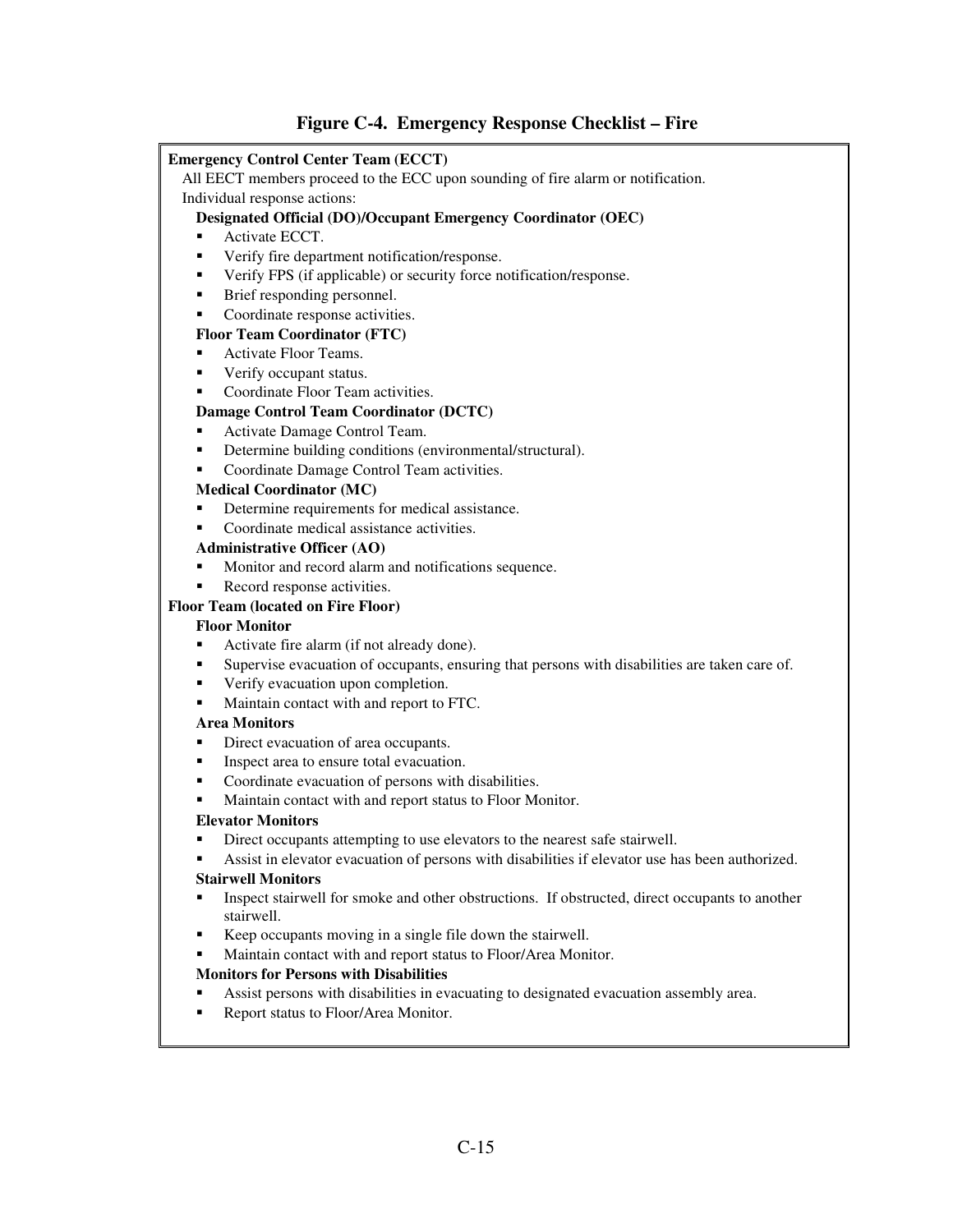## Figure C-4. Emergency Response Checklist – Fire

**Emergency Control Center Team (ECCT)**

All EECT members proceed to the ECC upon sounding of fire alarm or notification.

Individual response actions:

**Designated Official (DO)/Occupant Emergency Coordinator (OEC)**

- Activate ECCT.
- Verify fire department notification/response.
- Verify FPS (if applicable) or security force notification/response.
- Brief responding personnel.
- Coordinate response activities.

**Floor Team Coordinator (FTC)**

- Activate Floor Teams.
- Verify occupant status.
- Coordinate Floor Team activities.

**Damage Control Team Coordinator (DCTC)**

- Activate Damage Control Team.
- Determine building conditions (environmental/structural).
- Coordinate Damage Control Team activities.

**Medical Coordinator (MC)**

- Determine requirements for medical assistance.
- Coordinate medical assistance activities.

**Administrative Officer (AO)**

- Monitor and record alarm and notifications sequence.
- Record response activities.

**Floor Team (located on Fire Floor)**

**Floor Monitor**

- Activate fire alarm (if not already done).
- Supervise evacuation of occupants, ensuring that persons with disabilities are taken care of.
- Verify evacuation upon completion.
- Maintain contact with and report to FTC.

**Area Monitors**

- Direct evacuation of area occupants.
- Inspect area to ensure total evacuation.
- Coordinate evacuation of persons with disabilities.
- Maintain contact with and report status to Floor Monitor.

**Elevator Monitors**

- Direct occupants attempting to use elevators to the nearest safe stairwell.
- Assist in elevator evacuation of persons with disabilities if elevator use has been authorized.

**Stairwell Monitors**

- Inspect stairwell for smoke and other obstructions. If obstructed, direct occupants to another stairwell.
- Keep occupants moving in a single file down the stairwell.
- Maintain contact with and report status to Floor/Area Monitor.

**Monitors for Persons with Disabilities**

- Assist persons with disabilities in evacuating to designated evacuation assembly area.
- Report status to Floor/Area Monitor.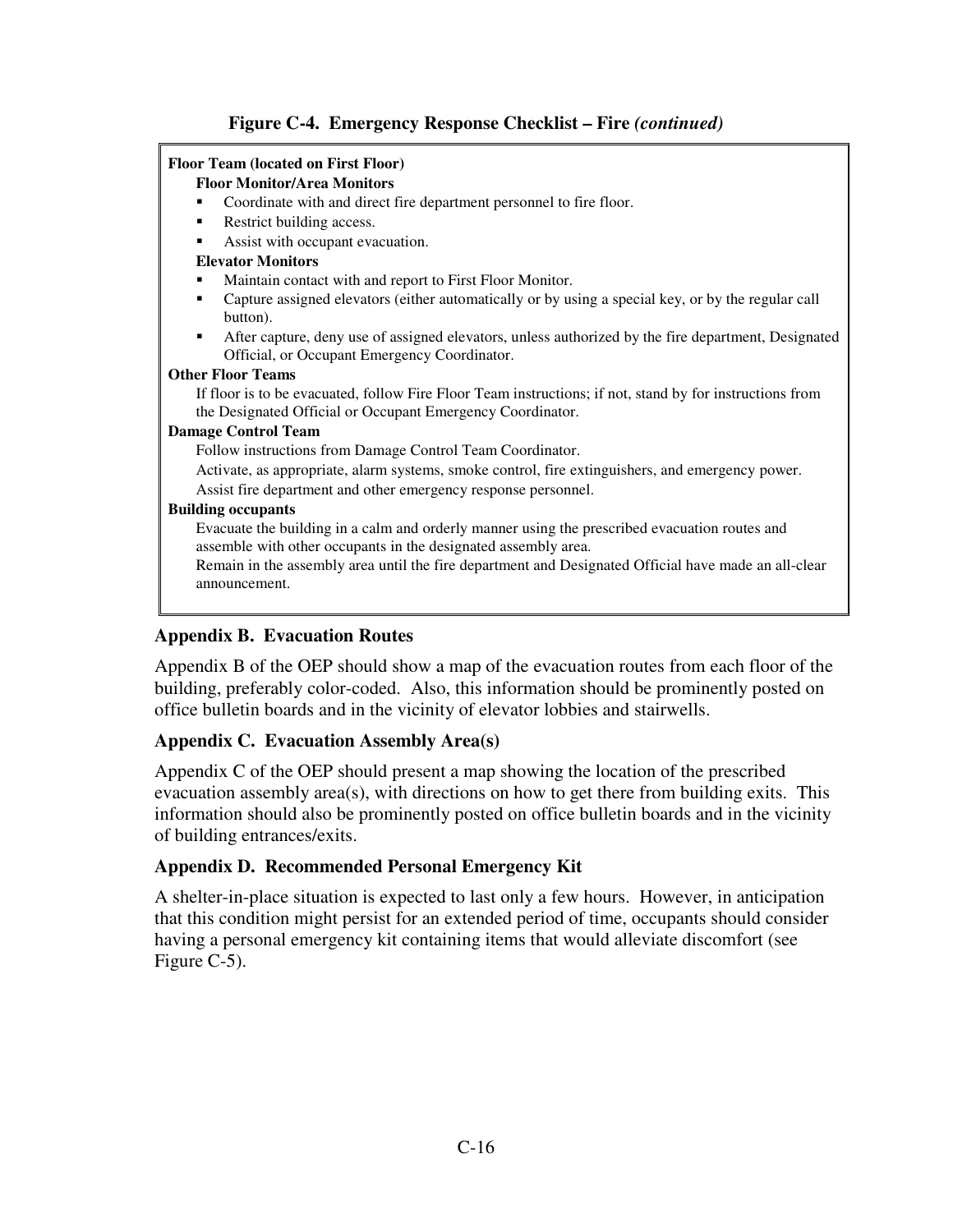**Figure C-4. Emergency Response Checklist – Fire *(continued)***

**Floor Team (located on First Floor)**

**Floor Monitor/Area Monitors**

- Coordinate with and direct fire department personnel to fire floor.
- Restrict building access.
- Assist with occupant evacuation.

**Elevator Monitors**

- Maintain contact with and report to First Floor Monitor.
- Capture assigned elevators (either automatically or by using a special key, or by the regular call button).
- After capture, deny use of assigned elevators, unless authorized by the fire department, Designated Official, or Occupant Emergency Coordinator.

**Other Floor Teams**

If floor is to be evacuated, follow Fire Floor Team instructions; if not, stand by for instructions from the Designated Official or Occupant Emergency Coordinator.

**Damage Control Team**

Follow instructions from Damage Control Team Coordinator.

Activate, as appropriate, alarm systems, smoke control, fire extinguishers, and emergency power.

Assist fire department and other emergency response personnel.

**Building occupants**

Evacuate the building in a calm and orderly manner using the prescribed evacuation routes and assemble with other occupants in the designated assembly area.

Remain in the assembly area until the fire department and Designated Official have made an all-clear announcement.

### Appendix B. Evacuation Routes

Appendix B of the OEP should show a map of the evacuation routes from each floor of the building, preferably color-coded. Also, this information should be prominently posted on office bulletin boards and in the vicinity of elevator lobbies and stairwells.

### Appendix C. Evacuation Assembly Area(s)

Appendix C of the OEP should present a map showing the location of the prescribed evacuation assembly area(s), with directions on how to get there from building exits. This information should also be prominently posted on office bulletin boards and in the vicinity of building entrances/exits.

### Appendix D. Recommended Personal Emergency Kit

A shelter-in-place situation is expected to last only a few hours. However, in anticipation that this condition might persist for an extended period of time, occupants should consider having a personal emergency kit containing items that would alleviate discomfort (see Figure C-5).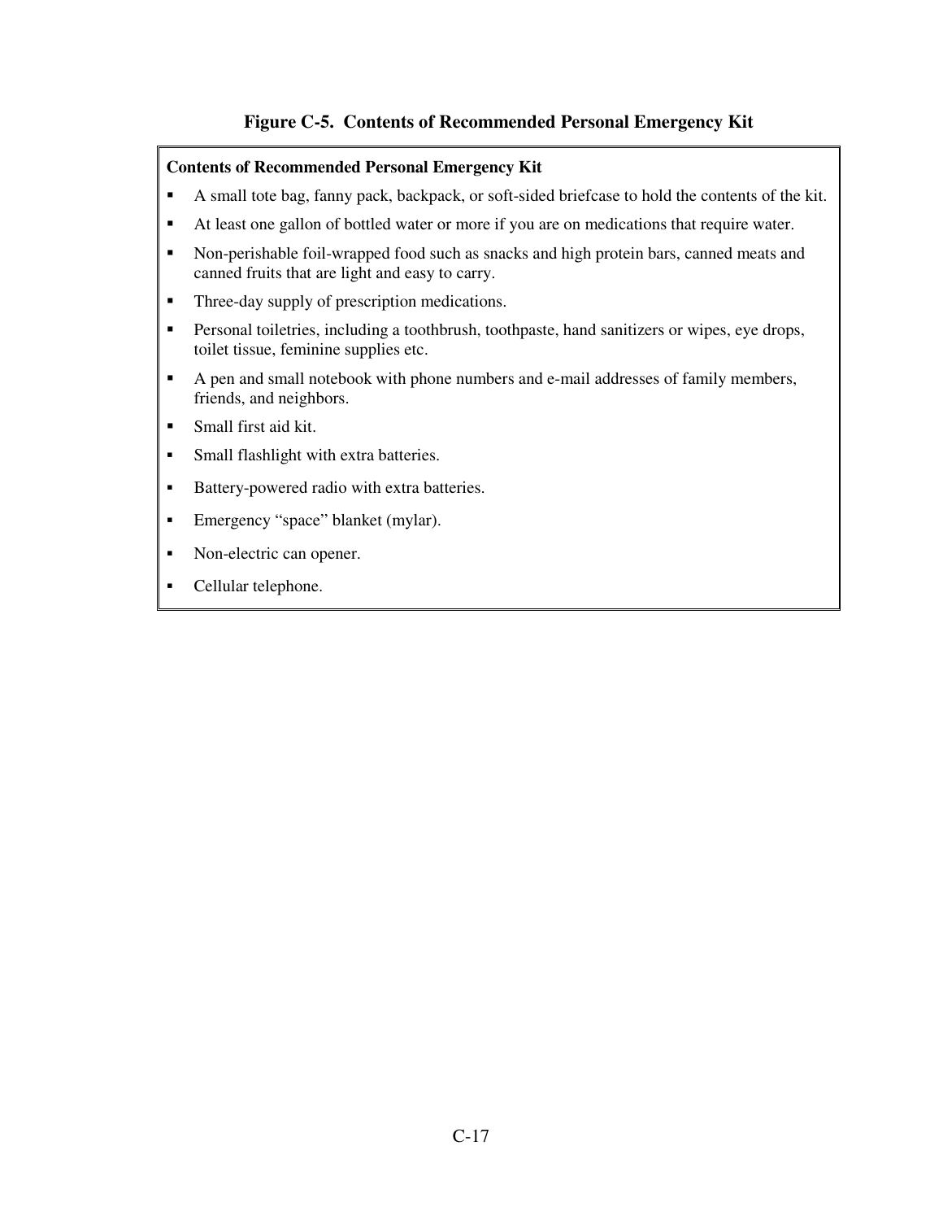**Figure C-5. Contents of Recommended Personal Emergency Kit**

**Contents of Recommended Personal Emergency Kit**

- A small tote bag, fanny pack, backpack, or soft-sided briefcase to hold the contents of the kit.
- At least one gallon of bottled water or more if you are on medications that require water.
- Non-perishable foil-wrapped food such as snacks and high protein bars, canned meats and canned fruits that are light and easy to carry.
- Three-day supply of prescription medications.
- Personal toiletries, including a toothbrush, toothpaste, hand sanitizers or wipes, eye drops, toilet tissue, feminine supplies etc.
- A pen and small notebook with phone numbers and e-mail addresses of family members, friends, and neighbors.
- Small first aid kit.
- Small flashlight with extra batteries.
- Battery-powered radio with extra batteries.
- Emergency “space” blanket (mylar).
- Non-electric can opener.
- Cellular telephone.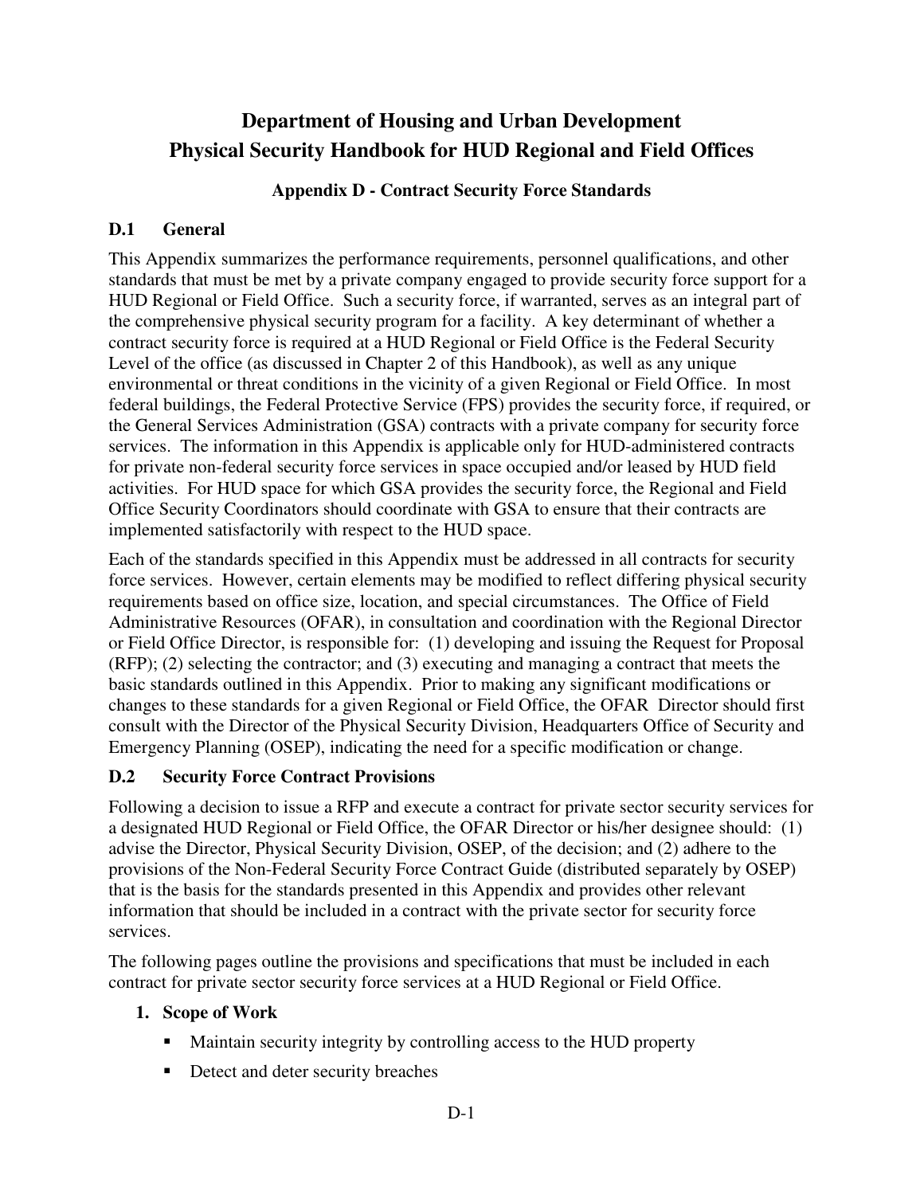# Department of Housing and Urban Development
# Physical Security Handbook for HUD Regional and Field Offices

### Appendix D - Contract Security Force Standards

## D.1 General

This Appendix summarizes the performance requirements, personnel qualifications, and other standards that must be met by a private company engaged to provide security force support for a HUD Regional or Field Office. Such a security force, if warranted, serves as an integral part of the comprehensive physical security program for a facility. A key determinant of whether a contract security force is required at a HUD Regional or Field Office is the Federal Security Level of the office (as discussed in Chapter 2 of this Handbook), as well as any unique environmental or threat conditions in the vicinity of a given Regional or Field Office. In most federal buildings, the Federal Protective Service (FPS) provides the security force, if required, or the General Services Administration (GSA) contracts with a private company for security force services. The information in this Appendix is applicable only for HUD-administered contracts for private non-federal security force services in space occupied and/or leased by HUD field activities. For HUD space for which GSA provides the security force, the Regional and Field Office Security Coordinators should coordinate with GSA to ensure that their contracts are implemented satisfactorily with respect to the HUD space.

Each of the standards specified in this Appendix must be addressed in all contracts for security force services. However, certain elements may be modified to reflect differing physical security requirements based on office size, location, and special circumstances. The Office of Field Administrative Resources (OFAR), in consultation and coordination with the Regional Director or Field Office Director, is responsible for: (1) developing and issuing the Request for Proposal (RFP); (2) selecting the contractor; and (3) executing and managing a contract that meets the basic standards outlined in this Appendix. Prior to making any significant modifications or changes to these standards for a given Regional or Field Office, the OFAR Director should first consult with the Director of the Physical Security Division, Headquarters Office of Security and Emergency Planning (OSEP), indicating the need for a specific modification or change.

## D.2 Security Force Contract Provisions

Following a decision to issue a RFP and execute a contract for private sector security services for a designated HUD Regional or Field Office, the OFAR Director or his/her designee should: (1) advise the Director, Physical Security Division, OSEP, of the decision; and (2) adhere to the provisions of the Non-Federal Security Force Contract Guide (distributed separately by OSEP) that is the basis for the standards presented in this Appendix and provides other relevant information that should be included in a contract with the private sector for security force services.

The following pages outline the provisions and specifications that must be included in each contract for private sector security force services at a HUD Regional or Field Office.

**1. Scope of Work**

- Maintain security integrity by controlling access to the HUD property
- Detect and deter security breaches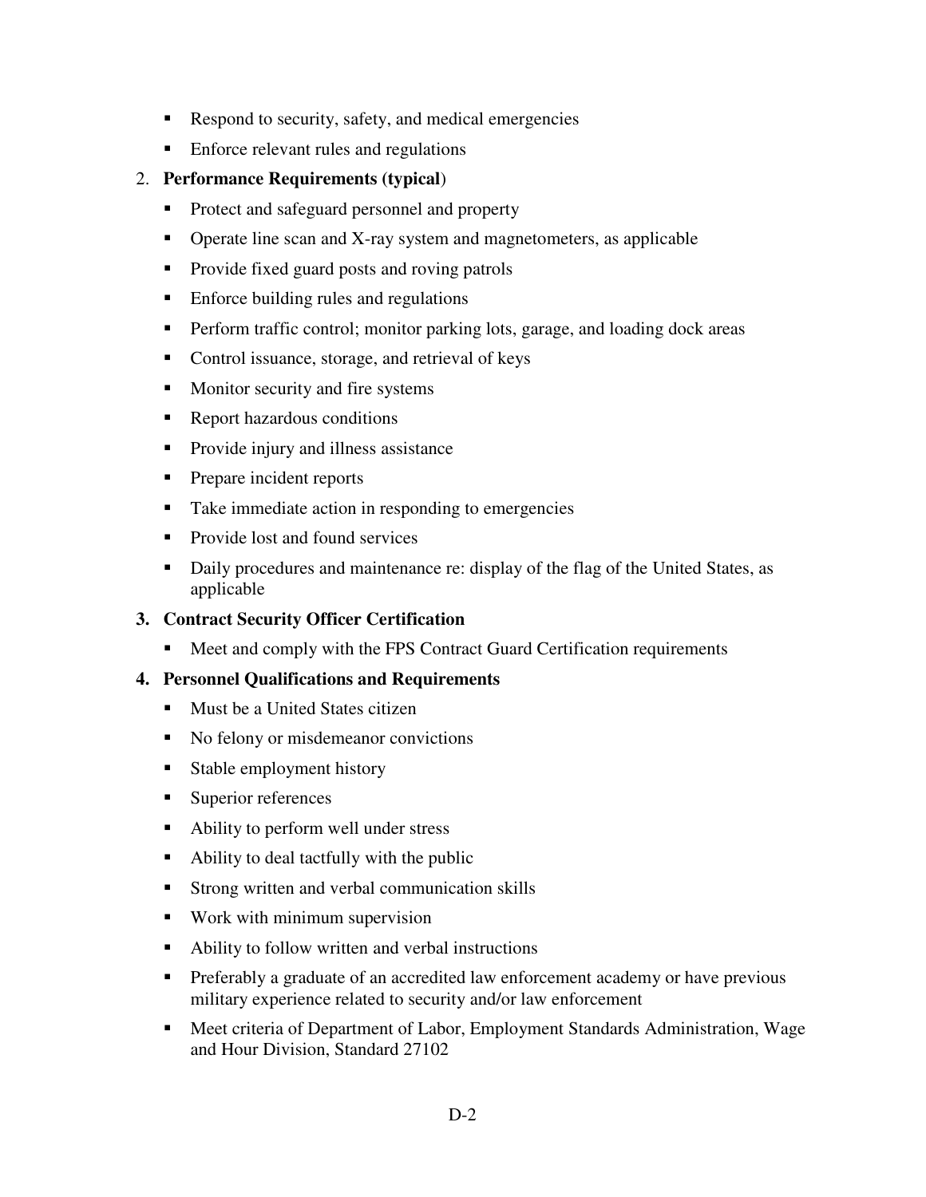- Respond to security, safety, and medical emergencies
- Enforce relevant rules and regulations

2. **Performance Requirements (typical**)
   - Protect and safeguard personnel and property
   - Operate line scan and X-ray system and magnetometers, as applicable
   - Provide fixed guard posts and roving patrols
   - Enforce building rules and regulations
   - Perform traffic control; monitor parking lots, garage, and loading dock areas
   - Control issuance, storage, and retrieval of keys
   - Monitor security and fire systems
   - Report hazardous conditions
   - Provide injury and illness assistance
   - Prepare incident reports
   - Take immediate action in responding to emergencies
   - Provide lost and found services
   - Daily procedures and maintenance re: display of the flag of the United States, as applicable

3. **Contract Security Officer Certification**
   - Meet and comply with the FPS Contract Guard Certification requirements

4. **Personnel Qualifications and Requirements**
   - Must be a United States citizen
   - No felony or misdemeanor convictions
   - Stable employment history
   - Superior references
   - Ability to perform well under stress
   - Ability to deal tactfully with the public
   - Strong written and verbal communication skills
   - Work with minimum supervision
   - Ability to follow written and verbal instructions
   - Preferably a graduate of an accredited law enforcement academy or have previous military experience related to security and/or law enforcement
   - Meet criteria of Department of Labor, Employment Standards Administration, Wage and Hour Division, Standard 27102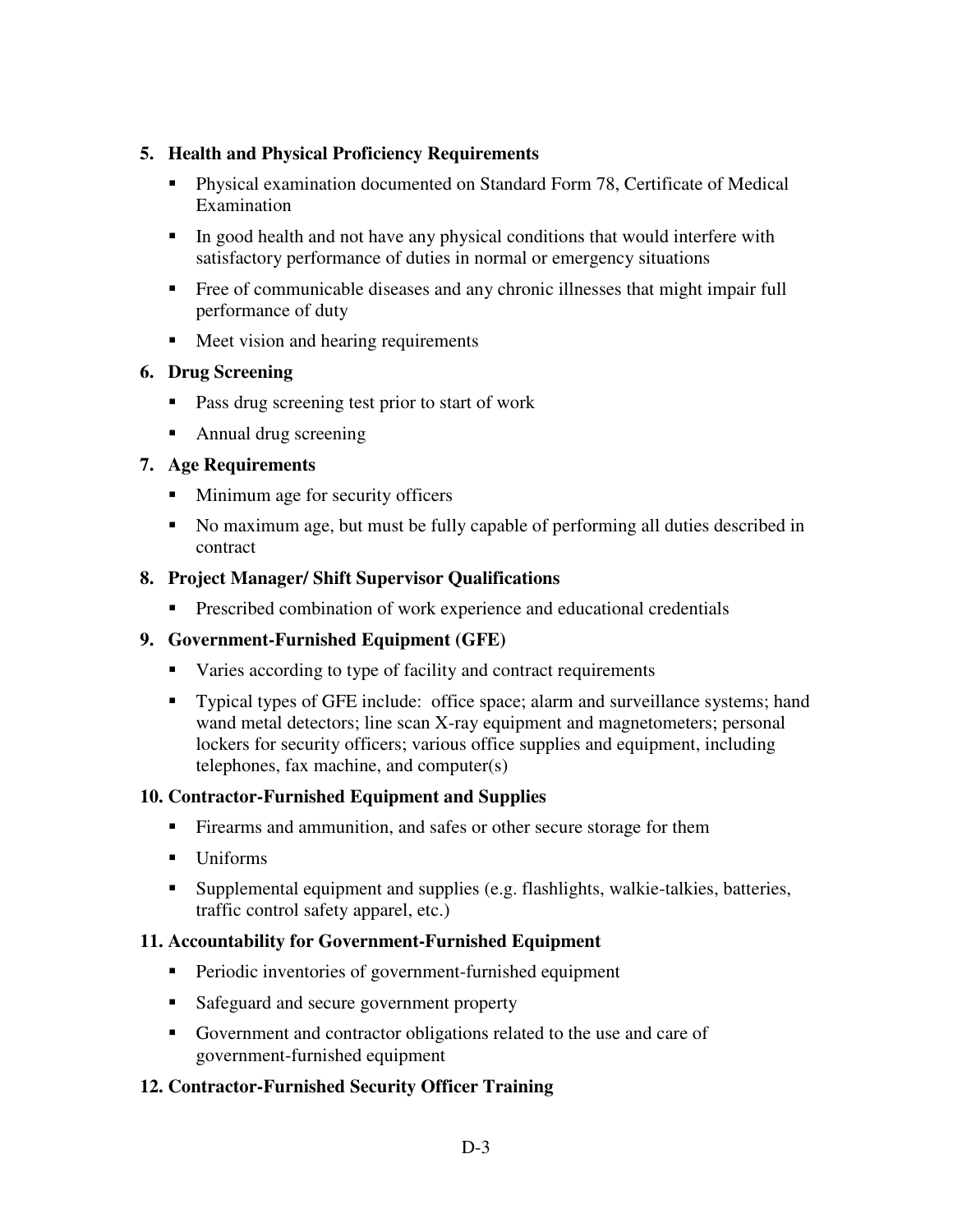**5. Health and Physical Proficiency Requirements**

- Physical examination documented on Standard Form 78, Certificate of Medical Examination
- In good health and not have any physical conditions that would interfere with satisfactory performance of duties in normal or emergency situations
- Free of communicable diseases and any chronic illnesses that might impair full performance of duty
- Meet vision and hearing requirements

**6. Drug Screening**

- Pass drug screening test prior to start of work
- Annual drug screening

**7. Age Requirements**

- Minimum age for security officers
- No maximum age, but must be fully capable of performing all duties described in contract

**8. Project Manager/ Shift Supervisor Qualifications**

- Prescribed combination of work experience and educational credentials

**9. Government-Furnished Equipment (GFE)**

- Varies according to type of facility and contract requirements
- Typical types of GFE include: office space; alarm and surveillance systems; hand wand metal detectors; line scan X-ray equipment and magnetometers; personal lockers for security officers; various office supplies and equipment, including telephones, fax machine, and computer(s)

**10. Contractor-Furnished Equipment and Supplies**

- Firearms and ammunition, and safes or other secure storage for them
- Uniforms
- Supplemental equipment and supplies (e.g. flashlights, walkie-talkies, batteries, traffic control safety apparel, etc.)

**11. Accountability for Government-Furnished Equipment**

- Periodic inventories of government-furnished equipment
- Safeguard and secure government property
- Government and contractor obligations related to the use and care of government-furnished equipment

**12. Contractor-Furnished Security Officer Training**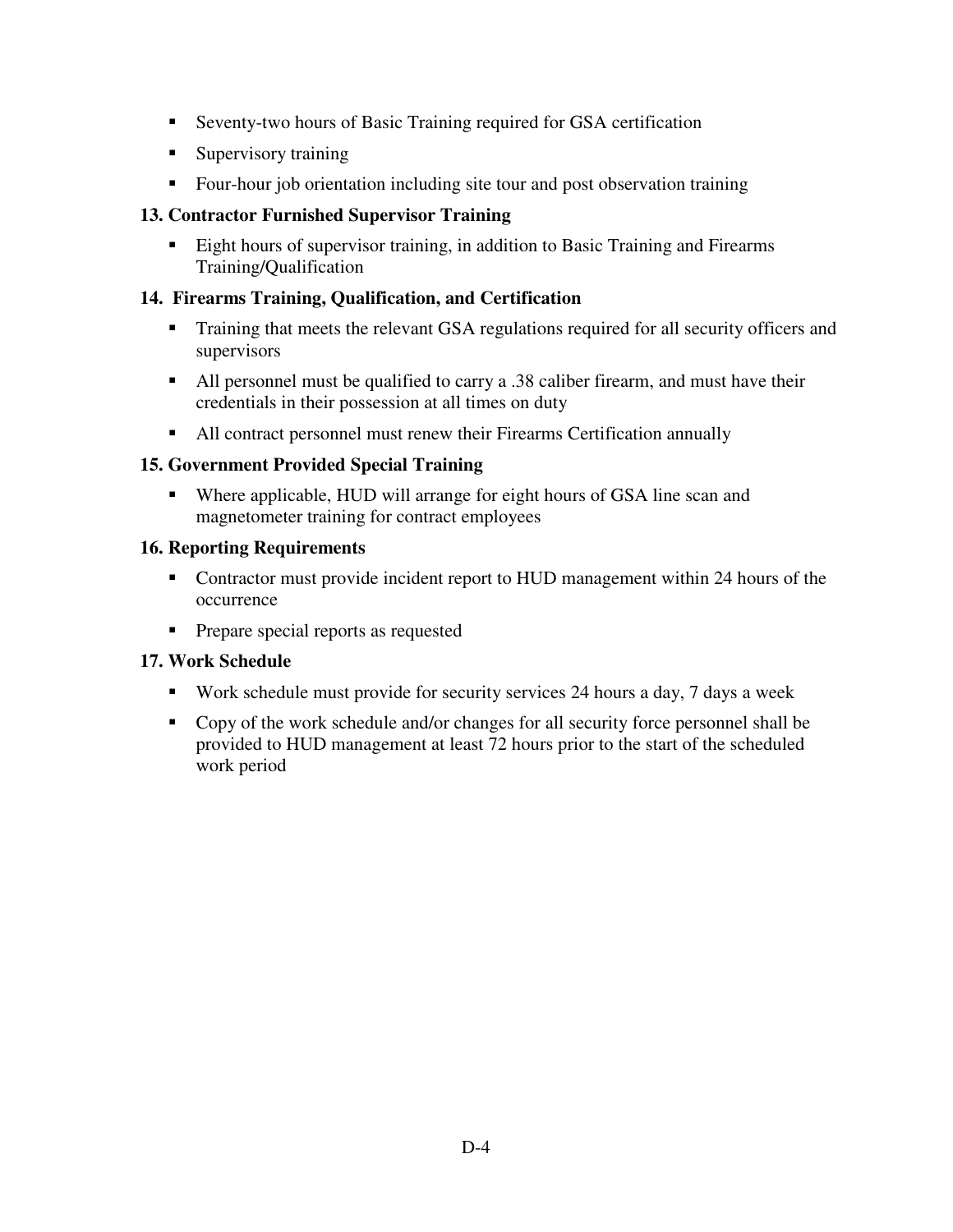- Seventy-two hours of Basic Training required for GSA certification
- Supervisory training
- Four-hour job orientation including site tour and post observation training

### 13. Contractor Furnished Supervisor Training

- Eight hours of supervisor training, in addition to Basic Training and Firearms Training/Qualification

### 14. Firearms Training, Qualification, and Certification

- Training that meets the relevant GSA regulations required for all security officers and supervisors
- All personnel must be qualified to carry a .38 caliber firearm, and must have their credentials in their possession at all times on duty
- All contract personnel must renew their Firearms Certification annually

### 15. Government Provided Special Training

- Where applicable, HUD will arrange for eight hours of GSA line scan and magnetometer training for contract employees

### 16. Reporting Requirements

- Contractor must provide incident report to HUD management within 24 hours of the occurrence
- Prepare special reports as requested

### 17. Work Schedule

- Work schedule must provide for security services 24 hours a day, 7 days a week
- Copy of the work schedule and/or changes for all security force personnel shall be provided to HUD management at least 72 hours prior to the start of the scheduled work period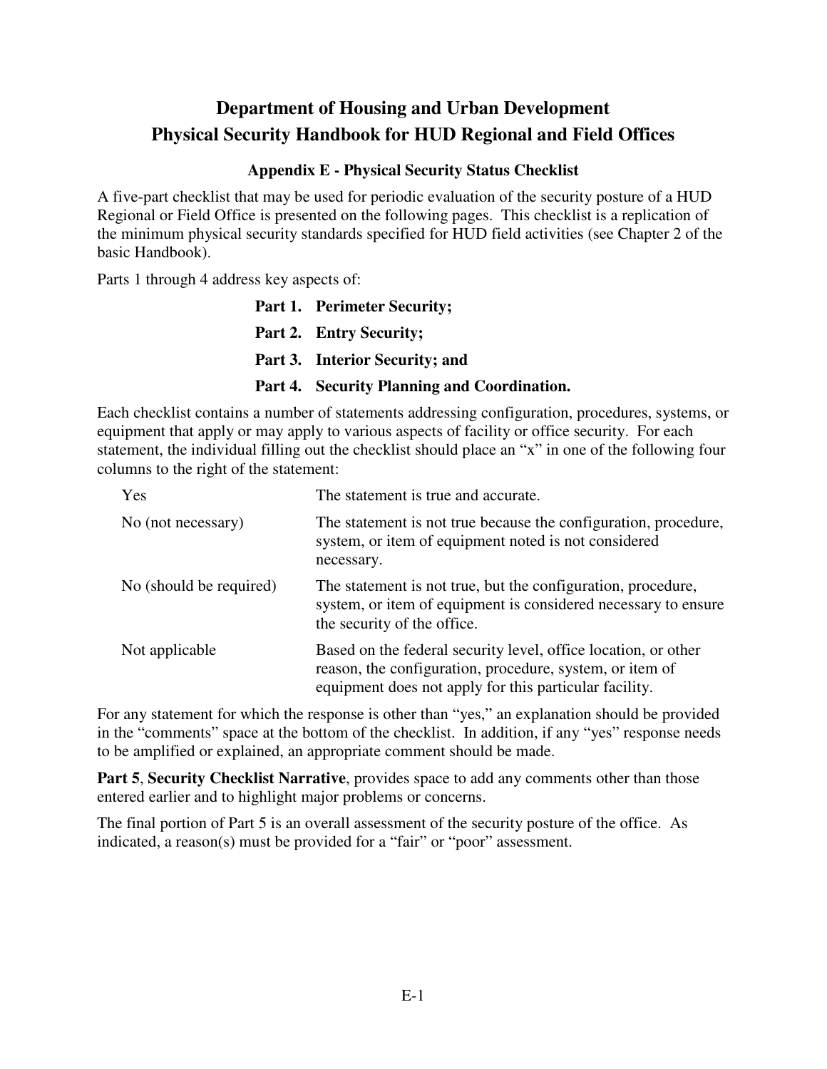# Department of Housing and Urban Development
# Physical Security Handbook for HUD Regional and Field Offices

### Appendix E - Physical Security Status Checklist

A five-part checklist that may be used for periodic evaluation of the security posture of a HUD Regional or Field Office is presented on the following pages. This checklist is a replication of the minimum physical security standards specified for HUD field activities (see Chapter 2 of the basic Handbook).

Parts 1 through 4 address key aspects of:

- **Part 1. Perimeter Security;**
- **Part 2. Entry Security;**
- **Part 3. Interior Security; and**
- **Part 4. Security Planning and Coordination.**

Each checklist contains a number of statements addressing configuration, procedures, systems, or equipment that apply or may apply to various aspects of facility or office security. For each statement, the individual filling out the checklist should place an "x" in one of the following four columns to the right of the statement:

| | |
|---|---|
| Yes | The statement is true and accurate. |
| No (not necessary) | The statement is not true because the configuration, procedure, system, or item of equipment noted is not considered necessary. |
| No (should be required) | The statement is not true, but the configuration, procedure, system, or item of equipment is considered necessary to ensure the security of the office. |
| Not applicable | Based on the federal security level, office location, or other reason, the configuration, procedure, system, or item of equipment does not apply for this particular facility. |

For any statement for which the response is other than "yes," an explanation should be provided in the "comments" space at the bottom of the checklist. In addition, if any "yes" response needs to be amplified or explained, an appropriate comment should be made.

**Part 5**, **Security Checklist Narrative**, provides space to add any comments other than those entered earlier and to highlight major problems or concerns.

The final portion of Part 5 is an overall assessment of the security posture of the office. As indicated, a reason(s) must be provided for a "fair" or "poor" assessment.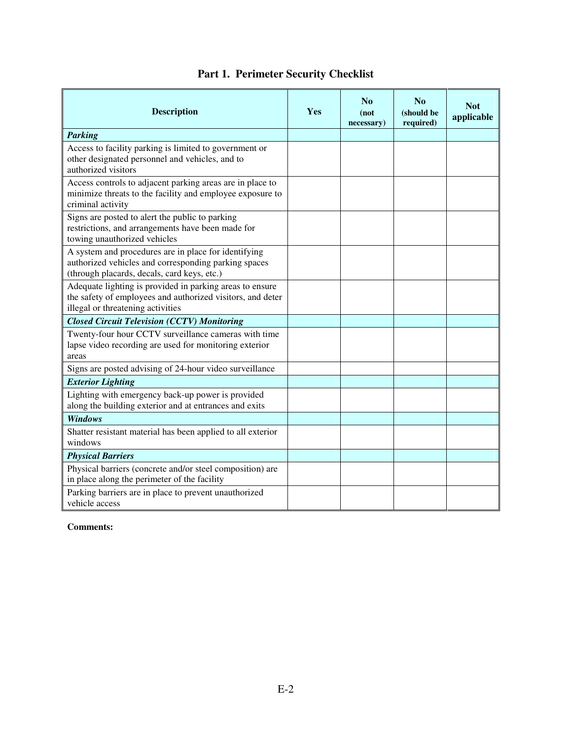## Part 1. Perimeter Security Checklist

| Description | Yes | No (not necessary) | No (should be required) | Not applicable |
|---|---|---|---|---|
| ***Parking*** | | | | |
| Access to facility parking is limited to government or other designated personnel and vehicles, and to authorized visitors | | | | |
| Access controls to adjacent parking areas are in place to minimize threats to the facility and employee exposure to criminal activity | | | | |
| Signs are posted to alert the public to parking restrictions, and arrangements have been made for towing unauthorized vehicles | | | | |
| A system and procedures are in place for identifying authorized vehicles and corresponding parking spaces (through placards, decals, card keys, etc.) | | | | |
| Adequate lighting is provided in parking areas to ensure the safety of employees and authorized visitors, and deter illegal or threatening activities | | | | |
| ***Closed Circuit Television (CCTV) Monitoring*** | | | | |
| Twenty-four hour CCTV surveillance cameras with time lapse video recording are used for monitoring exterior areas | | | | |
| Signs are posted advising of 24-hour video surveillance | | | | |
| ***Exterior Lighting*** | | | | |
| Lighting with emergency back-up power is provided along the building exterior and at entrances and exits | | | | |
| ***Windows*** | | | | |
| Shatter resistant material has been applied to all exterior windows | | | | |
| ***Physical Barriers*** | | | | |
| Physical barriers (concrete and/or steel composition) are in place along the perimeter of the facility | | | | |
| Parking barriers are in place to prevent unauthorized vehicle access | | | | |

**Comments:**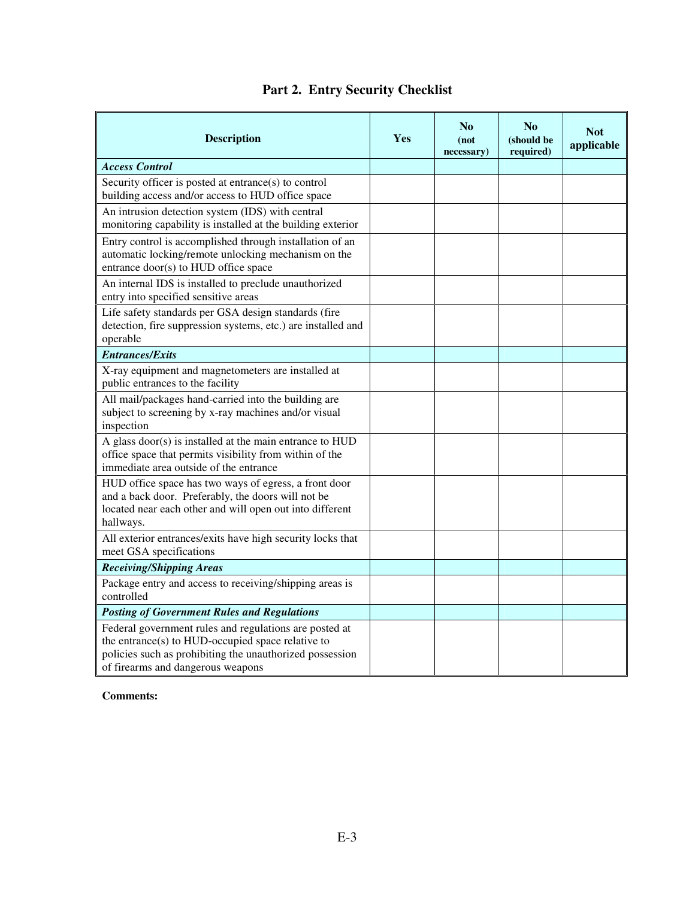## Part 2. Entry Security Checklist

| Description | Yes | No (not necessary) | No (should be required) | Not applicable |
|---|---|---|---|---|
| ***Access Control*** | | | | |
| Security officer is posted at entrance(s) to control building access and/or access to HUD office space | | | | |
| An intrusion detection system (IDS) with central monitoring capability is installed at the building exterior | | | | |
| Entry control is accomplished through installation of an automatic locking/remote unlocking mechanism on the entrance door(s) to HUD office space | | | | |
| An internal IDS is installed to preclude unauthorized entry into specified sensitive areas | | | | |
| Life safety standards per GSA design standards (fire detection, fire suppression systems, etc.) are installed and operable | | | | |
| ***Entrances/Exits*** | | | | |
| X-ray equipment and magnetometers are installed at public entrances to the facility | | | | |
| All mail/packages hand-carried into the building are subject to screening by x-ray machines and/or visual inspection | | | | |
| A glass door(s) is installed at the main entrance to HUD office space that permits visibility from within of the immediate area outside of the entrance | | | | |
| HUD office space has two ways of egress, a front door and a back door. Preferably, the doors will not be located near each other and will open out into different hallways. | | | | |
| All exterior entrances/exits have high security locks that meet GSA specifications | | | | |
| ***Receiving/Shipping Areas*** | | | | |
| Package entry and access to receiving/shipping areas is controlled | | | | |
| ***Posting of Government Rules and Regulations*** | | | | |
| Federal government rules and regulations are posted at the entrance(s) to HUD-occupied space relative to policies such as prohibiting the unauthorized possession of firearms and dangerous weapons | | | | |

**Comments:**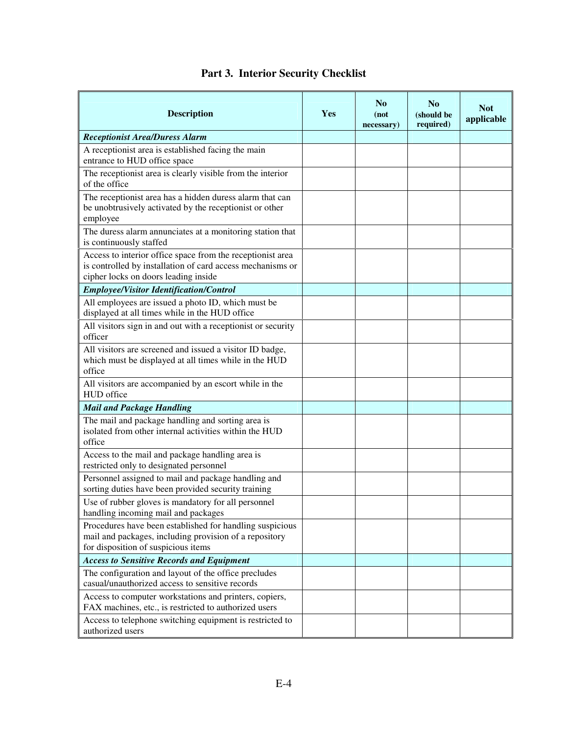## Part 3. Interior Security Checklist

| Description | Yes | No (not necessary) | No (should be required) | Not applicable |
|---|---|---|---|---|
| ***Receptionist Area/Duress Alarm*** | | | | |
| A receptionist area is established facing the main entrance to HUD office space | | | | |
| The receptionist area is clearly visible from the interior of the office | | | | |
| The receptionist area has a hidden duress alarm that can be unobtrusively activated by the receptionist or other employee | | | | |
| The duress alarm annunciates at a monitoring station that is continuously staffed | | | | |
| Access to interior office space from the receptionist area is controlled by installation of card access mechanisms or cipher locks on doors leading inside | | | | |
| ***Employee/Visitor Identification/Control*** | | | | |
| All employees are issued a photo ID, which must be displayed at all times while in the HUD office | | | | |
| All visitors sign in and out with a receptionist or security officer | | | | |
| All visitors are screened and issued a visitor ID badge, which must be displayed at all times while in the HUD office | | | | |
| All visitors are accompanied by an escort while in the HUD office | | | | |
| ***Mail and Package Handling*** | | | | |
| The mail and package handling and sorting area is isolated from other internal activities within the HUD office | | | | |
| Access to the mail and package handling area is restricted only to designated personnel | | | | |
| Personnel assigned to mail and package handling and sorting duties have been provided security training | | | | |
| Use of rubber gloves is mandatory for all personnel handling incoming mail and packages | | | | |
| Procedures have been established for handling suspicious mail and packages, including provision of a repository for disposition of suspicious items | | | | |
| ***Access to Sensitive Records and Equipment*** | | | | |
| The configuration and layout of the office precludes casual/unauthorized access to sensitive records | | | | |
| Access to computer workstations and printers, copiers, FAX machines, etc., is restricted to authorized users | | | | |
| Access to telephone switching equipment is restricted to authorized users | | | | |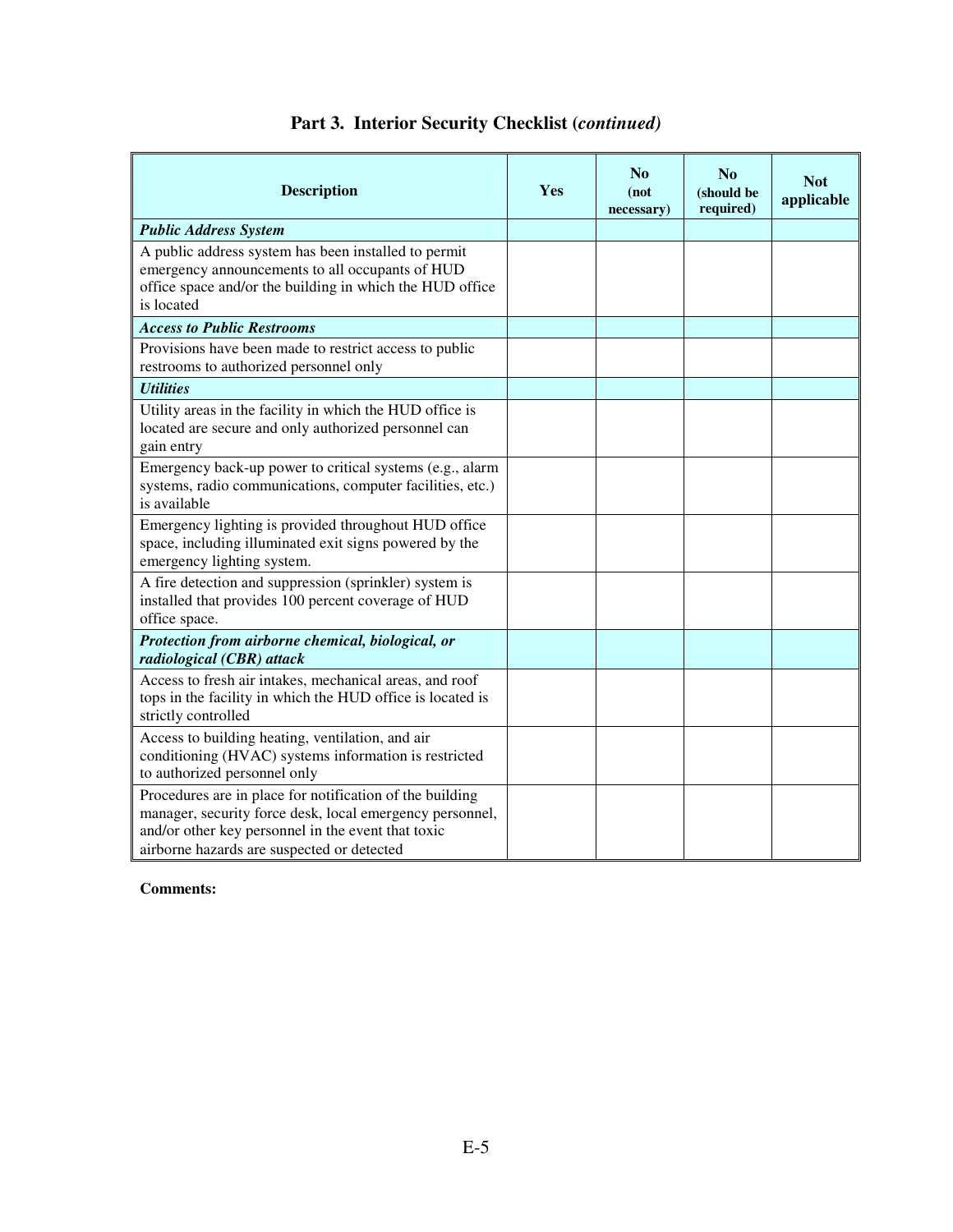## Part 3. Interior Security Checklist (*continued*)

| Description | Yes | No (not necessary) | No (should be required) | Not applicable |
|---|---|---|---|---|
| ***Public Address System*** | | | | |
| A public address system has been installed to permit emergency announcements to all occupants of HUD office space and/or the building in which the HUD office is located | | | | |
| ***Access to Public Restrooms*** | | | | |
| Provisions have been made to restrict access to public restrooms to authorized personnel only | | | | |
| ***Utilities*** | | | | |
| Utility areas in the facility in which the HUD office is located are secure and only authorized personnel can gain entry | | | | |
| Emergency back-up power to critical systems (e.g., alarm systems, radio communications, computer facilities, etc.) is available | | | | |
| Emergency lighting is provided throughout HUD office space, including illuminated exit signs powered by the emergency lighting system. | | | | |
| A fire detection and suppression (sprinkler) system is installed that provides 100 percent coverage of HUD office space. | | | | |
| ***Protection from airborne chemical, biological, or radiological (CBR) attack*** | | | | |
| Access to fresh air intakes, mechanical areas, and roof tops in the facility in which the HUD office is located is strictly controlled | | | | |
| Access to building heating, ventilation, and air conditioning (HVAC) systems information is restricted to authorized personnel only | | | | |
| Procedures are in place for notification of the building manager, security force desk, local emergency personnel, and/or other key personnel in the event that toxic airborne hazards are suspected or detected | | | | |

**Comments:**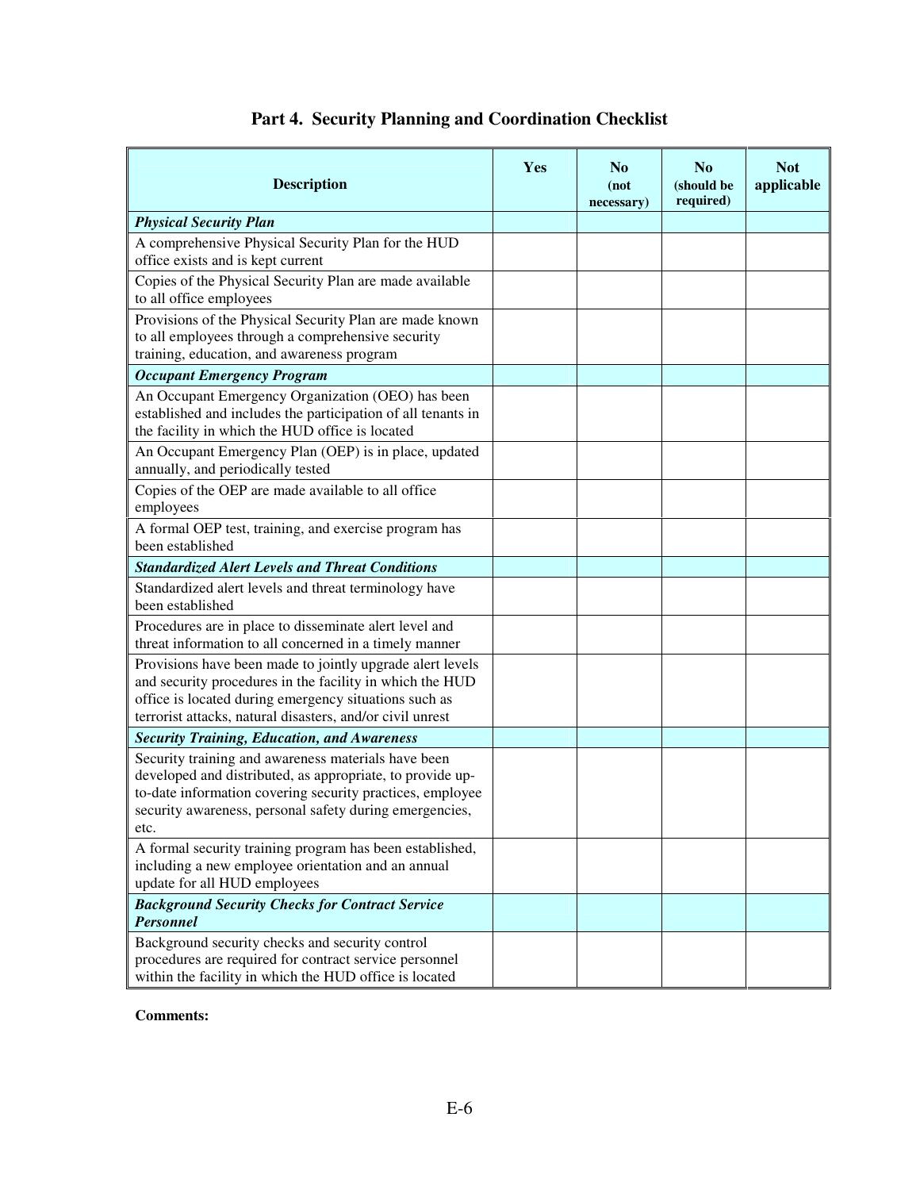## Part 4. Security Planning and Coordination Checklist

| Description | Yes | No (not necessary) | No (should be required) | Not applicable |
|---|---|---|---|---|
| ***Physical Security Plan*** | | | | |
| A comprehensive Physical Security Plan for the HUD office exists and is kept current | | | | |
| Copies of the Physical Security Plan are made available to all office employees | | | | |
| Provisions of the Physical Security Plan are made known to all employees through a comprehensive security training, education, and awareness program | | | | |
| ***Occupant Emergency Program*** | | | | |
| An Occupant Emergency Organization (OEO) has been established and includes the participation of all tenants in the facility in which the HUD office is located | | | | |
| An Occupant Emergency Plan (OEP) is in place, updated annually, and periodically tested | | | | |
| Copies of the OEP are made available to all office employees | | | | |
| A formal OEP test, training, and exercise program has been established | | | | |
| ***Standardized Alert Levels and Threat Conditions*** | | | | |
| Standardized alert levels and threat terminology have been established | | | | |
| Procedures are in place to disseminate alert level and threat information to all concerned in a timely manner | | | | |
| Provisions have been made to jointly upgrade alert levels and security procedures in the facility in which the HUD office is located during emergency situations such as terrorist attacks, natural disasters, and/or civil unrest | | | | |
| ***Security Training, Education, and Awareness*** | | | | |
| Security training and awareness materials have been developed and distributed, as appropriate, to provide up-to-date information covering security practices, employee security awareness, personal safety during emergencies, etc. | | | | |
| A formal security training program has been established, including a new employee orientation and an annual update for all HUD employees | | | | |
| ***Background Security Checks for Contract Service Personnel*** | | | | |
| Background security checks and security control procedures are required for contract service personnel within the facility in which the HUD office is located | | | | |

**Comments:**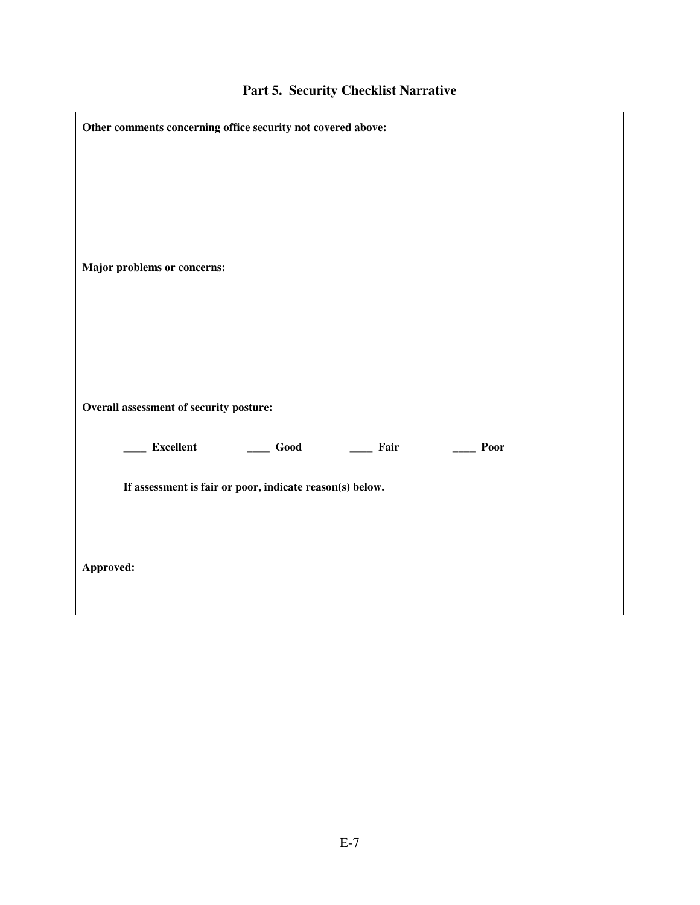## Part 5. Security Checklist Narrative

**Other comments concerning office security not covered above:**

**Major problems or concerns:**

**Overall assessment of security posture:**

**____ Excellent** **____ Good** **____ Fair** **____ Poor**

**If assessment is fair or poor, indicate reason(s) below.**

**Approved:**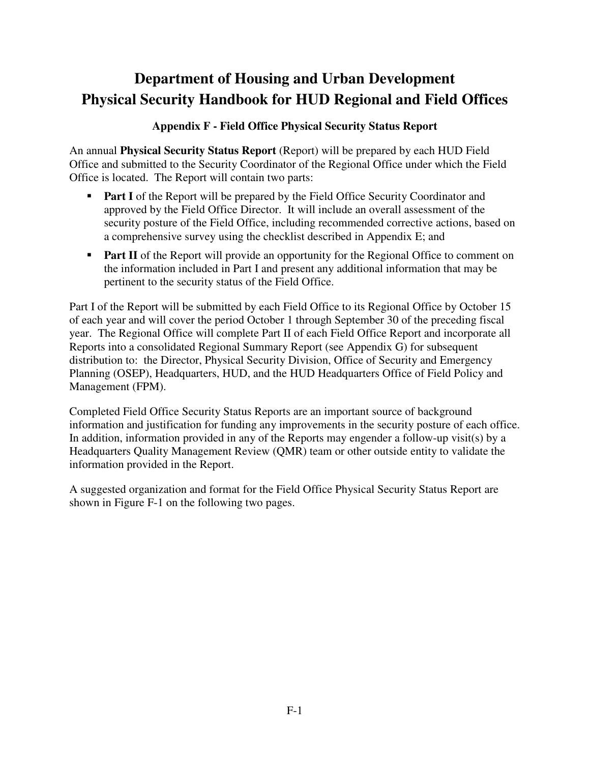# Department of Housing and Urban Development
# Physical Security Handbook for HUD Regional and Field Offices

### Appendix F - Field Office Physical Security Status Report

An annual **Physical Security Status Report** (Report) will be prepared by each HUD Field Office and submitted to the Security Coordinator of the Regional Office under which the Field Office is located. The Report will contain two parts:

- **Part I** of the Report will be prepared by the Field Office Security Coordinator and approved by the Field Office Director. It will include an overall assessment of the security posture of the Field Office, including recommended corrective actions, based on a comprehensive survey using the checklist described in Appendix E; and
- **Part II** of the Report will provide an opportunity for the Regional Office to comment on the information included in Part I and present any additional information that may be pertinent to the security status of the Field Office.

Part I of the Report will be submitted by each Field Office to its Regional Office by October 15 of each year and will cover the period October 1 through September 30 of the preceding fiscal year. The Regional Office will complete Part II of each Field Office Report and incorporate all Reports into a consolidated Regional Summary Report (see Appendix G) for subsequent distribution to: the Director, Physical Security Division, Office of Security and Emergency Planning (OSEP), Headquarters, HUD, and the HUD Headquarters Office of Field Policy and Management (FPM).

Completed Field Office Security Status Reports are an important source of background information and justification for funding any improvements in the security posture of each office. In addition, information provided in any of the Reports may engender a follow-up visit(s) by a Headquarters Quality Management Review (QMR) team or other outside entity to validate the information provided in the Report.

A suggested organization and format for the Field Office Physical Security Status Report are shown in Figure F-1 on the following two pages.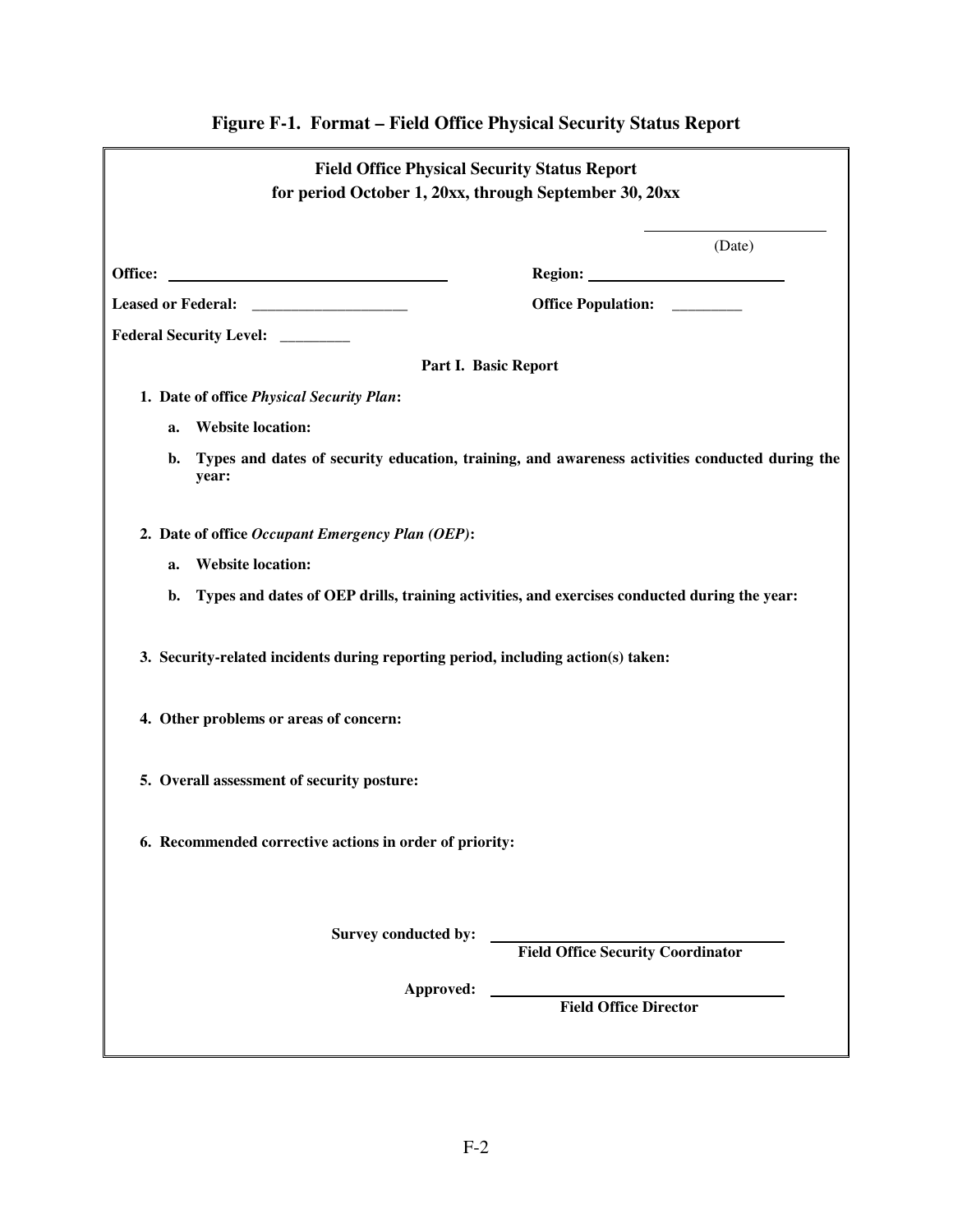## Figure F-1. Format – Field Office Physical Security Status Report

**Field Office Physical Security Status Report**
**for period October 1, 20xx, through September 30, 20xx**

______________________
(Date)

**Office:** ______________________ **Region:** ______________________

**Leased or Federal:** ____________________ **Office Population:** _________

**Federal Security Level:** _________

**Part I. Basic Report**

**1. Date of office *Physical Security Plan*:**

- **a. Website location:**
- **b. Types and dates of security education, training, and awareness activities conducted during the year:**

**2. Date of office *Occupant Emergency Plan (OEP)*:**

- **a. Website location:**
- **b. Types and dates of OEP drills, training activities, and exercises conducted during the year:**

**3. Security-related incidents during reporting period, including action(s) taken:**

**4. Other problems or areas of concern:**

**5. Overall assessment of security posture:**

**6. Recommended corrective actions in order of priority:**

**Survey conducted by:** ______________________
**Field Office Security Coordinator**

**Approved:** ______________________
**Field Office Director**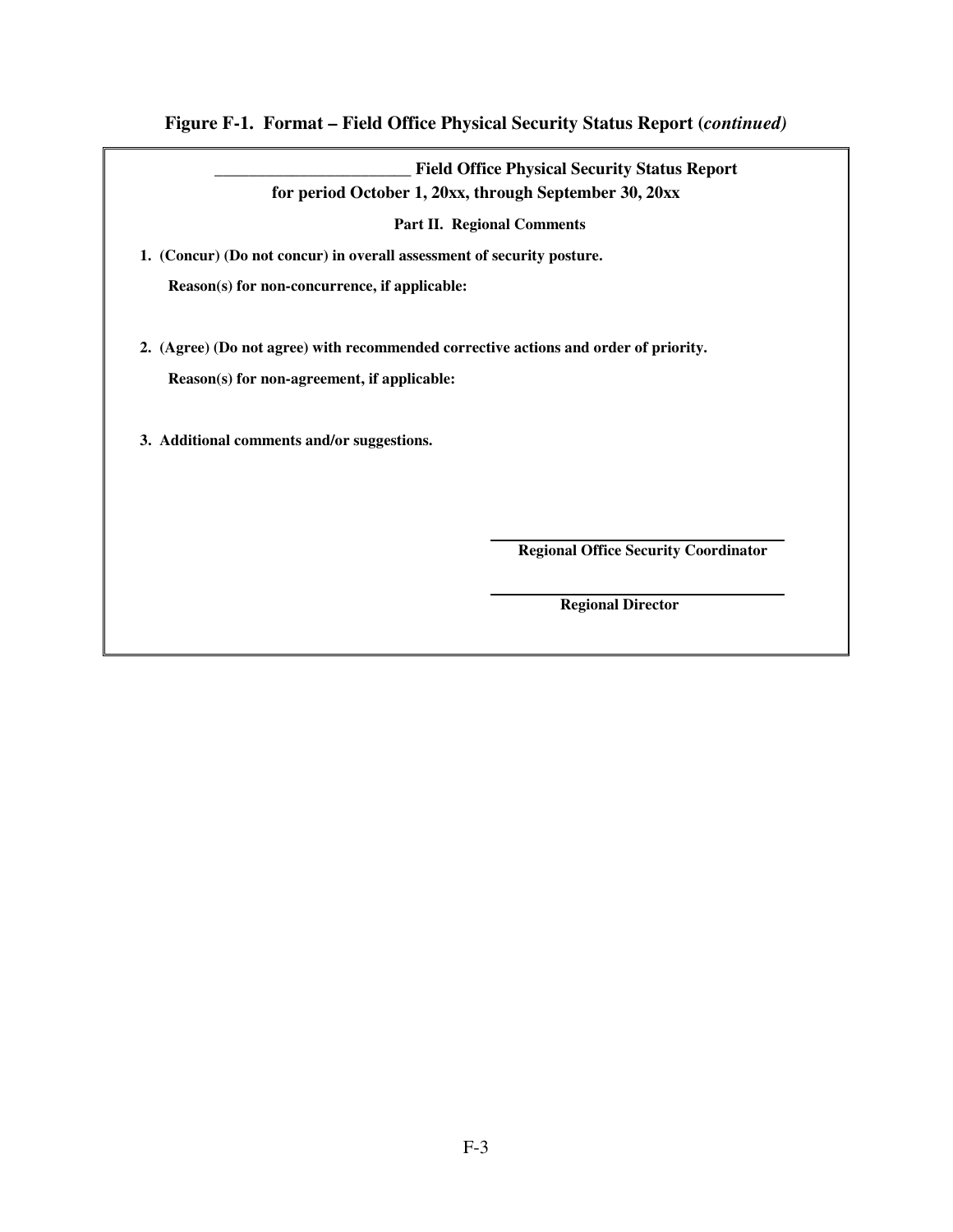**Figure F-1. Format – Field Office Physical Security Status Report (*continued*)**

**________________________ Field Office Physical Security Status Report**
**for period October 1, 20xx, through September 30, 20xx**

**Part II. Regional Comments**

**1. (Concur) (Do not concur) in overall assessment of security posture.**

**Reason(s) for non-concurrence, if applicable:**

**2. (Agree) (Do not agree) with recommended corrective actions and order of priority.**

**Reason(s) for non-agreement, if applicable:**

**3. Additional comments and/or suggestions.**

________________________________
**Regional Office Security Coordinator**

________________________________
**Regional Director**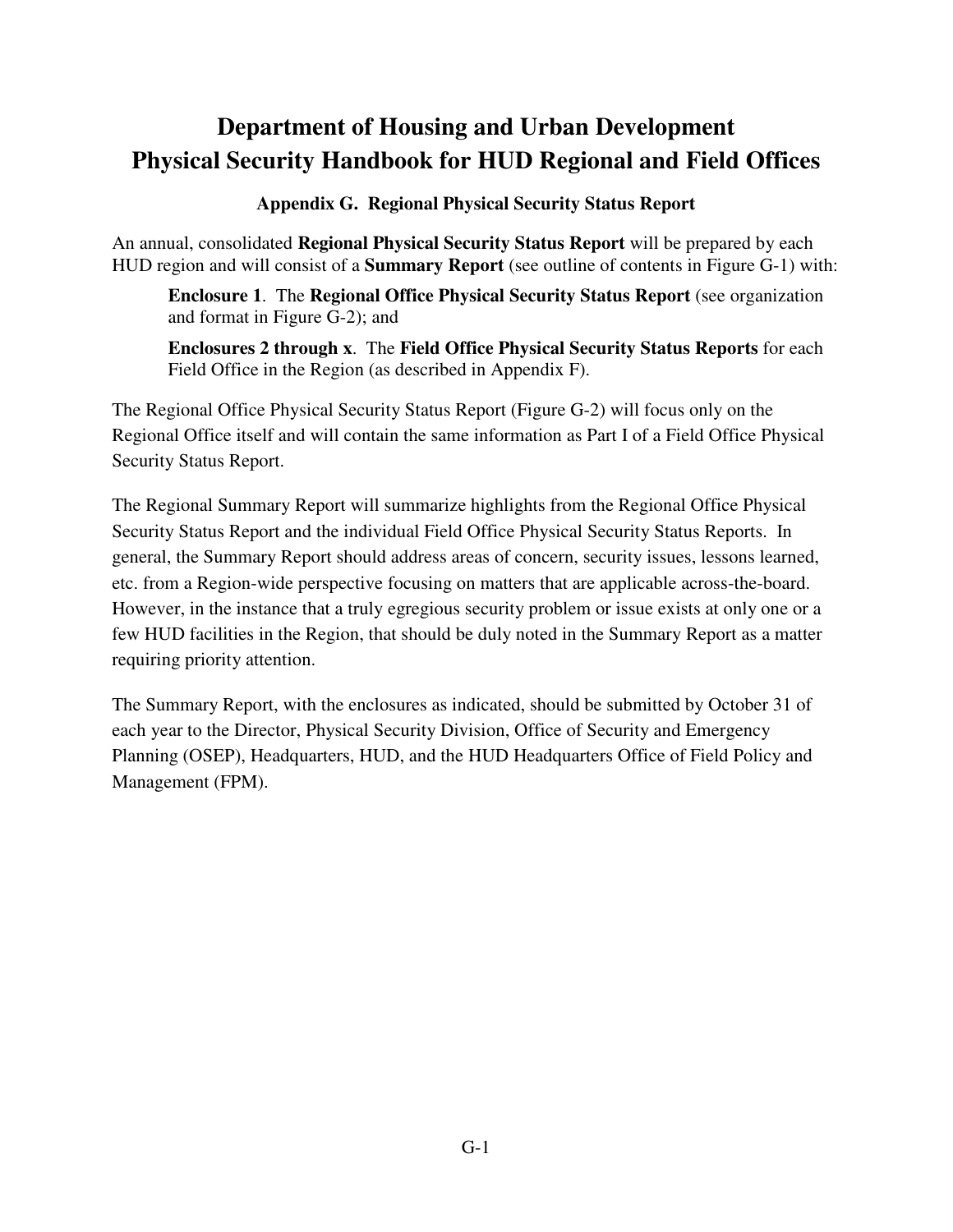# Department of Housing and Urban Development
# Physical Security Handbook for HUD Regional and Field Offices

### Appendix G. Regional Physical Security Status Report

An annual, consolidated **Regional Physical Security Status Report** will be prepared by each HUD region and will consist of a **Summary Report** (see outline of contents in Figure G-1) with:

> **Enclosure 1**. The **Regional Office Physical Security Status Report** (see organization and format in Figure G-2); and
>
> **Enclosures 2 through x**. The **Field Office Physical Security Status Reports** for each Field Office in the Region (as described in Appendix F).

The Regional Office Physical Security Status Report (Figure G-2) will focus only on the Regional Office itself and will contain the same information as Part I of a Field Office Physical Security Status Report.

The Regional Summary Report will summarize highlights from the Regional Office Physical Security Status Report and the individual Field Office Physical Security Status Reports. In general, the Summary Report should address areas of concern, security issues, lessons learned, etc. from a Region-wide perspective focusing on matters that are applicable across-the-board. However, in the instance that a truly egregious security problem or issue exists at only one or a few HUD facilities in the Region, that should be duly noted in the Summary Report as a matter requiring priority attention.

The Summary Report, with the enclosures as indicated, should be submitted by October 31 of each year to the Director, Physical Security Division, Office of Security and Emergency Planning (OSEP), Headquarters, HUD, and the HUD Headquarters Office of Field Policy and Management (FPM).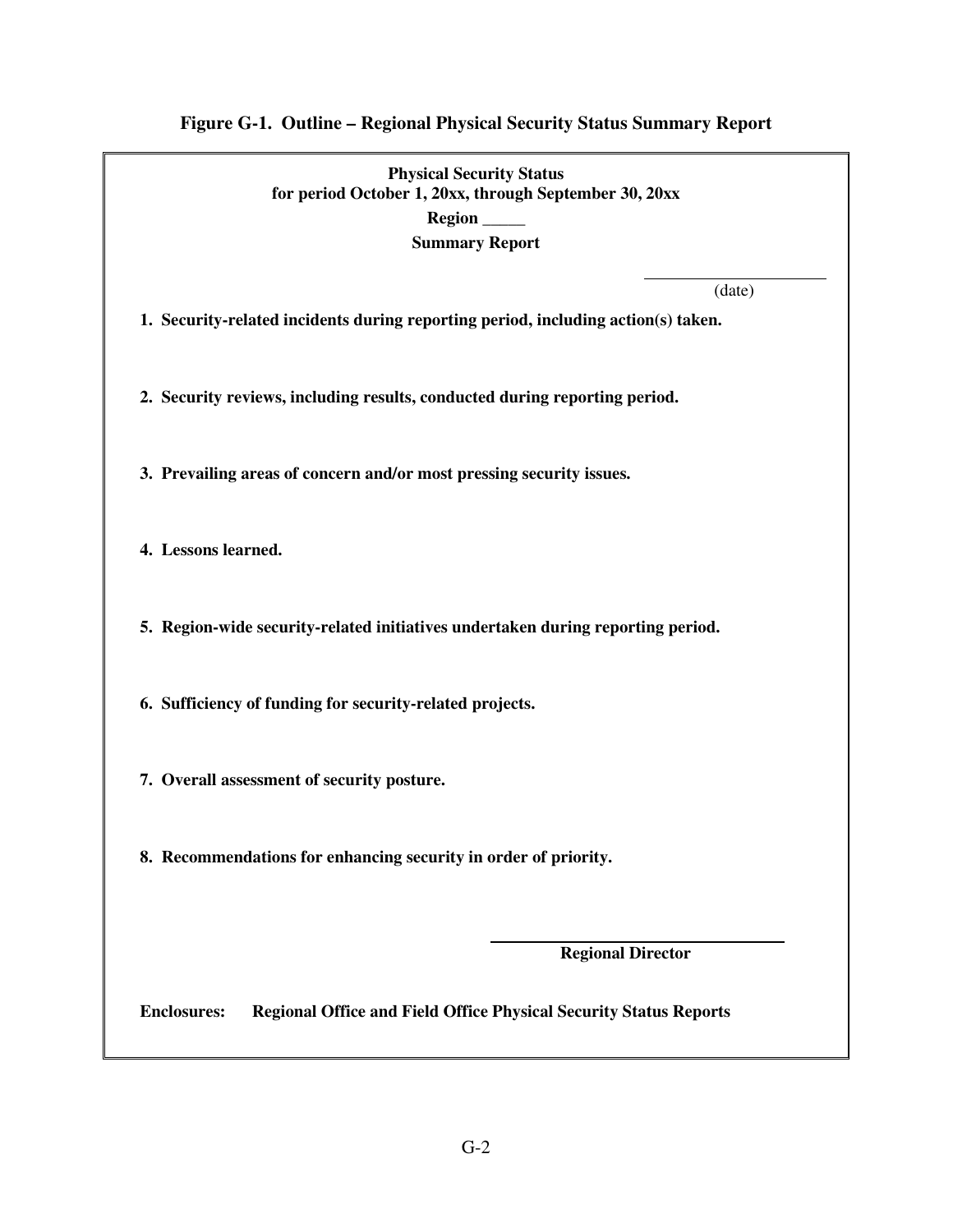**Figure G-1. Outline – Regional Physical Security Status Summary Report**

**Physical Security Status**
**for period October 1, 20xx, through September 30, 20xx**
**Region _____**
**Summary Report**

______________________
(date)

**1. Security-related incidents during reporting period, including action(s) taken.**

**2. Security reviews, including results, conducted during reporting period.**

**3. Prevailing areas of concern and/or most pressing security issues.**

**4. Lessons learned.**

**5. Region-wide security-related initiatives undertaken during reporting period.**

**6. Sufficiency of funding for security-related projects.**

**7. Overall assessment of security posture.**

**8. Recommendations for enhancing security in order of priority.**

______________________________
**Regional Director**

**Enclosures:** **Regional Office and Field Office Physical Security Status Reports**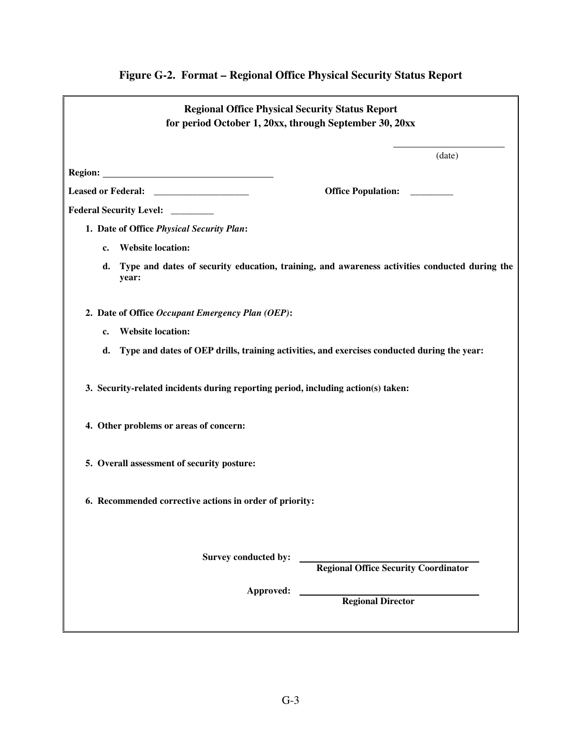## Figure G-2. Format – Regional Office Physical Security Status Report

**Regional Office Physical Security Status Report**
**for period October 1, 20xx, through September 30, 20xx**

______________________
(date)

**Region:** ________________________________

**Leased or Federal:** ____________________ **Office Population:** _________

**Federal Security Level:** _________

1. **Date of Office *Physical Security Plan*:**

   c. **Website location:**

   d. **Type and dates of security education, training, and awareness activities conducted during the year:**

2. **Date of Office *Occupant Emergency Plan (OEP)*:**

   c. **Website location:**

   d. **Type and dates of OEP drills, training activities, and exercises conducted during the year:**

3. **Security-related incidents during reporting period, including action(s) taken:**

4. **Other problems or areas of concern:**

5. **Overall assessment of security posture:**

6. **Recommended corrective actions in order of priority:**

**Survey conducted by:** ________________________________
**Regional Office Security Coordinator**

**Approved:** ________________________________
**Regional Director**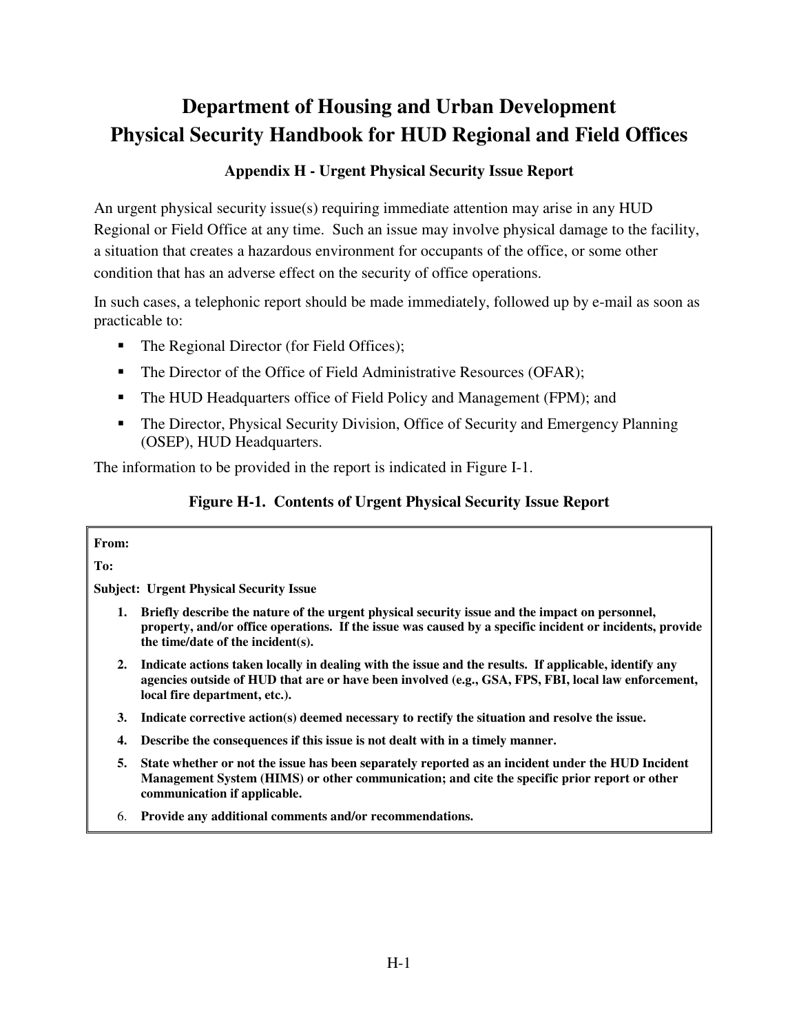# Department of Housing and Urban Development
# Physical Security Handbook for HUD Regional and Field Offices

### Appendix H - Urgent Physical Security Issue Report

An urgent physical security issue(s) requiring immediate attention may arise in any HUD Regional or Field Office at any time. Such an issue may involve physical damage to the facility, a situation that creates a hazardous environment for occupants of the office, or some other condition that has an adverse effect on the security of office operations.

In such cases, a telephonic report should be made immediately, followed up by e-mail as soon as practicable to:

- The Regional Director (for Field Offices);
- The Director of the Office of Field Administrative Resources (OFAR);
- The HUD Headquarters office of Field Policy and Management (FPM); and
- The Director, Physical Security Division, Office of Security and Emergency Planning (OSEP), HUD Headquarters.

The information to be provided in the report is indicated in Figure I-1.

**Figure H-1. Contents of Urgent Physical Security Issue Report**

**From:**

**To:**

**Subject: Urgent Physical Security Issue**

1. **Briefly describe the nature of the urgent physical security issue and the impact on personnel, property, and/or office operations. If the issue was caused by a specific incident or incidents, provide the time/date of the incident(s).**
2. **Indicate actions taken locally in dealing with the issue and the results. If applicable, identify any agencies outside of HUD that are or have been involved (e.g., GSA, FPS, FBI, local law enforcement, local fire department, etc.).**
3. **Indicate corrective action(s) deemed necessary to rectify the situation and resolve the issue.**
4. **Describe the consequences if this issue is not dealt with in a timely manner.**
5. **State whether or not the issue has been separately reported as an incident under the HUD Incident Management System (HIMS) or other communication; and cite the specific prior report or other communication if applicable.**
6. **Provide any additional comments and/or recommendations.**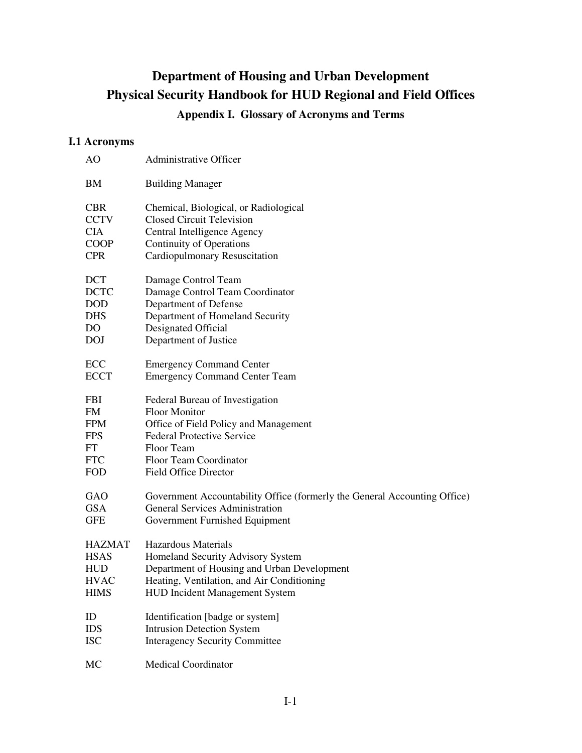# Department of Housing and Urban Development
# Physical Security Handbook for HUD Regional and Field Offices

### Appendix I. Glossary of Acronyms and Terms

## I.1 Acronyms

| | |
|---|---|
| AO | Administrative Officer |
| BM | Building Manager |
| CBR | Chemical, Biological, or Radiological |
| CCTV | Closed Circuit Television |
| CIA | Central Intelligence Agency |
| COOP | Continuity of Operations |
| CPR | Cardiopulmonary Resuscitation |
| DCT | Damage Control Team |
| DCTC | Damage Control Team Coordinator |
| DOD | Department of Defense |
| DHS | Department of Homeland Security |
| DO | Designated Official |
| DOJ | Department of Justice |
| ECC | Emergency Command Center |
| ECCT | Emergency Command Center Team |
| FBI | Federal Bureau of Investigation |
| FM | Floor Monitor |
| FPM | Office of Field Policy and Management |
| FPS | Federal Protective Service |
| FT | Floor Team |
| FTC | Floor Team Coordinator |
| FOD | Field Office Director |
| GAO | Government Accountability Office (formerly the General Accounting Office) |
| GSA | General Services Administration |
| GFE | Government Furnished Equipment |
| HAZMAT | Hazardous Materials |
| HSAS | Homeland Security Advisory System |
| HUD | Department of Housing and Urban Development |
| HVAC | Heating, Ventilation, and Air Conditioning |
| HIMS | HUD Incident Management System |
| ID | Identification [badge or system] |
| IDS | Intrusion Detection System |
| ISC | Interagency Security Committee |
| MC | Medical Coordinator |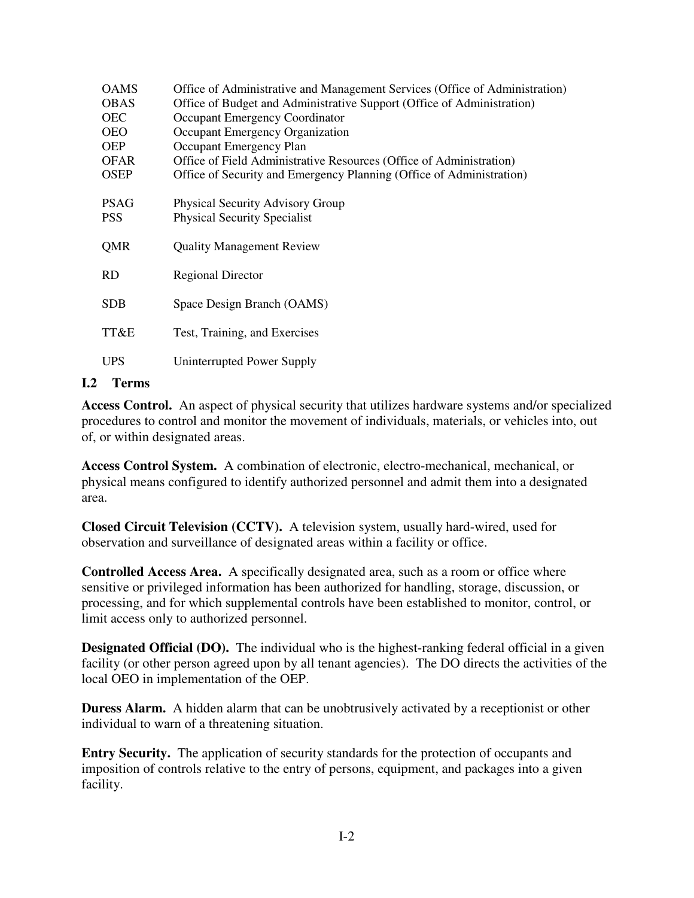| | |
|---|---|
| OAMS | Office of Administrative and Management Services (Office of Administration) |
| OBAS | Office of Budget and Administrative Support (Office of Administration) |
| OEC | Occupant Emergency Coordinator |
| OEO | Occupant Emergency Organization |
| OEP | Occupant Emergency Plan |
| OFAR | Office of Field Administrative Resources (Office of Administration) |
| OSEP | Office of Security and Emergency Planning (Office of Administration) |
| PSAG | Physical Security Advisory Group |
| PSS | Physical Security Specialist |
| QMR | Quality Management Review |
| RD | Regional Director |
| SDB | Space Design Branch (OAMS) |
| TT&E | Test, Training, and Exercises |
| UPS | Uninterrupted Power Supply |

## I.2 Terms

**Access Control.** An aspect of physical security that utilizes hardware systems and/or specialized procedures to control and monitor the movement of individuals, materials, or vehicles into, out of, or within designated areas.

**Access Control System.** A combination of electronic, electro-mechanical, mechanical, or physical means configured to identify authorized personnel and admit them into a designated area.

**Closed Circuit Television (CCTV).** A television system, usually hard-wired, used for observation and surveillance of designated areas within a facility or office.

**Controlled Access Area.** A specifically designated area, such as a room or office where sensitive or privileged information has been authorized for handling, storage, discussion, or processing, and for which supplemental controls have been established to monitor, control, or limit access only to authorized personnel.

**Designated Official (DO).** The individual who is the highest-ranking federal official in a given facility (or other person agreed upon by all tenant agencies). The DO directs the activities of the local OEO in implementation of the OEP.

**Duress Alarm.** A hidden alarm that can be unobtrusively activated by a receptionist or other individual to warn of a threatening situation.

**Entry Security.** The application of security standards for the protection of occupants and imposition of controls relative to the entry of persons, equipment, and packages into a given facility.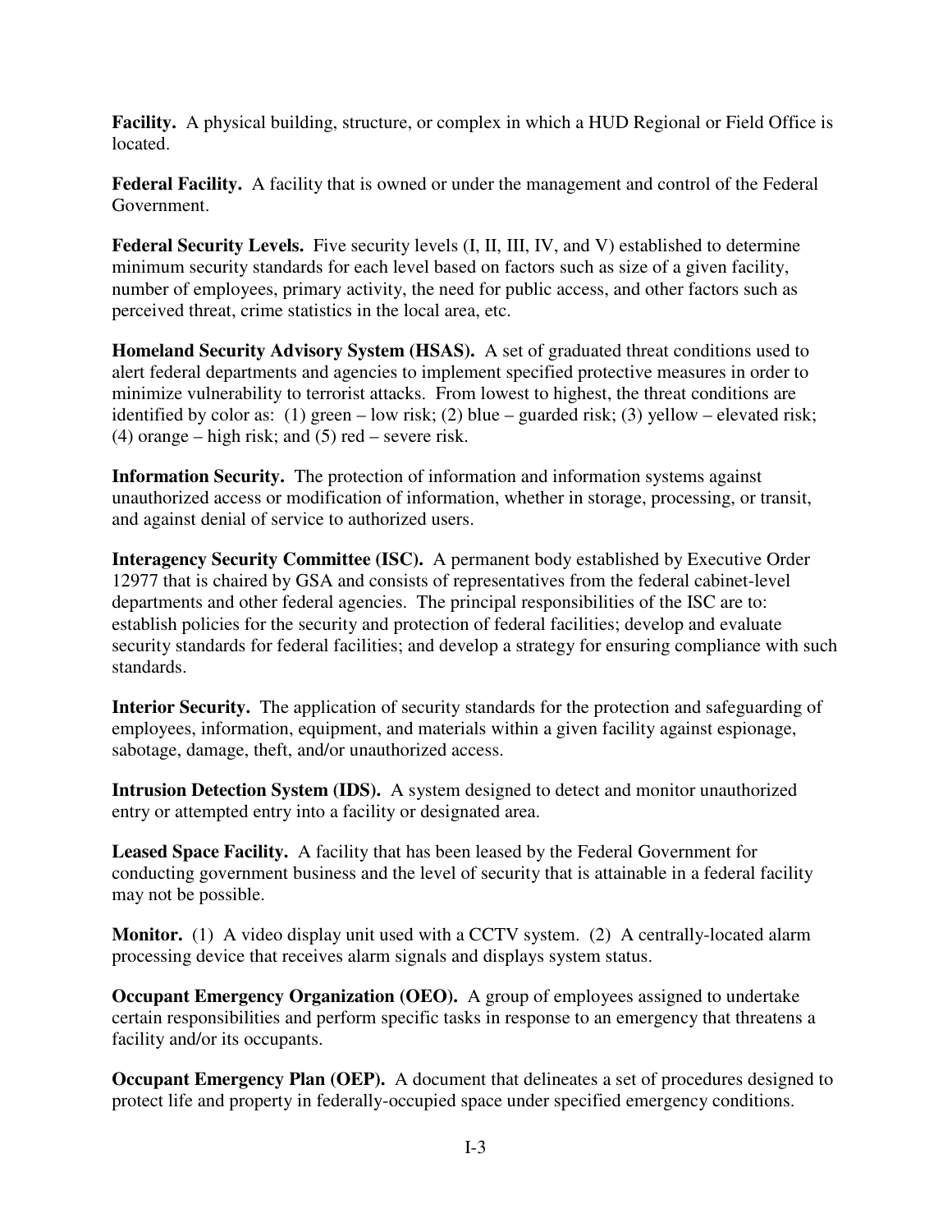**Facility.** A physical building, structure, or complex in which a HUD Regional or Field Office is located.

**Federal Facility.** A facility that is owned or under the management and control of the Federal Government.

**Federal Security Levels.** Five security levels (I, II, III, IV, and V) established to determine minimum security standards for each level based on factors such as size of a given facility, number of employees, primary activity, the need for public access, and other factors such as perceived threat, crime statistics in the local area, etc.

**Homeland Security Advisory System (HSAS).** A set of graduated threat conditions used to alert federal departments and agencies to implement specified protective measures in order to minimize vulnerability to terrorist attacks. From lowest to highest, the threat conditions are identified by color as: (1) green – low risk; (2) blue – guarded risk; (3) yellow – elevated risk; (4) orange – high risk; and (5) red – severe risk.

**Information Security.** The protection of information and information systems against unauthorized access or modification of information, whether in storage, processing, or transit, and against denial of service to authorized users.

**Interagency Security Committee (ISC).** A permanent body established by Executive Order 12977 that is chaired by GSA and consists of representatives from the federal cabinet-level departments and other federal agencies. The principal responsibilities of the ISC are to: establish policies for the security and protection of federal facilities; develop and evaluate security standards for federal facilities; and develop a strategy for ensuring compliance with such standards.

**Interior Security.** The application of security standards for the protection and safeguarding of employees, information, equipment, and materials within a given facility against espionage, sabotage, damage, theft, and/or unauthorized access.

**Intrusion Detection System (IDS).** A system designed to detect and monitor unauthorized entry or attempted entry into a facility or designated area.

**Leased Space Facility.** A facility that has been leased by the Federal Government for conducting government business and the level of security that is attainable in a federal facility may not be possible.

**Monitor.** (1) A video display unit used with a CCTV system. (2) A centrally-located alarm processing device that receives alarm signals and displays system status.

**Occupant Emergency Organization (OEO).** A group of employees assigned to undertake certain responsibilities and perform specific tasks in response to an emergency that threatens a facility and/or its occupants.

**Occupant Emergency Plan (OEP).** A document that delineates a set of procedures designed to protect life and property in federally-occupied space under specified emergency conditions.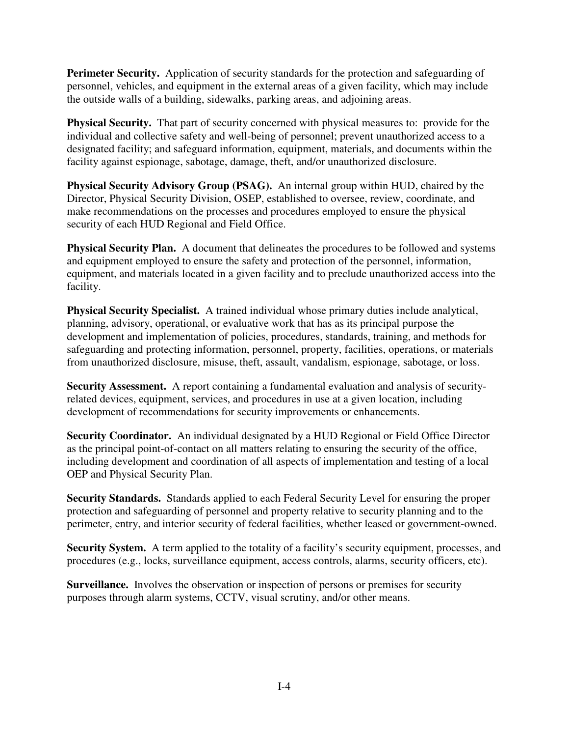**Perimeter Security.** Application of security standards for the protection and safeguarding of personnel, vehicles, and equipment in the external areas of a given facility, which may include the outside walls of a building, sidewalks, parking areas, and adjoining areas.

**Physical Security.** That part of security concerned with physical measures to: provide for the individual and collective safety and well-being of personnel; prevent unauthorized access to a designated facility; and safeguard information, equipment, materials, and documents within the facility against espionage, sabotage, damage, theft, and/or unauthorized disclosure.

**Physical Security Advisory Group (PSAG).** An internal group within HUD, chaired by the Director, Physical Security Division, OSEP, established to oversee, review, coordinate, and make recommendations on the processes and procedures employed to ensure the physical security of each HUD Regional and Field Office.

**Physical Security Plan.** A document that delineates the procedures to be followed and systems and equipment employed to ensure the safety and protection of the personnel, information, equipment, and materials located in a given facility and to preclude unauthorized access into the facility.

**Physical Security Specialist.** A trained individual whose primary duties include analytical, planning, advisory, operational, or evaluative work that has as its principal purpose the development and implementation of policies, procedures, standards, training, and methods for safeguarding and protecting information, personnel, property, facilities, operations, or materials from unauthorized disclosure, misuse, theft, assault, vandalism, espionage, sabotage, or loss.

**Security Assessment.** A report containing a fundamental evaluation and analysis of security-related devices, equipment, services, and procedures in use at a given location, including development of recommendations for security improvements or enhancements.

**Security Coordinator.** An individual designated by a HUD Regional or Field Office Director as the principal point-of-contact on all matters relating to ensuring the security of the office, including development and coordination of all aspects of implementation and testing of a local OEP and Physical Security Plan.

**Security Standards.** Standards applied to each Federal Security Level for ensuring the proper protection and safeguarding of personnel and property relative to security planning and to the perimeter, entry, and interior security of federal facilities, whether leased or government-owned.

**Security System.** A term applied to the totality of a facility's security equipment, processes, and procedures (e.g., locks, surveillance equipment, access controls, alarms, security officers, etc).

**Surveillance.** Involves the observation or inspection of persons or premises for security purposes through alarm systems, CCTV, visual scrutiny, and/or other means.